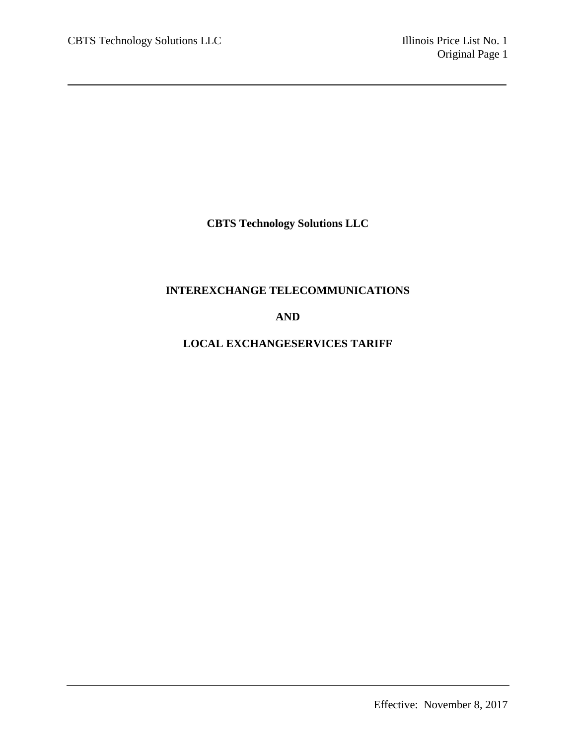**CBTS Technology Solutions LLC**

**INTEREXCHANGE TELECOMMUNICATIONS**

**AND**

**LOCAL EXCHANGESERVICES TARIFF**

Effective: November 8, 2017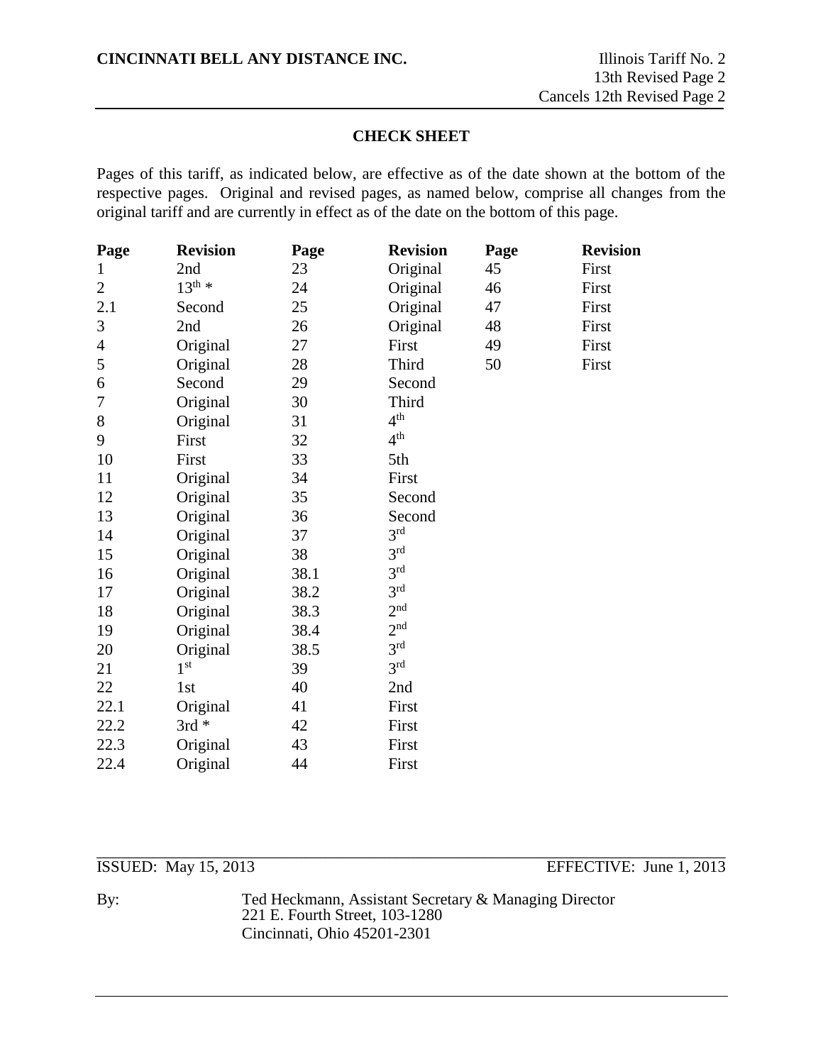**CINCINNATI BELL ANY DISTANCE INC.**

Illinois Tariff No. 2
13th Revised Page 2
Cancels 12th Revised Page 2

## CHECK SHEET

Pages of this tariff, as indicated below, are effective as of the date shown at the bottom of the respective pages. Original and revised pages, as named below, comprise all changes from the original tariff and are currently in effect as of the date on the bottom of this page.

| Page | Revision | Page | Revision | Page | Revision |
|---|---|---|---|---|---|
| 1 | 2nd | 23 | Original | 45 | First |
| 2 | 13th * | 24 | Original | 46 | First |
| 2.1 | Second | 25 | Original | 47 | First |
| 3 | 2nd | 26 | Original | 48 | First |
| 4 | Original | 27 | First | 49 | First |
| 5 | Original | 28 | Third | 50 | First |
| 6 | Second | 29 | Second | | |
| 7 | Original | 30 | Third | | |
| 8 | Original | 31 | 4th | | |
| 9 | First | 32 | 4th | | |
| 10 | First | 33 | 5th | | |
| 11 | Original | 34 | First | | |
| 12 | Original | 35 | Second | | |
| 13 | Original | 36 | Second | | |
| 14 | Original | 37 | 3rd | | |
| 15 | Original | 38 | 3rd | | |
| 16 | Original | 38.1 | 3rd | | |
| 17 | Original | 38.2 | 3rd | | |
| 18 | Original | 38.3 | 2nd | | |
| 19 | Original | 38.4 | 2nd | | |
| 20 | Original | 38.5 | 3rd | | |
| 21 | 1st | 39 | 3rd | | |
| 22 | 1st | 40 | 2nd | | |
| 22.1 | Original | 41 | First | | |
| 22.2 | 3rd * | 42 | First | | |
| 22.3 | Original | 43 | First | | |
| 22.4 | Original | 44 | First | | |

ISSUED: May 15, 2013 EFFECTIVE: June 1, 2013

By: Ted Heckmann, Assistant Secretary & Managing Director
221 E. Fourth Street, 103-1280
Cincinnati, Ohio 45201-2301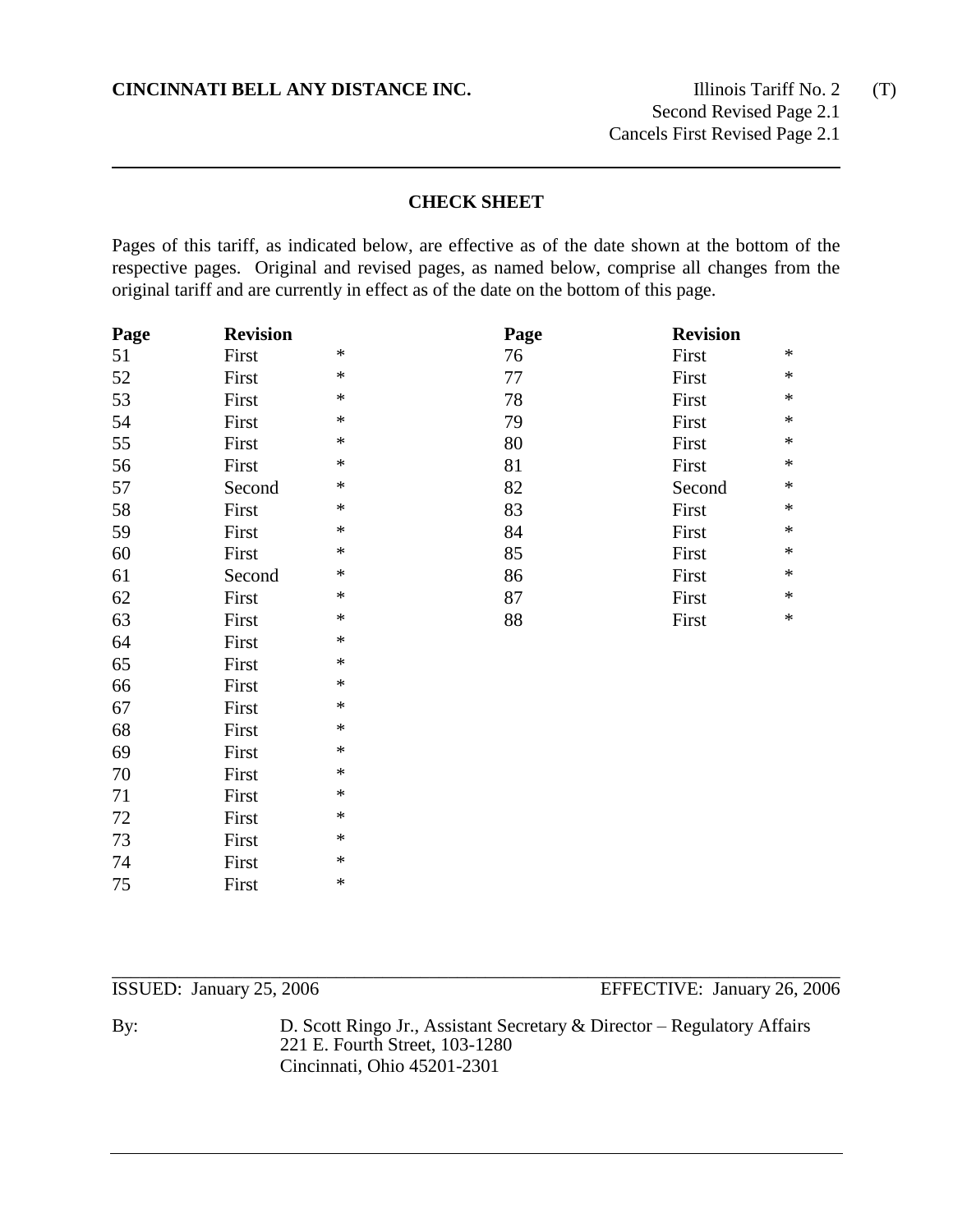**CINCINNATI BELL ANY DISTANCE INC.**

Illinois Tariff No. 2 (T)
Second Revised Page 2.1
Cancels First Revised Page 2.1

## CHECK SHEET

Pages of this tariff, as indicated below, are effective as of the date shown at the bottom of the respective pages. Original and revised pages, as named below, comprise all changes from the original tariff and are currently in effect as of the date on the bottom of this page.

| Page | Revision | |
|---|---|---|
| 51 | First | * |
| 52 | First | * |
| 53 | First | * |
| 54 | First | * |
| 55 | First | * |
| 56 | First | * |
| 57 | Second | * |
| 58 | First | * |
| 59 | First | * |
| 60 | First | * |
| 61 | Second | * |
| 62 | First | * |
| 63 | First | * |
| 64 | First | * |
| 65 | First | * |
| 66 | First | * |
| 67 | First | * |
| 68 | First | * |
| 69 | First | * |
| 70 | First | * |
| 71 | First | * |
| 72 | First | * |
| 73 | First | * |
| 74 | First | * |
| 75 | First | * |
| 76 | First | * |
| 77 | First | * |
| 78 | First | * |
| 79 | First | * |
| 80 | First | * |
| 81 | First | * |
| 82 | Second | * |
| 83 | First | * |
| 84 | First | * |
| 85 | First | * |
| 86 | First | * |
| 87 | First | * |
| 88 | First | * |

ISSUED: January 25, 2006 EFFECTIVE: January 26, 2006

By: D. Scott Ringo Jr., Assistant Secretary & Director – Regulatory Affairs
221 E. Fourth Street, 103-1280
Cincinnati, Ohio 45201-2301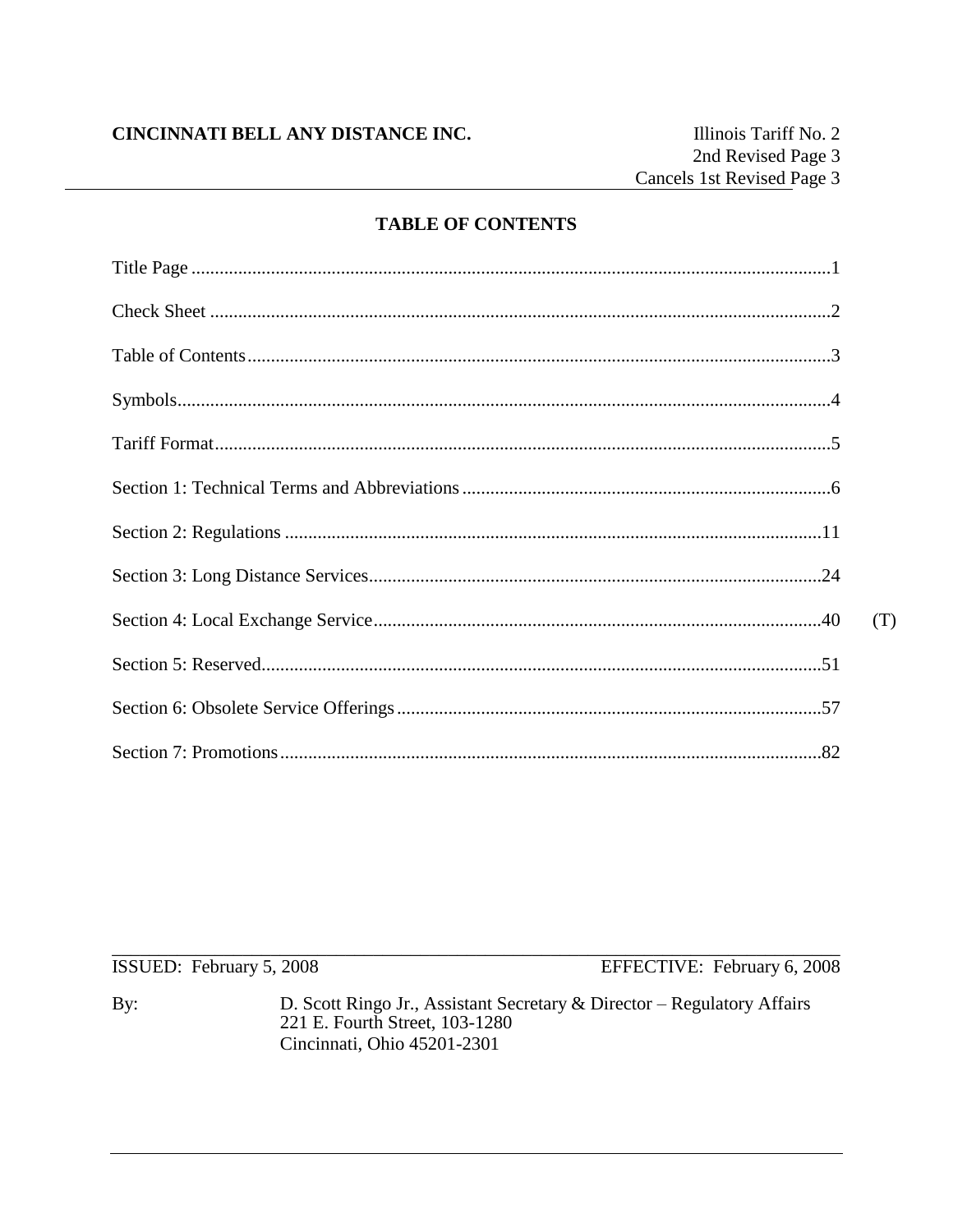# TABLE OF CONTENTS

Title Page ........................................................................................................................1

Check Sheet ......................................................................................................................2

Table of Contents..............................................................................................................3

Symbols.............................................................................................................................4

Tariff Format.....................................................................................................................5

Section 1: Technical Terms and Abbreviations ...............................................................6

Section 2: Regulations ....................................................................................................11

Section 3: Long Distance Services..................................................................................24

Section 4: Local Exchange Service.................................................................................40 (T)

Section 5: Reserved.........................................................................................................51

Section 6: Obsolete Service Offerings ............................................................................57

Section 7: Promotions......................................................................................................82

ISSUED: February 5, 2008 EFFECTIVE: February 6, 2008

By: D. Scott Ringo Jr., Assistant Secretary & Director – Regulatory Affairs
221 E. Fourth Street, 103-1280
Cincinnati, Ohio 45201-2301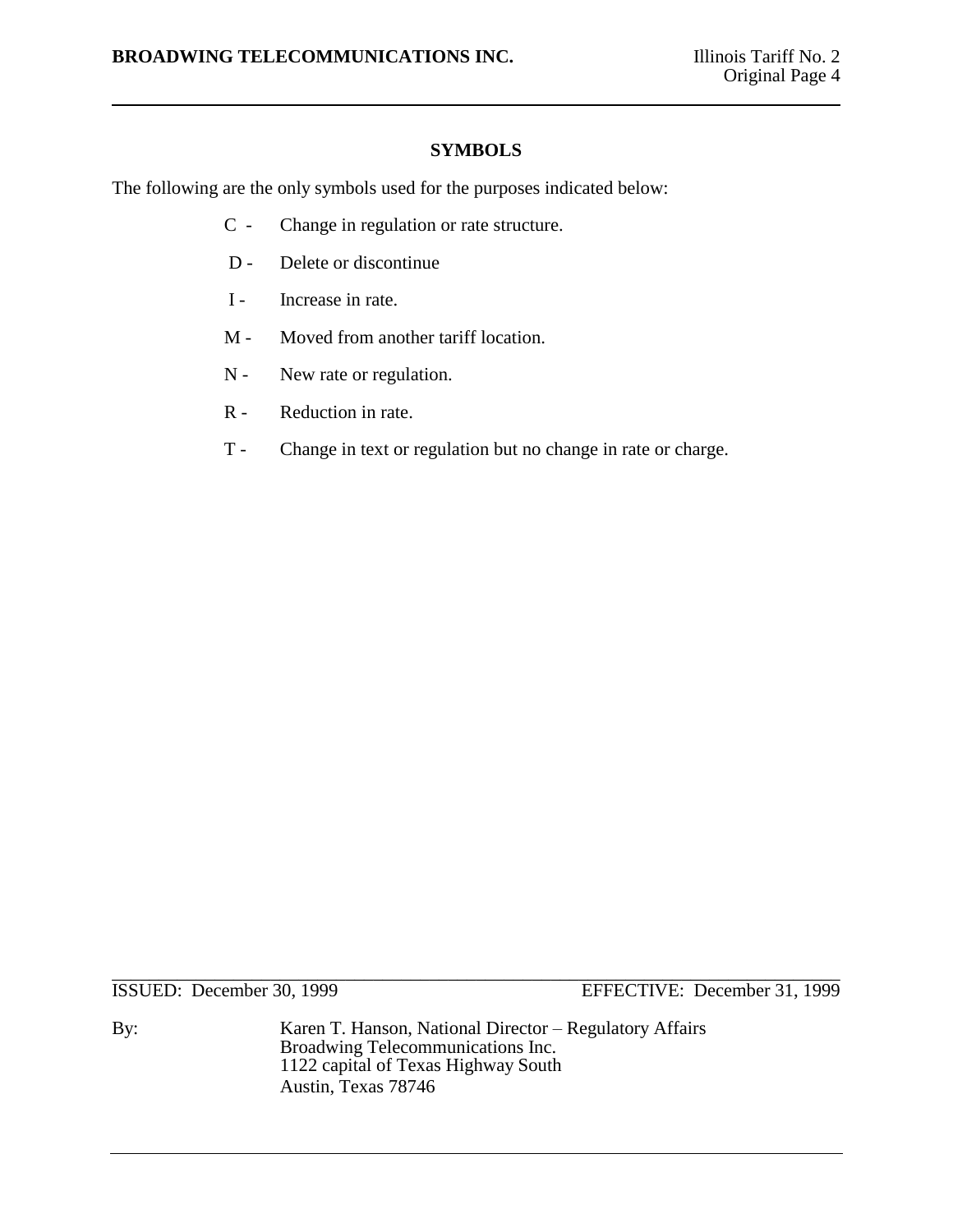## SYMBOLS

The following are the only symbols used for the purposes indicated below:

- C - Change in regulation or rate structure.
- D - Delete or discontinue
- I - Increase in rate.
- M - Moved from another tariff location.
- N - New rate or regulation.
- R - Reduction in rate.
- T - Change in text or regulation but no change in rate or charge.

ISSUED: December 30, 1999 EFFECTIVE: December 31, 1999

By: Karen T. Hanson, National Director – Regulatory Affairs
Broadwing Telecommunications Inc.
1122 capital of Texas Highway South
Austin, Texas 78746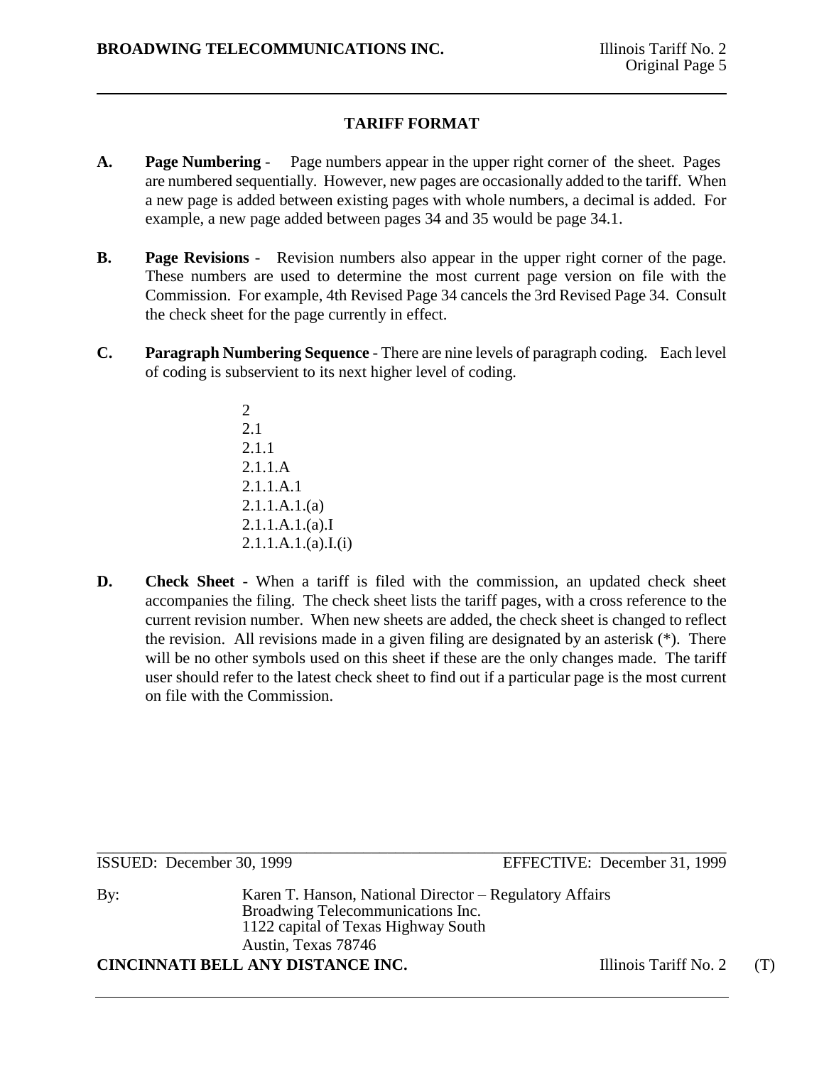## TARIFF FORMAT

**A. Page Numbering** - Page numbers appear in the upper right corner of the sheet. Pages are numbered sequentially. However, new pages are occasionally added to the tariff. When a new page is added between existing pages with whole numbers, a decimal is added. For example, a new page added between pages 34 and 35 would be page 34.1.

**B. Page Revisions** - Revision numbers also appear in the upper right corner of the page. These numbers are used to determine the most current page version on file with the Commission. For example, 4th Revised Page 34 cancels the 3rd Revised Page 34. Consult the check sheet for the page currently in effect.

**C. Paragraph Numbering Sequence** - There are nine levels of paragraph coding. Each level of coding is subservient to its next higher level of coding.

2
2.1
2.1.1
2.1.1.A
2.1.1.A.1
2.1.1.A.1.(a)
2.1.1.A.1.(a).I
2.1.1.A.1.(a).I.(i)

**D. Check Sheet** - When a tariff is filed with the commission, an updated check sheet accompanies the filing. The check sheet lists the tariff pages, with a cross reference to the current revision number. When new sheets are added, the check sheet is changed to reflect the revision. All revisions made in a given filing are designated by an asterisk (*). There will be no other symbols used on this sheet if these are the only changes made. The tariff user should refer to the latest check sheet to find out if a particular page is the most current on file with the Commission.

ISSUED: December 30, 1999 EFFECTIVE: December 31, 1999

By: Karen T. Hanson, National Director – Regulatory Affairs
Broadwing Telecommunications Inc.
1122 capital of Texas Highway South
Austin, Texas 78746

**CINCINNATI BELL ANY DISTANCE INC.** Illinois Tariff No. 2 (T)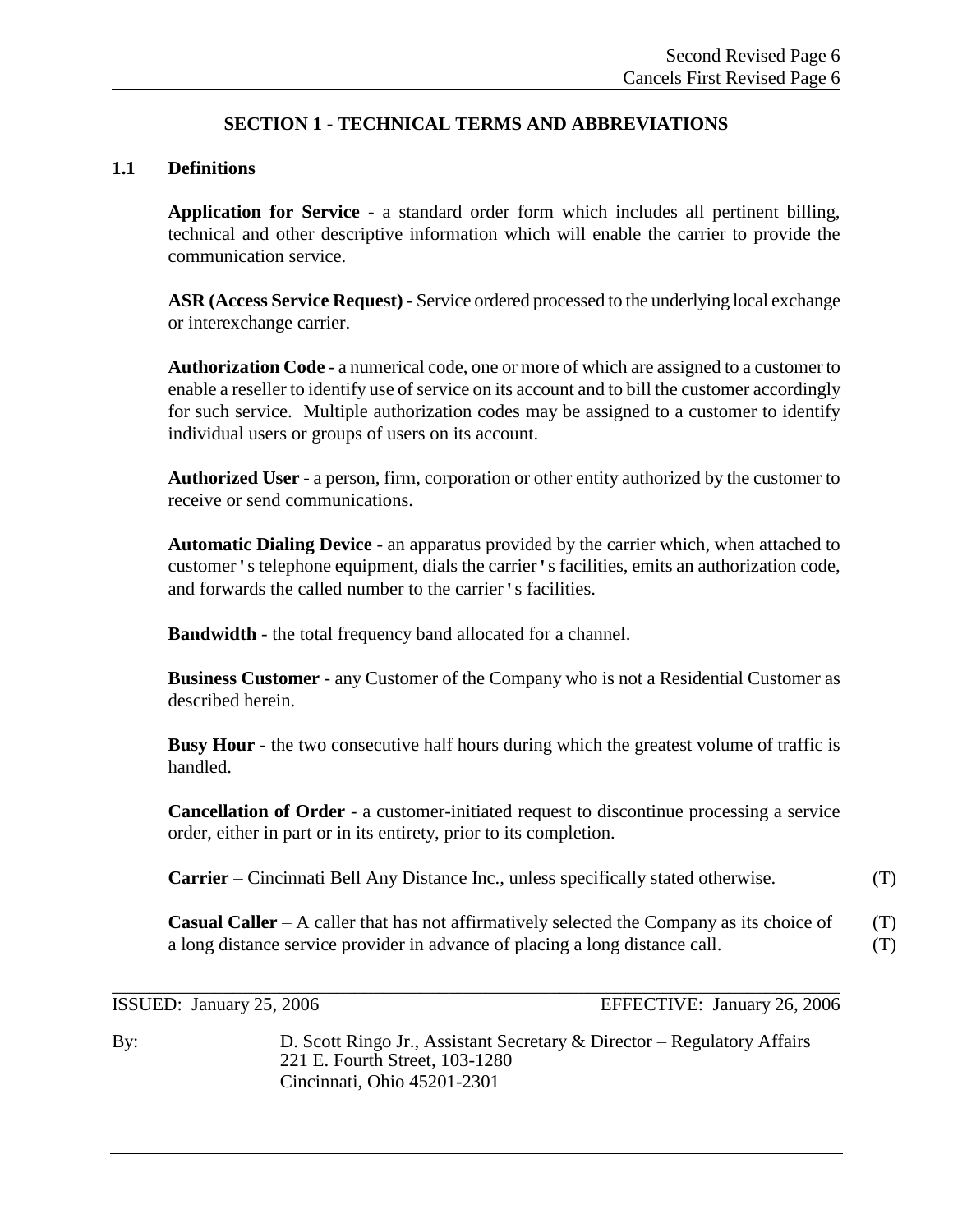## SECTION 1 - TECHNICAL TERMS AND ABBREVIATIONS

### 1.1 Definitions

**Application for Service** - a standard order form which includes all pertinent billing, technical and other descriptive information which will enable the carrier to provide the communication service.

**ASR (Access Service Request)** - Service ordered processed to the underlying local exchange or interexchange carrier.

**Authorization Code** - a numerical code, one or more of which are assigned to a customer to enable a reseller to identify use of service on its account and to bill the customer accordingly for such service. Multiple authorization codes may be assigned to a customer to identify individual users or groups of users on its account.

**Authorized User** - a person, firm, corporation or other entity authorized by the customer to receive or send communications.

**Automatic Dialing Device** - an apparatus provided by the carrier which, when attached to customer's telephone equipment, dials the carrier's facilities, emits an authorization code, and forwards the called number to the carrier's facilities.

**Bandwidth** - the total frequency band allocated for a channel.

**Business Customer** - any Customer of the Company who is not a Residential Customer as described herein.

**Busy Hour** - the two consecutive half hours during which the greatest volume of traffic is handled.

**Cancellation of Order** - a customer-initiated request to discontinue processing a service order, either in part or in its entirety, prior to its completion.

**Carrier** – Cincinnati Bell Any Distance Inc., unless specifically stated otherwise. (T)

**Casual Caller** – A caller that has not affirmatively selected the Company as its choice of a long distance service provider in advance of placing a long distance call. (T)

ISSUED: January 25, 2006 EFFECTIVE: January 26, 2006

By: D. Scott Ringo Jr., Assistant Secretary & Director – Regulatory Affairs
221 E. Fourth Street, 103-1280
Cincinnati, Ohio 45201-2301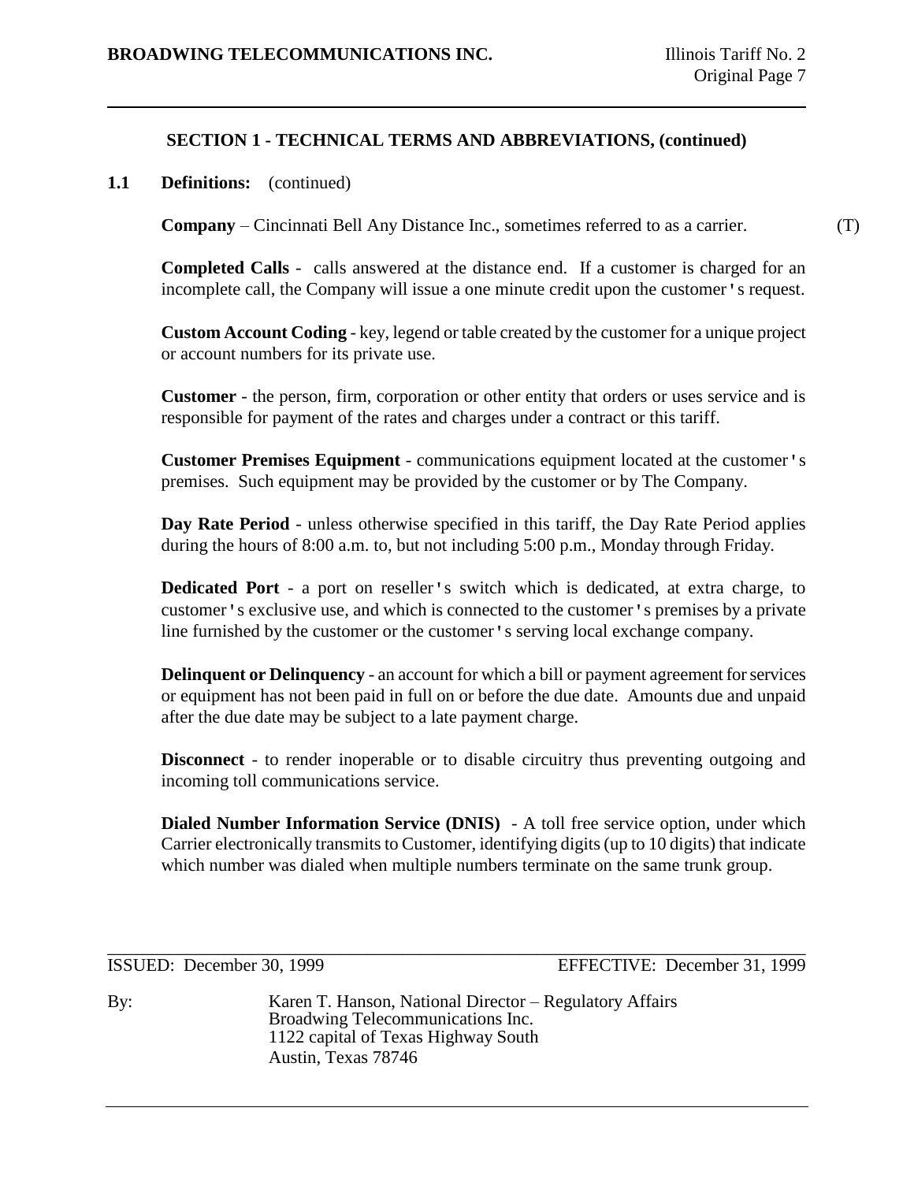## SECTION 1 - TECHNICAL TERMS AND ABBREVIATIONS, (continued)

**1.1 Definitions:** (continued)

**Company** – Cincinnati Bell Any Distance Inc., sometimes referred to as a carrier. (T)

**Completed Calls** - calls answered at the distance end. If a customer is charged for an incomplete call, the Company will issue a one minute credit upon the customer's request.

**Custom Account Coding** - key, legend or table created by the customer for a unique project or account numbers for its private use.

**Customer** - the person, firm, corporation or other entity that orders or uses service and is responsible for payment of the rates and charges under a contract or this tariff.

**Customer Premises Equipment** - communications equipment located at the customer's premises. Such equipment may be provided by the customer or by The Company.

**Day Rate Period** - unless otherwise specified in this tariff, the Day Rate Period applies during the hours of 8:00 a.m. to, but not including 5:00 p.m., Monday through Friday.

**Dedicated Port** - a port on reseller's switch which is dedicated, at extra charge, to customer's exclusive use, and which is connected to the customer's premises by a private line furnished by the customer or the customer's serving local exchange company.

**Delinquent or Delinquency** - an account for which a bill or payment agreement for services or equipment has not been paid in full on or before the due date. Amounts due and unpaid after the due date may be subject to a late payment charge.

**Disconnect** - to render inoperable or to disable circuitry thus preventing outgoing and incoming toll communications service.

**Dialed Number Information Service (DNIS)** - A toll free service option, under which Carrier electronically transmits to Customer, identifying digits (up to 10 digits) that indicate which number was dialed when multiple numbers terminate on the same trunk group.

ISSUED: December 30, 1999 EFFECTIVE: December 31, 1999

By: Karen T. Hanson, National Director – Regulatory Affairs
Broadwing Telecommunications Inc.
1122 capital of Texas Highway South
Austin, Texas 78746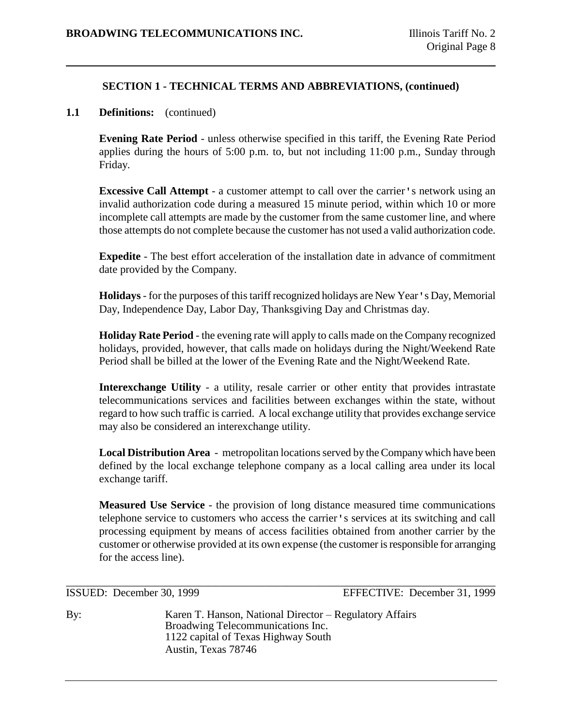## SECTION 1 - TECHNICAL TERMS AND ABBREVIATIONS, (continued)

**1.1 Definitions:** (continued)

**Evening Rate Period** - unless otherwise specified in this tariff, the Evening Rate Period applies during the hours of 5:00 p.m. to, but not including 11:00 p.m., Sunday through Friday.

**Excessive Call Attempt** - a customer attempt to call over the carrier's network using an invalid authorization code during a measured 15 minute period, within which 10 or more incomplete call attempts are made by the customer from the same customer line, and where those attempts do not complete because the customer has not used a valid authorization code.

**Expedite** - The best effort acceleration of the installation date in advance of commitment date provided by the Company.

**Holidays** - for the purposes of this tariff recognized holidays are New Year's Day, Memorial Day, Independence Day, Labor Day, Thanksgiving Day and Christmas day.

**Holiday Rate Period** - the evening rate will apply to calls made on the Company recognized holidays, provided, however, that calls made on holidays during the Night/Weekend Rate Period shall be billed at the lower of the Evening Rate and the Night/Weekend Rate.

**Interexchange Utility** - a utility, resale carrier or other entity that provides intrastate telecommunications services and facilities between exchanges within the state, without regard to how such traffic is carried. A local exchange utility that provides exchange service may also be considered an interexchange utility.

**Local Distribution Area** - metropolitan locations served by the Company which have been defined by the local exchange telephone company as a local calling area under its local exchange tariff.

**Measured Use Service** - the provision of long distance measured time communications telephone service to customers who access the carrier's services at its switching and call processing equipment by means of access facilities obtained from another carrier by the customer or otherwise provided at its own expense (the customer is responsible for arranging for the access line).

ISSUED: December 30, 1999 EFFECTIVE: December 31, 1999

By: Karen T. Hanson, National Director – Regulatory Affairs
Broadwing Telecommunications Inc.
1122 capital of Texas Highway South
Austin, Texas 78746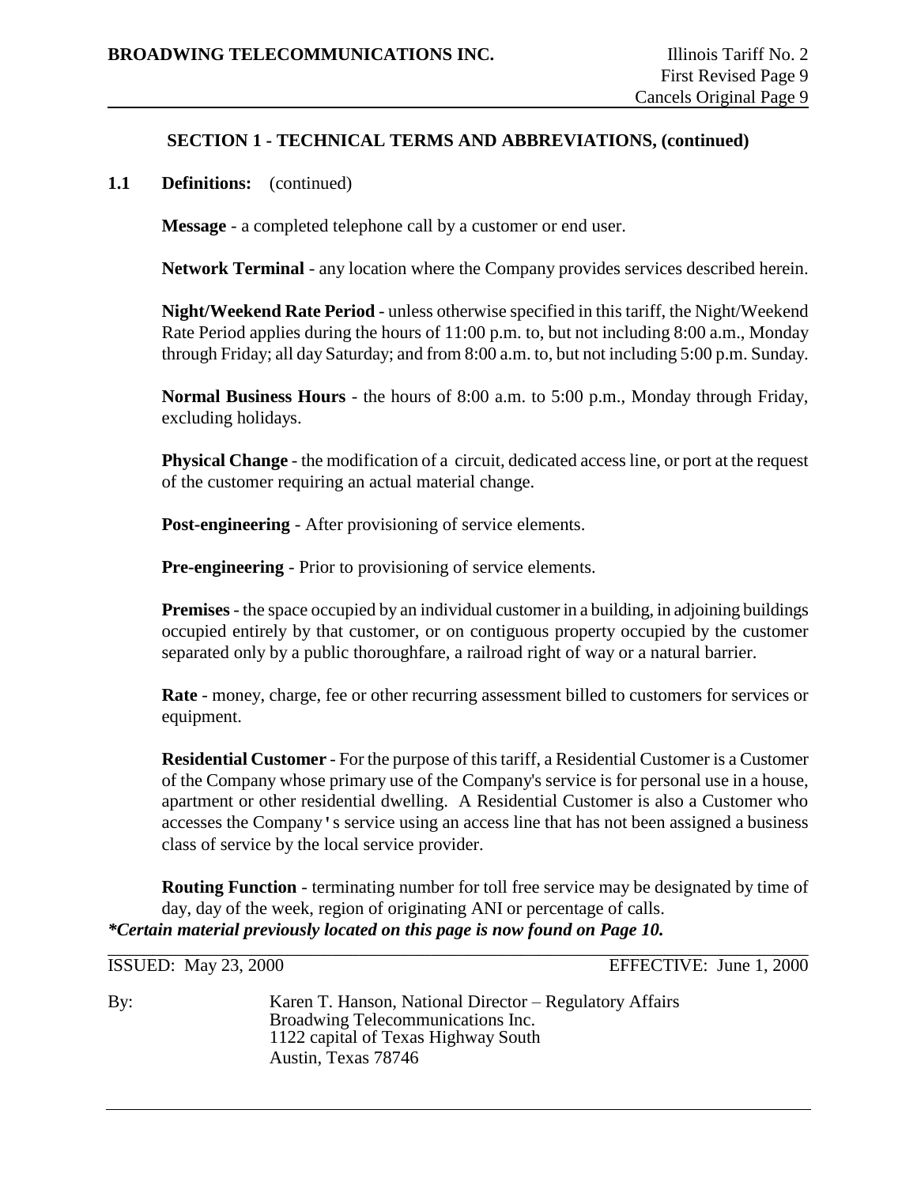## SECTION 1 - TECHNICAL TERMS AND ABBREVIATIONS, (continued)

**1.1 Definitions:** (continued)

**Message** - a completed telephone call by a customer or end user.

**Network Terminal** - any location where the Company provides services described herein.

**Night/Weekend Rate Period** - unless otherwise specified in this tariff, the Night/Weekend Rate Period applies during the hours of 11:00 p.m. to, but not including 8:00 a.m., Monday through Friday; all day Saturday; and from 8:00 a.m. to, but not including 5:00 p.m. Sunday.

**Normal Business Hours** - the hours of 8:00 a.m. to 5:00 p.m., Monday through Friday, excluding holidays.

**Physical Change** - the modification of a circuit, dedicated access line, or port at the request of the customer requiring an actual material change.

**Post-engineering** - After provisioning of service elements.

**Pre-engineering** - Prior to provisioning of service elements.

**Premises** - the space occupied by an individual customer in a building, in adjoining buildings occupied entirely by that customer, or on contiguous property occupied by the customer separated only by a public thoroughfare, a railroad right of way or a natural barrier.

**Rate** - money, charge, fee or other recurring assessment billed to customers for services or equipment.

**Residential Customer** - For the purpose of this tariff, a Residential Customer is a Customer of the Company whose primary use of the Company's service is for personal use in a house, apartment or other residential dwelling. A Residential Customer is also a Customer who accesses the Company's service using an access line that has not been assigned a business class of service by the local service provider.

**Routing Function** - terminating number for toll free service may be designated by time of day, day of the week, region of originating ANI or percentage of calls.

***Certain material previously located on this page is now found on Page 10.***

ISSUED: May 23, 2000 EFFECTIVE: June 1, 2000

By: Karen T. Hanson, National Director – Regulatory Affairs
Broadwing Telecommunications Inc.
1122 capital of Texas Highway South
Austin, Texas 78746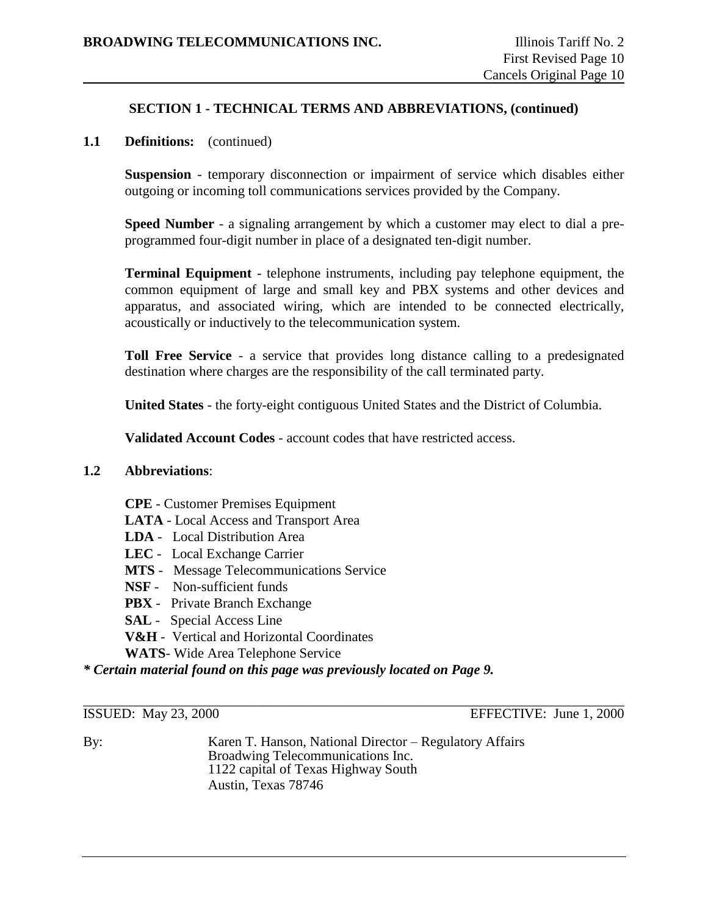## SECTION 1 - TECHNICAL TERMS AND ABBREVIATIONS, (continued)

**1.1 Definitions:** (continued)

**Suspension** - temporary disconnection or impairment of service which disables either outgoing or incoming toll communications services provided by the Company.

**Speed Number** - a signaling arrangement by which a customer may elect to dial a pre-programmed four-digit number in place of a designated ten-digit number.

**Terminal Equipment** - telephone instruments, including pay telephone equipment, the common equipment of large and small key and PBX systems and other devices and apparatus, and associated wiring, which are intended to be connected electrically, acoustically or inductively to the telecommunication system.

**Toll Free Service** - a service that provides long distance calling to a predesignated destination where charges are the responsibility of the call terminated party.

**United States** - the forty-eight contiguous United States and the District of Columbia.

**Validated Account Codes** - account codes that have restricted access.

**1.2 Abbreviations**:

**CPE** - Customer Premises Equipment
**LATA** - Local Access and Transport Area
**LDA** - Local Distribution Area
**LEC** - Local Exchange Carrier
**MTS** - Message Telecommunications Service
**NSF** - Non-sufficient funds
**PBX** - Private Branch Exchange
**SAL** - Special Access Line
**V&H** - Vertical and Horizontal Coordinates
**WATS**- Wide Area Telephone Service

***\* Certain material found on this page was previously located on Page 9.***

ISSUED: May 23, 2000 EFFECTIVE: June 1, 2000

By: Karen T. Hanson, National Director – Regulatory Affairs
Broadwing Telecommunications Inc.
1122 capital of Texas Highway South
Austin, Texas 78746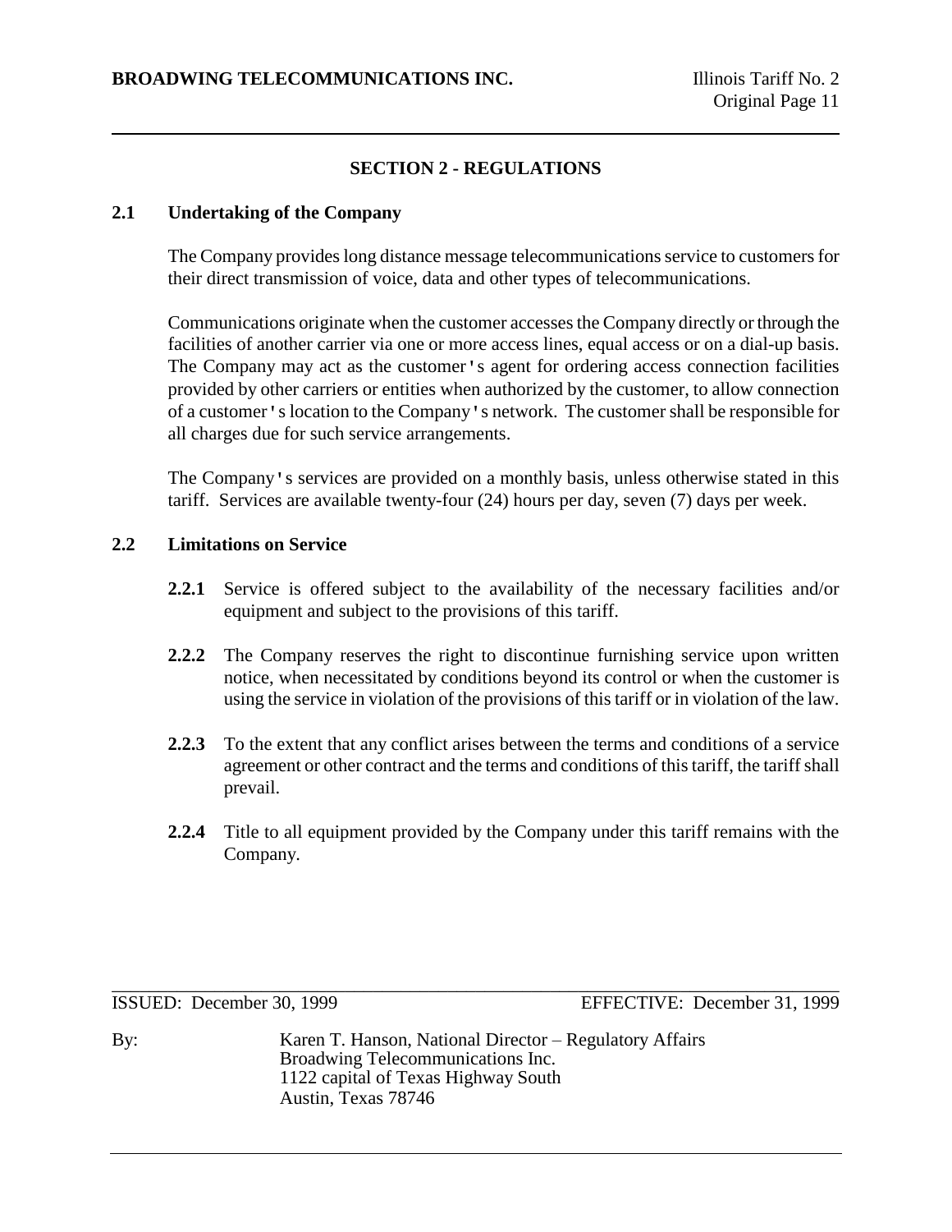## SECTION 2 - REGULATIONS

### 2.1 Undertaking of the Company

The Company provides long distance message telecommunications service to customers for their direct transmission of voice, data and other types of telecommunications.

Communications originate when the customer accesses the Company directly or through the facilities of another carrier via one or more access lines, equal access or on a dial-up basis. The Company may act as the customer's agent for ordering access connection facilities provided by other carriers or entities when authorized by the customer, to allow connection of a customer's location to the Company's network. The customer shall be responsible for all charges due for such service arrangements.

The Company's services are provided on a monthly basis, unless otherwise stated in this tariff. Services are available twenty-four (24) hours per day, seven (7) days per week.

### 2.2 Limitations on Service

**2.2.1** Service is offered subject to the availability of the necessary facilities and/or equipment and subject to the provisions of this tariff.

**2.2.2** The Company reserves the right to discontinue furnishing service upon written notice, when necessitated by conditions beyond its control or when the customer is using the service in violation of the provisions of this tariff or in violation of the law.

**2.2.3** To the extent that any conflict arises between the terms and conditions of a service agreement or other contract and the terms and conditions of this tariff, the tariff shall prevail.

**2.2.4** Title to all equipment provided by the Company under this tariff remains with the Company.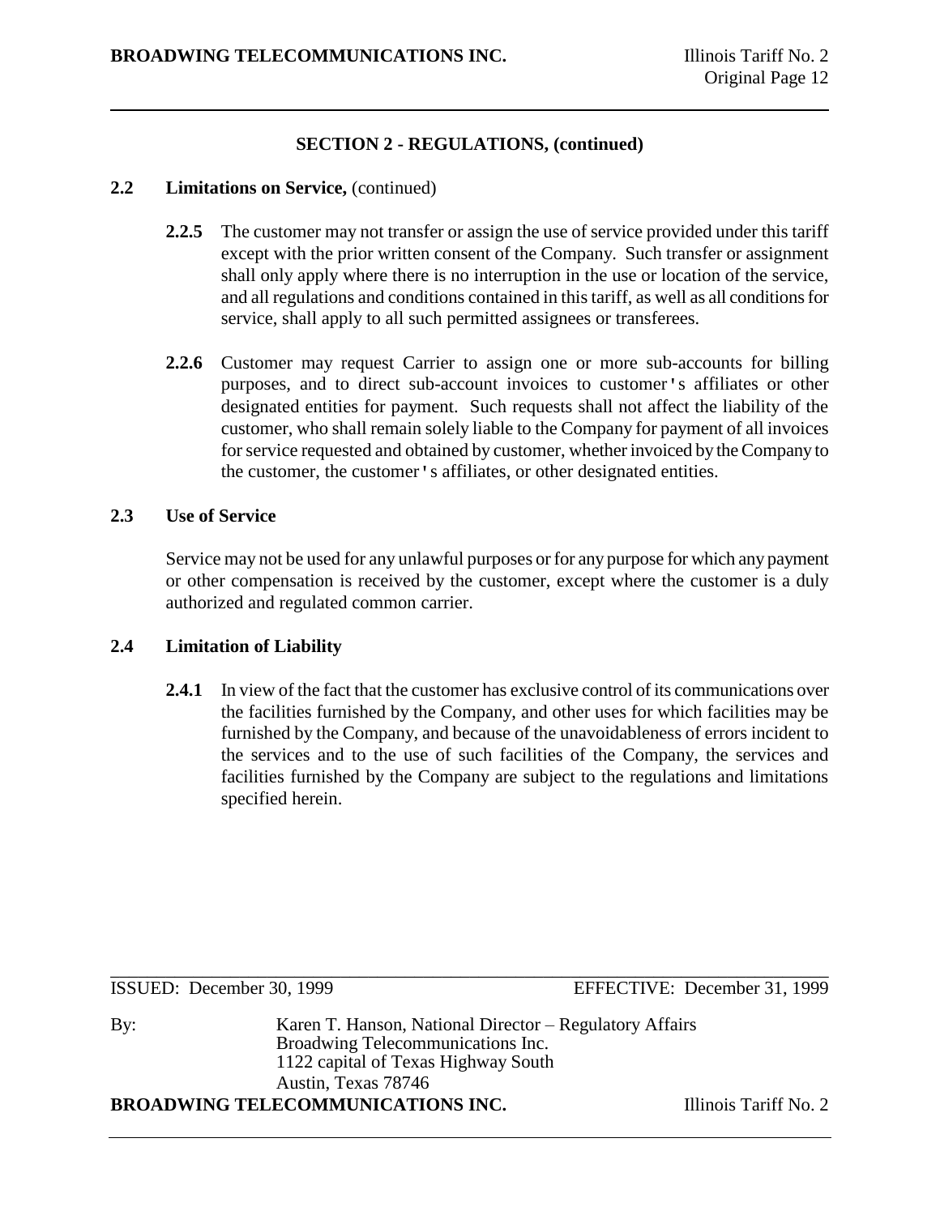## SECTION 2 - REGULATIONS, (continued)

### 2.2 Limitations on Service, (continued)

**2.2.5** The customer may not transfer or assign the use of service provided under this tariff except with the prior written consent of the Company. Such transfer or assignment shall only apply where there is no interruption in the use or location of the service, and all regulations and conditions contained in this tariff, as well as all conditions for service, shall apply to all such permitted assignees or transferees.

**2.2.6** Customer may request Carrier to assign one or more sub-accounts for billing purposes, and to direct sub-account invoices to customer's affiliates or other designated entities for payment. Such requests shall not affect the liability of the customer, who shall remain solely liable to the Company for payment of all invoices for service requested and obtained by customer, whether invoiced by the Company to the customer, the customer's affiliates, or other designated entities.

### 2.3 Use of Service

Service may not be used for any unlawful purposes or for any purpose for which any payment or other compensation is received by the customer, except where the customer is a duly authorized and regulated common carrier.

### 2.4 Limitation of Liability

**2.4.1** In view of the fact that the customer has exclusive control of its communications over the facilities furnished by the Company, and other uses for which facilities may be furnished by the Company, and because of the unavoidableness of errors incident to the services and to the use of such facilities of the Company, the services and facilities furnished by the Company are subject to the regulations and limitations specified herein.

ISSUED: December 30, 1999 EFFECTIVE: December 31, 1999

By: Karen T. Hanson, National Director – Regulatory Affairs
Broadwing Telecommunications Inc.
1122 capital of Texas Highway South
Austin, Texas 78746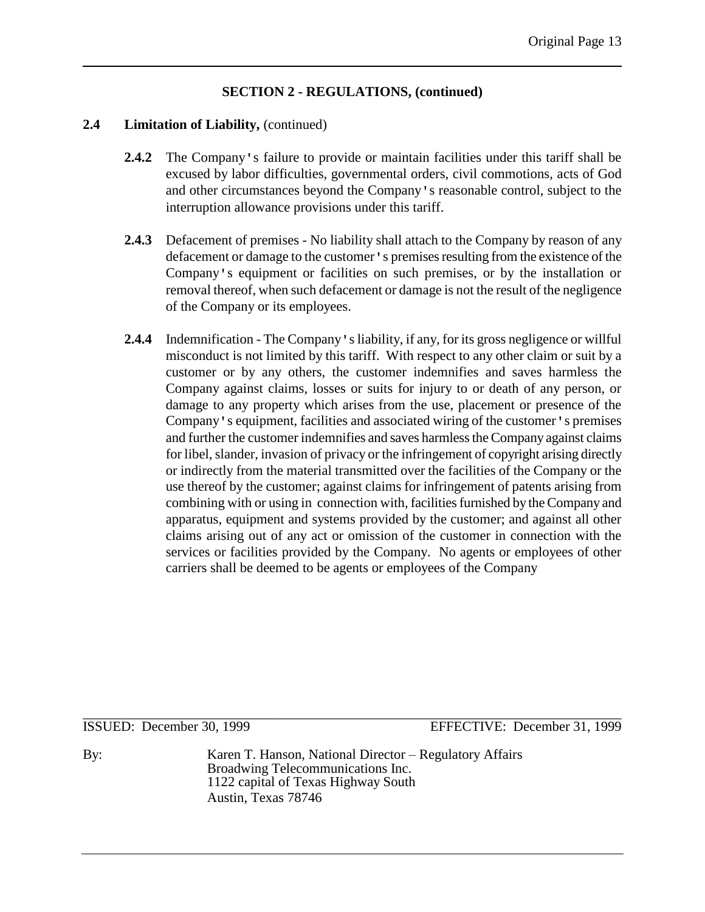## SECTION 2 - REGULATIONS, (continued)

**2.4 Limitation of Liability,** (continued)

**2.4.2** The Company's failure to provide or maintain facilities under this tariff shall be excused by labor difficulties, governmental orders, civil commotions, acts of God and other circumstances beyond the Company's reasonable control, subject to the interruption allowance provisions under this tariff.

**2.4.3** Defacement of premises - No liability shall attach to the Company by reason of any defacement or damage to the customer's premises resulting from the existence of the Company's equipment or facilities on such premises, or by the installation or removal thereof, when such defacement or damage is not the result of the negligence of the Company or its employees.

**2.4.4** Indemnification - The Company's liability, if any, for its gross negligence or willful misconduct is not limited by this tariff. With respect to any other claim or suit by a customer or by any others, the customer indemnifies and saves harmless the Company against claims, losses or suits for injury to or death of any person, or damage to any property which arises from the use, placement or presence of the Company's equipment, facilities and associated wiring of the customer's premises and further the customer indemnifies and saves harmless the Company against claims for libel, slander, invasion of privacy or the infringement of copyright arising directly or indirectly from the material transmitted over the facilities of the Company or the use thereof by the customer; against claims for infringement of patents arising from combining with or using in connection with, facilities furnished by the Company and apparatus, equipment and systems provided by the customer; and against all other claims arising out of any act or omission of the customer in connection with the services or facilities provided by the Company. No agents or employees of other carriers shall be deemed to be agents or employees of the Company

ISSUED: December 30, 1999 EFFECTIVE: December 31, 1999

By: Karen T. Hanson, National Director – Regulatory Affairs
Broadwing Telecommunications Inc.
1122 capital of Texas Highway South
Austin, Texas 78746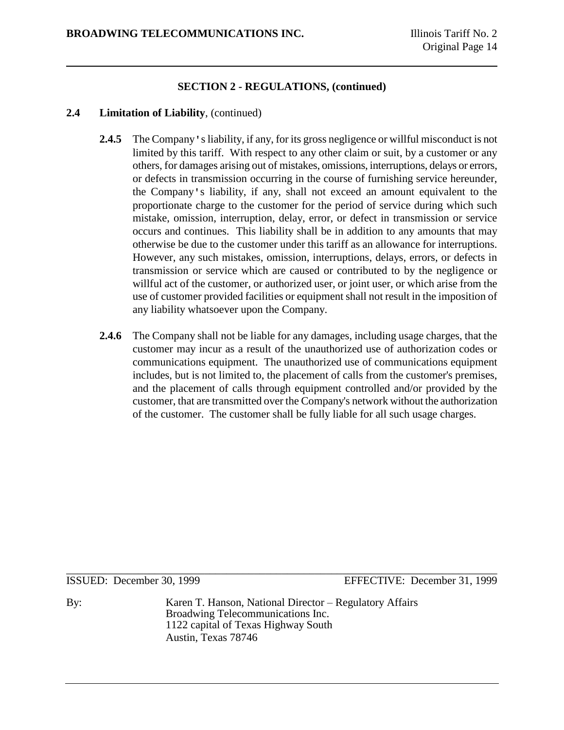## SECTION 2 - REGULATIONS, (continued)

**2.4 Limitation of Liability**, (continued)

**2.4.5** The Company's liability, if any, for its gross negligence or willful misconduct is not limited by this tariff. With respect to any other claim or suit, by a customer or any others, for damages arising out of mistakes, omissions, interruptions, delays or errors, or defects in transmission occurring in the course of furnishing service hereunder, the Company's liability, if any, shall not exceed an amount equivalent to the proportionate charge to the customer for the period of service during which such mistake, omission, interruption, delay, error, or defect in transmission or service occurs and continues. This liability shall be in addition to any amounts that may otherwise be due to the customer under this tariff as an allowance for interruptions. However, any such mistakes, omission, interruptions, delays, errors, or defects in transmission or service which are caused or contributed to by the negligence or willful act of the customer, or authorized user, or joint user, or which arise from the use of customer provided facilities or equipment shall not result in the imposition of any liability whatsoever upon the Company.

**2.4.6** The Company shall not be liable for any damages, including usage charges, that the customer may incur as a result of the unauthorized use of authorization codes or communications equipment. The unauthorized use of communications equipment includes, but is not limited to, the placement of calls from the customer's premises, and the placement of calls through equipment controlled and/or provided by the customer, that are transmitted over the Company's network without the authorization of the customer. The customer shall be fully liable for all such usage charges.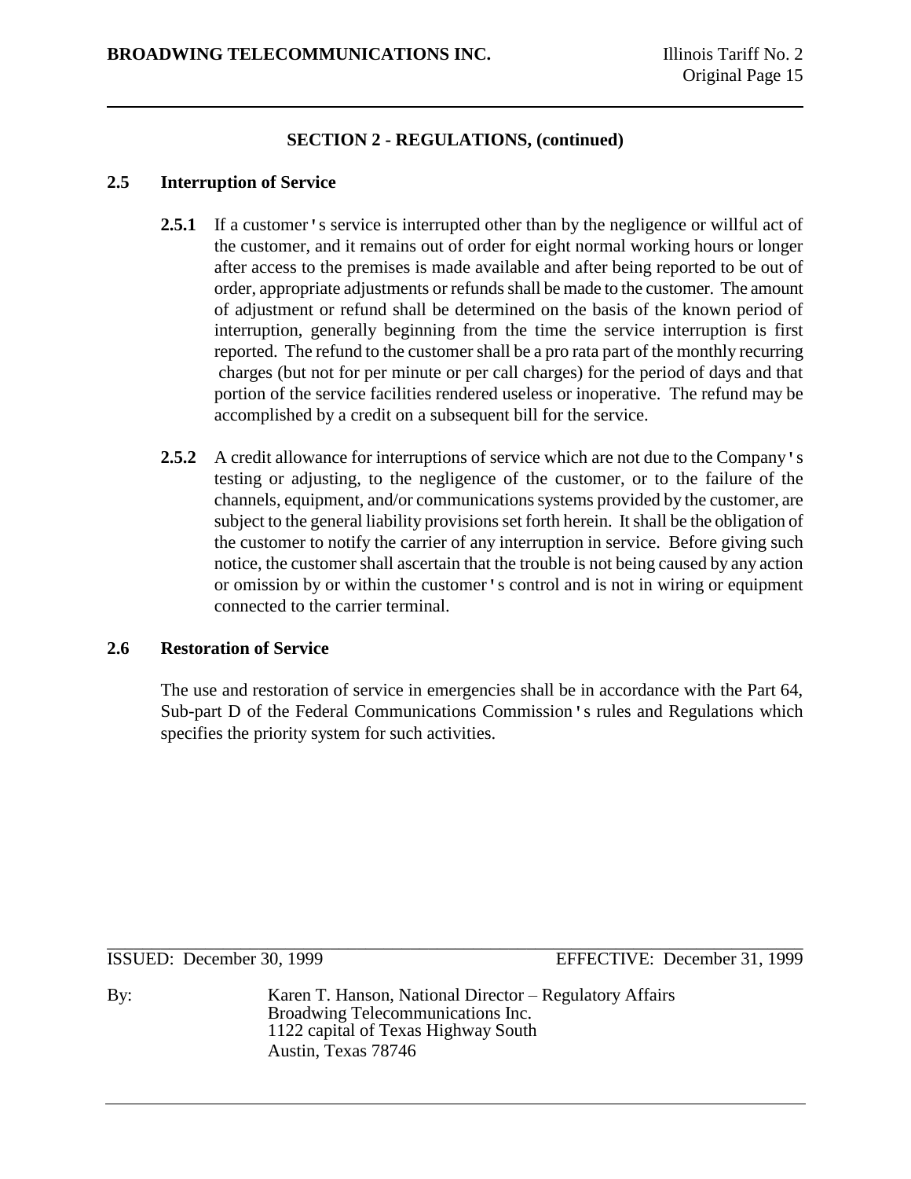## SECTION 2 - REGULATIONS, (continued)

### 2.5 Interruption of Service

**2.5.1** If a customer's service is interrupted other than by the negligence or willful act of the customer, and it remains out of order for eight normal working hours or longer after access to the premises is made available and after being reported to be out of order, appropriate adjustments or refunds shall be made to the customer. The amount of adjustment or refund shall be determined on the basis of the known period of interruption, generally beginning from the time the service interruption is first reported. The refund to the customer shall be a pro rata part of the monthly recurring charges (but not for per minute or per call charges) for the period of days and that portion of the service facilities rendered useless or inoperative. The refund may be accomplished by a credit on a subsequent bill for the service.

**2.5.2** A credit allowance for interruptions of service which are not due to the Company's testing or adjusting, to the negligence of the customer, or to the failure of the channels, equipment, and/or communications systems provided by the customer, are subject to the general liability provisions set forth herein. It shall be the obligation of the customer to notify the carrier of any interruption in service. Before giving such notice, the customer shall ascertain that the trouble is not being caused by any action or omission by or within the customer's control and is not in wiring or equipment connected to the carrier terminal.

### 2.6 Restoration of Service

The use and restoration of service in emergencies shall be in accordance with the Part 64, Sub-part D of the Federal Communications Commission's rules and Regulations which specifies the priority system for such activities.

ISSUED: December 30, 1999 EFFECTIVE: December 31, 1999

By: Karen T. Hanson, National Director – Regulatory Affairs
Broadwing Telecommunications Inc.
1122 capital of Texas Highway South
Austin, Texas 78746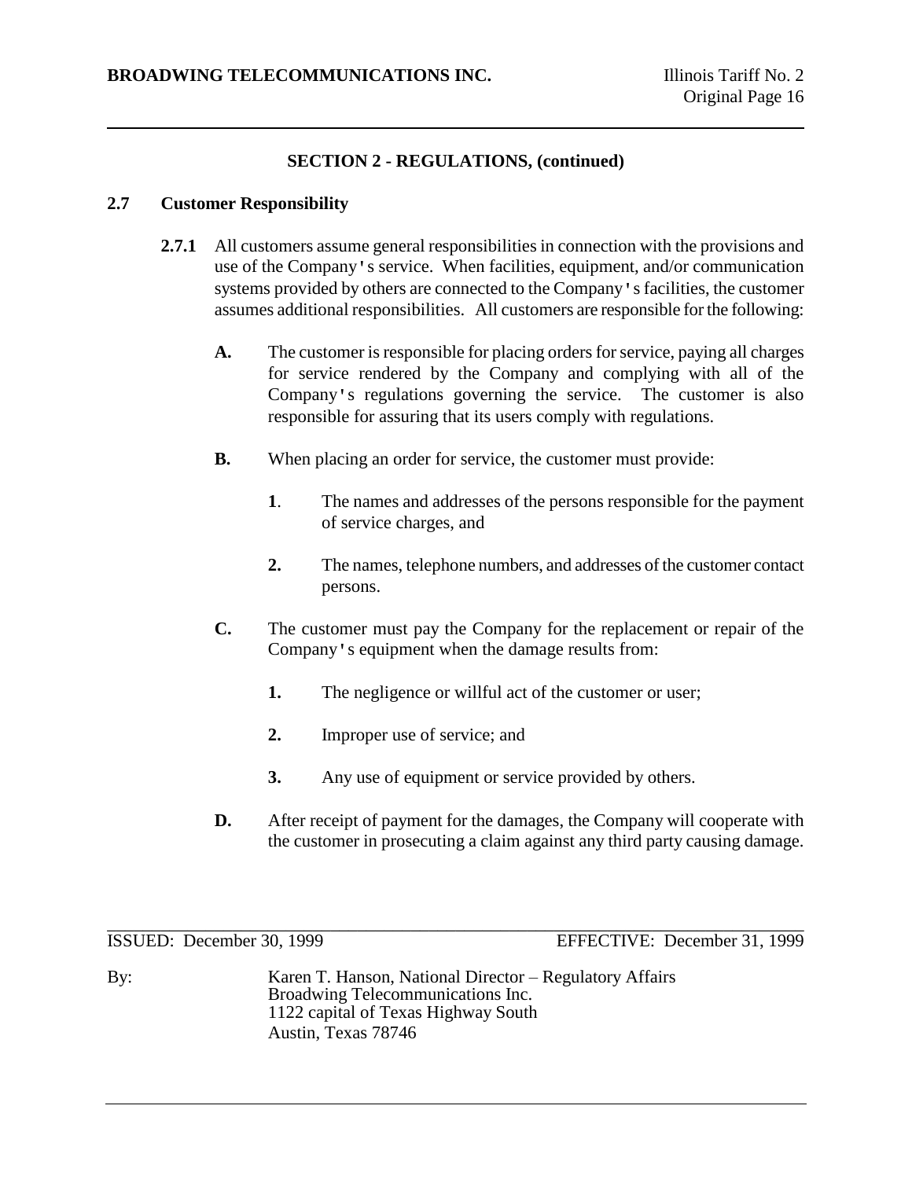## SECTION 2 - REGULATIONS, (continued)

### 2.7 Customer Responsibility

**2.7.1** All customers assume general responsibilities in connection with the provisions and use of the Company's service. When facilities, equipment, and/or communication systems provided by others are connected to the Company's facilities, the customer assumes additional responsibilities. All customers are responsible for the following:

**A.** The customer is responsible for placing orders for service, paying all charges for service rendered by the Company and complying with all of the Company's regulations governing the service. The customer is also responsible for assuring that its users comply with regulations.

**B.** When placing an order for service, the customer must provide:

**1**. The names and addresses of the persons responsible for the payment of service charges, and

**2.** The names, telephone numbers, and addresses of the customer contact persons.

**C.** The customer must pay the Company for the replacement or repair of the Company's equipment when the damage results from:

**1.** The negligence or willful act of the customer or user;

**2.** Improper use of service; and

**3.** Any use of equipment or service provided by others.

**D.** After receipt of payment for the damages, the Company will cooperate with the customer in prosecuting a claim against any third party causing damage.

ISSUED: December 30, 1999 EFFECTIVE: December 31, 1999

By: Karen T. Hanson, National Director – Regulatory Affairs
Broadwing Telecommunications Inc.
1122 capital of Texas Highway South
Austin, Texas 78746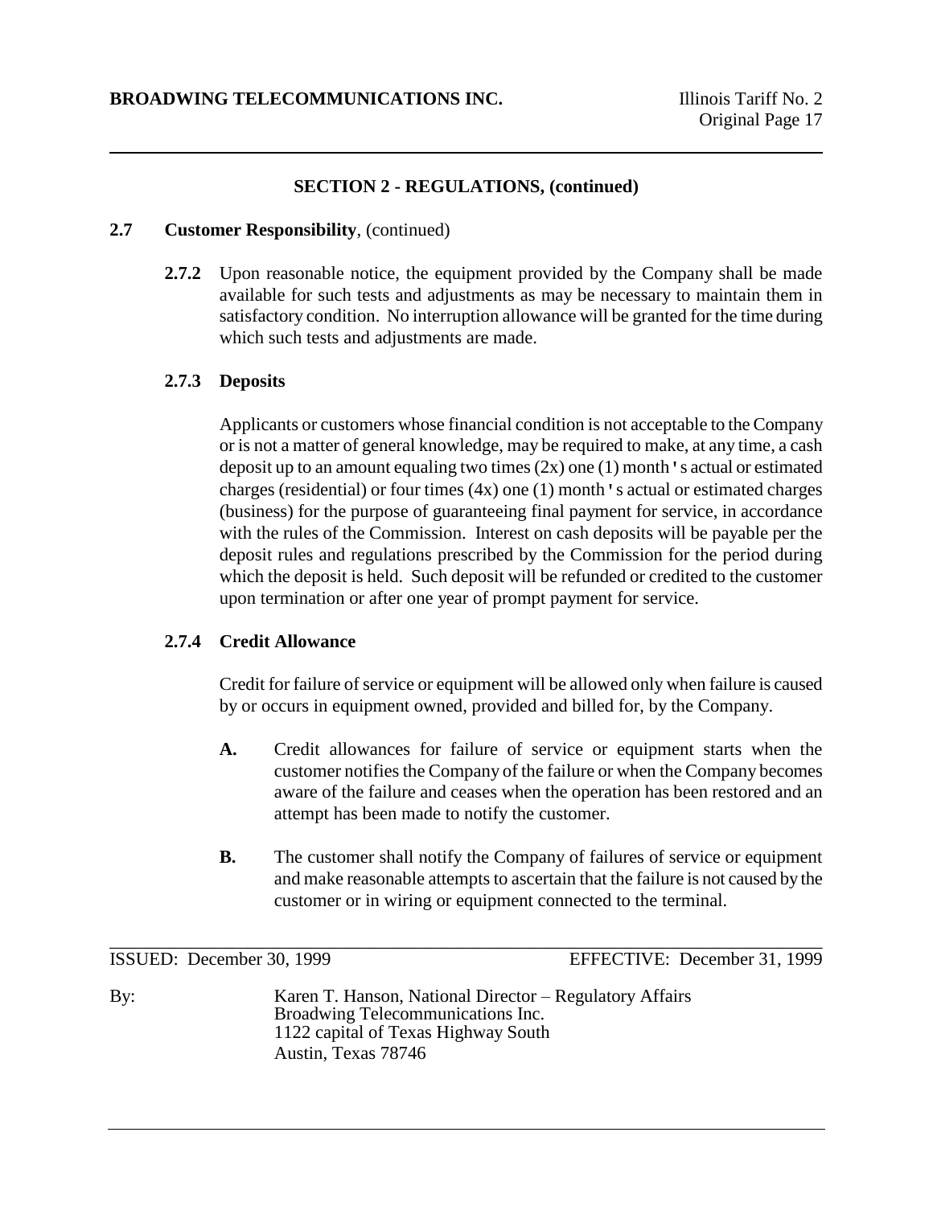## SECTION 2 - REGULATIONS, (continued)

**2.7 Customer Responsibility**, (continued)

**2.7.2** Upon reasonable notice, the equipment provided by the Company shall be made available for such tests and adjustments as may be necessary to maintain them in satisfactory condition. No interruption allowance will be granted for the time during which such tests and adjustments are made.

**2.7.3 Deposits**

Applicants or customers whose financial condition is not acceptable to the Company or is not a matter of general knowledge, may be required to make, at any time, a cash deposit up to an amount equaling two times (2x) one (1) month's actual or estimated charges (residential) or four times (4x) one (1) month's actual or estimated charges (business) for the purpose of guaranteeing final payment for service, in accordance with the rules of the Commission. Interest on cash deposits will be payable per the deposit rules and regulations prescribed by the Commission for the period during which the deposit is held. Such deposit will be refunded or credited to the customer upon termination or after one year of prompt payment for service.

**2.7.4 Credit Allowance**

Credit for failure of service or equipment will be allowed only when failure is caused by or occurs in equipment owned, provided and billed for, by the Company.

**A.** Credit allowances for failure of service or equipment starts when the customer notifies the Company of the failure or when the Company becomes aware of the failure and ceases when the operation has been restored and an attempt has been made to notify the customer.

**B.** The customer shall notify the Company of failures of service or equipment and make reasonable attempts to ascertain that the failure is not caused by the customer or in wiring or equipment connected to the terminal.

ISSUED: December 30, 1999 EFFECTIVE: December 31, 1999

By: Karen T. Hanson, National Director – Regulatory Affairs
Broadwing Telecommunications Inc.
1122 capital of Texas Highway South
Austin, Texas 78746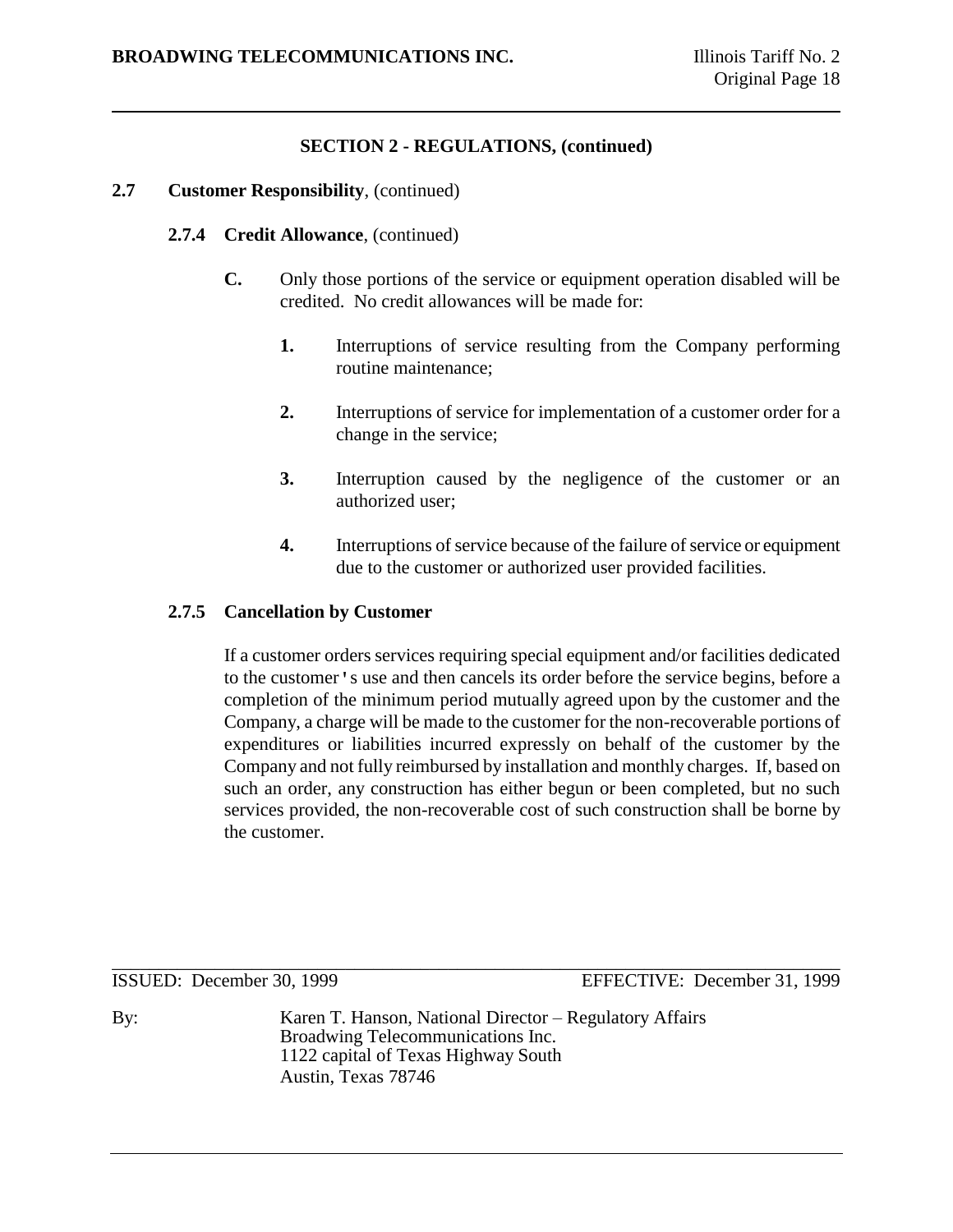## SECTION 2 - REGULATIONS, (continued)

**2.7 Customer Responsibility**, (continued)

**2.7.4 Credit Allowance**, (continued)

**C.** Only those portions of the service or equipment operation disabled will be credited. No credit allowances will be made for:

1. Interruptions of service resulting from the Company performing routine maintenance;
2. Interruptions of service for implementation of a customer order for a change in the service;
3. Interruption caused by the negligence of the customer or an authorized user;
4. Interruptions of service because of the failure of service or equipment due to the customer or authorized user provided facilities.

**2.7.5 Cancellation by Customer**

If a customer orders services requiring special equipment and/or facilities dedicated to the customer's use and then cancels its order before the service begins, before a completion of the minimum period mutually agreed upon by the customer and the Company, a charge will be made to the customer for the non-recoverable portions of expenditures or liabilities incurred expressly on behalf of the customer by the Company and not fully reimbursed by installation and monthly charges. If, based on such an order, any construction has either begun or been completed, but no such services provided, the non-recoverable cost of such construction shall be borne by the customer.

ISSUED: December 30, 1999 EFFECTIVE: December 31, 1999

By: Karen T. Hanson, National Director – Regulatory Affairs
Broadwing Telecommunications Inc.
1122 capital of Texas Highway South
Austin, Texas 78746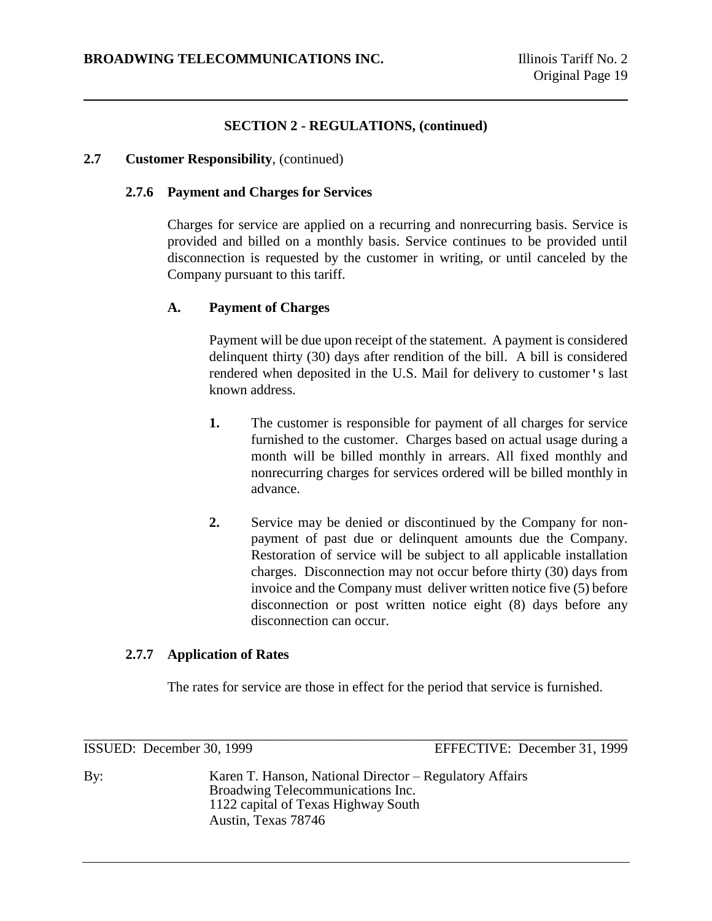## SECTION 2 - REGULATIONS, (continued)

**2.7 Customer Responsibility**, (continued)

### 2.7.6 Payment and Charges for Services

Charges for service are applied on a recurring and nonrecurring basis. Service is provided and billed on a monthly basis. Service continues to be provided until disconnection is requested by the customer in writing, or until canceled by the Company pursuant to this tariff.

**A. Payment of Charges**

Payment will be due upon receipt of the statement. A payment is considered delinquent thirty (30) days after rendition of the bill. A bill is considered rendered when deposited in the U.S. Mail for delivery to customer's last known address.

1. The customer is responsible for payment of all charges for service furnished to the customer. Charges based on actual usage during a month will be billed monthly in arrears. All fixed monthly and nonrecurring charges for services ordered will be billed monthly in advance.

2. Service may be denied or discontinued by the Company for non-payment of past due or delinquent amounts due the Company. Restoration of service will be subject to all applicable installation charges. Disconnection may not occur before thirty (30) days from invoice and the Company must deliver written notice five (5) before disconnection or post written notice eight (8) days before any disconnection can occur.

### 2.7.7 Application of Rates

The rates for service are those in effect for the period that service is furnished.

ISSUED: December 30, 1999 EFFECTIVE: December 31, 1999

By: Karen T. Hanson, National Director – Regulatory Affairs
Broadwing Telecommunications Inc.
1122 capital of Texas Highway South
Austin, Texas 78746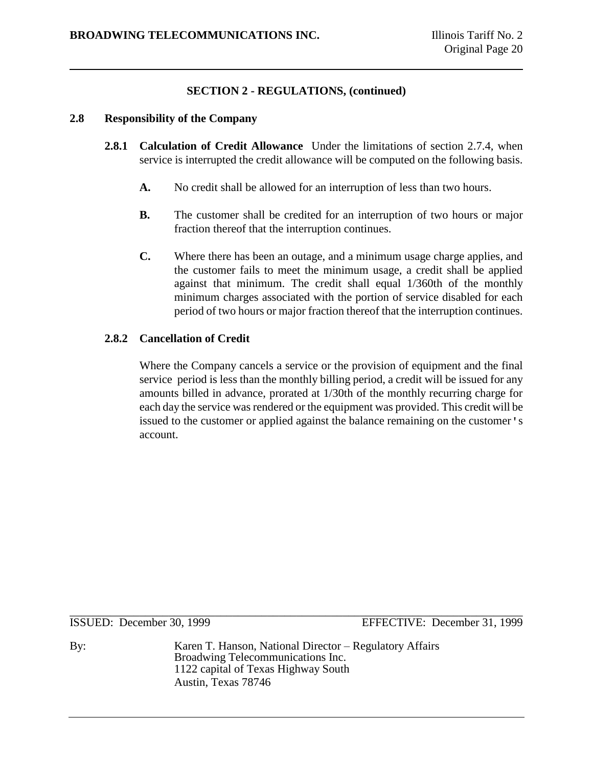## SECTION 2 - REGULATIONS, (continued)

### 2.8 Responsibility of the Company

**2.8.1 Calculation of Credit Allowance** Under the limitations of section 2.7.4, when service is interrupted the credit allowance will be computed on the following basis.

**A.** No credit shall be allowed for an interruption of less than two hours.

**B.** The customer shall be credited for an interruption of two hours or major fraction thereof that the interruption continues.

**C.** Where there has been an outage, and a minimum usage charge applies, and the customer fails to meet the minimum usage, a credit shall be applied against that minimum. The credit shall equal 1/360th of the monthly minimum charges associated with the portion of service disabled for each period of two hours or major fraction thereof that the interruption continues.

**2.8.2 Cancellation of Credit**

Where the Company cancels a service or the provision of equipment and the final service period is less than the monthly billing period, a credit will be issued for any amounts billed in advance, prorated at 1/30th of the monthly recurring charge for each day the service was rendered or the equipment was provided. This credit will be issued to the customer or applied against the balance remaining on the customer's account.

ISSUED: December 30, 1999 EFFECTIVE: December 31, 1999

By: Karen T. Hanson, National Director – Regulatory Affairs
Broadwing Telecommunications Inc.
1122 capital of Texas Highway South
Austin, Texas 78746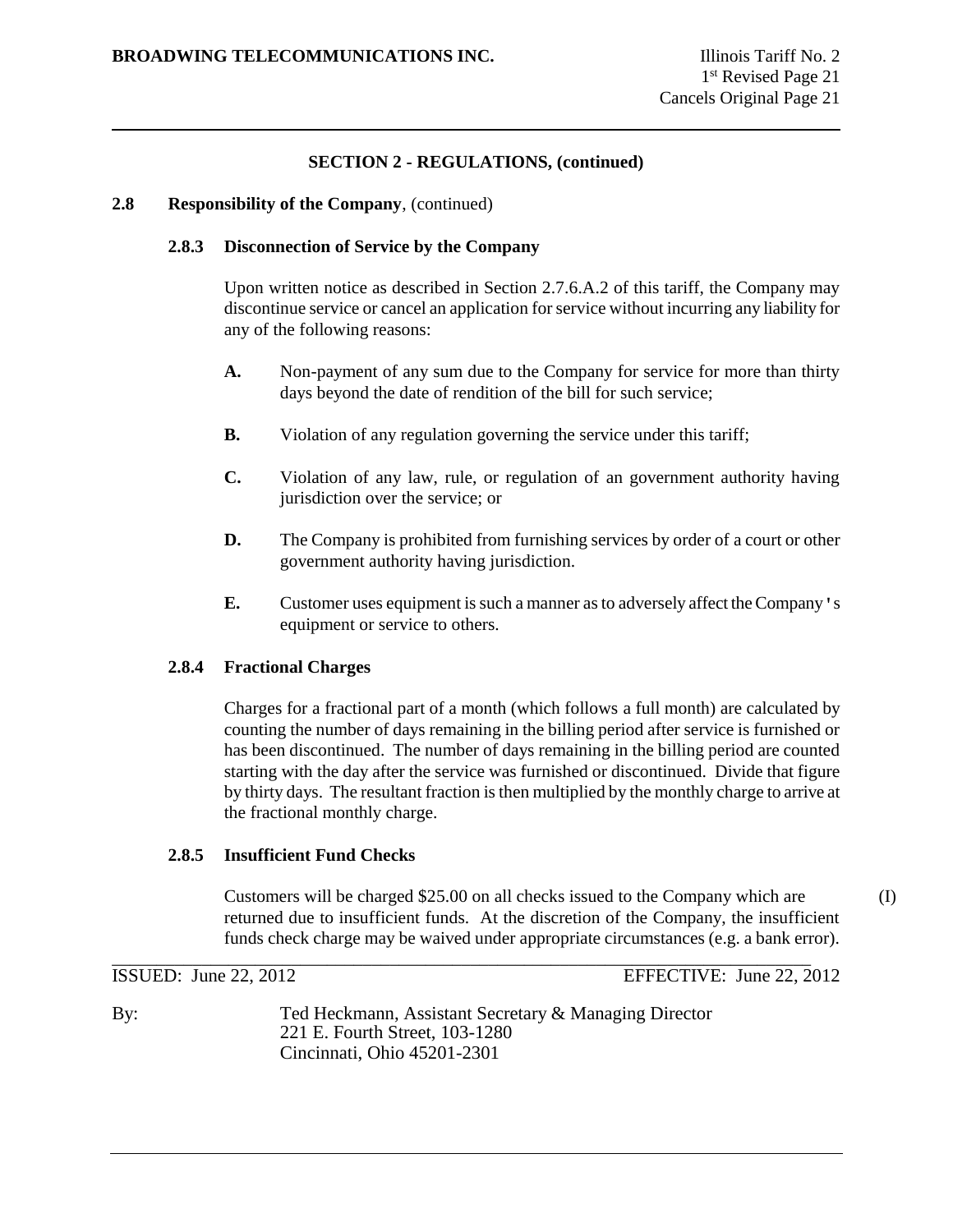## SECTION 2 - REGULATIONS, (continued)

**2.8 Responsibility of the Company**, (continued)

### 2.8.3 Disconnection of Service by the Company

Upon written notice as described in Section 2.7.6.A.2 of this tariff, the Company may discontinue service or cancel an application for service without incurring any liability for any of the following reasons:

**A.** Non-payment of any sum due to the Company for service for more than thirty days beyond the date of rendition of the bill for such service;

**B.** Violation of any regulation governing the service under this tariff;

**C.** Violation of any law, rule, or regulation of an government authority having jurisdiction over the service; or

**D.** The Company is prohibited from furnishing services by order of a court or other government authority having jurisdiction.

**E.** Customer uses equipment is such a manner as to adversely affect the Company's equipment or service to others.

### 2.8.4 Fractional Charges

Charges for a fractional part of a month (which follows a full month) are calculated by counting the number of days remaining in the billing period after service is furnished or has been discontinued. The number of days remaining in the billing period are counted starting with the day after the service was furnished or discontinued. Divide that figure by thirty days. The resultant fraction is then multiplied by the monthly charge to arrive at the fractional monthly charge.

### 2.8.5 Insufficient Fund Checks

Customers will be charged $25.00 on all checks issued to the Company which are returned due to insufficient funds. At the discretion of the Company, the insufficient funds check charge may be waived under appropriate circumstances (e.g. a bank error). (I)

ISSUED: June 22, 2012 EFFECTIVE: June 22, 2012

By: Ted Heckmann, Assistant Secretary & Managing Director
221 E. Fourth Street, 103-1280
Cincinnati, Ohio 45201-2301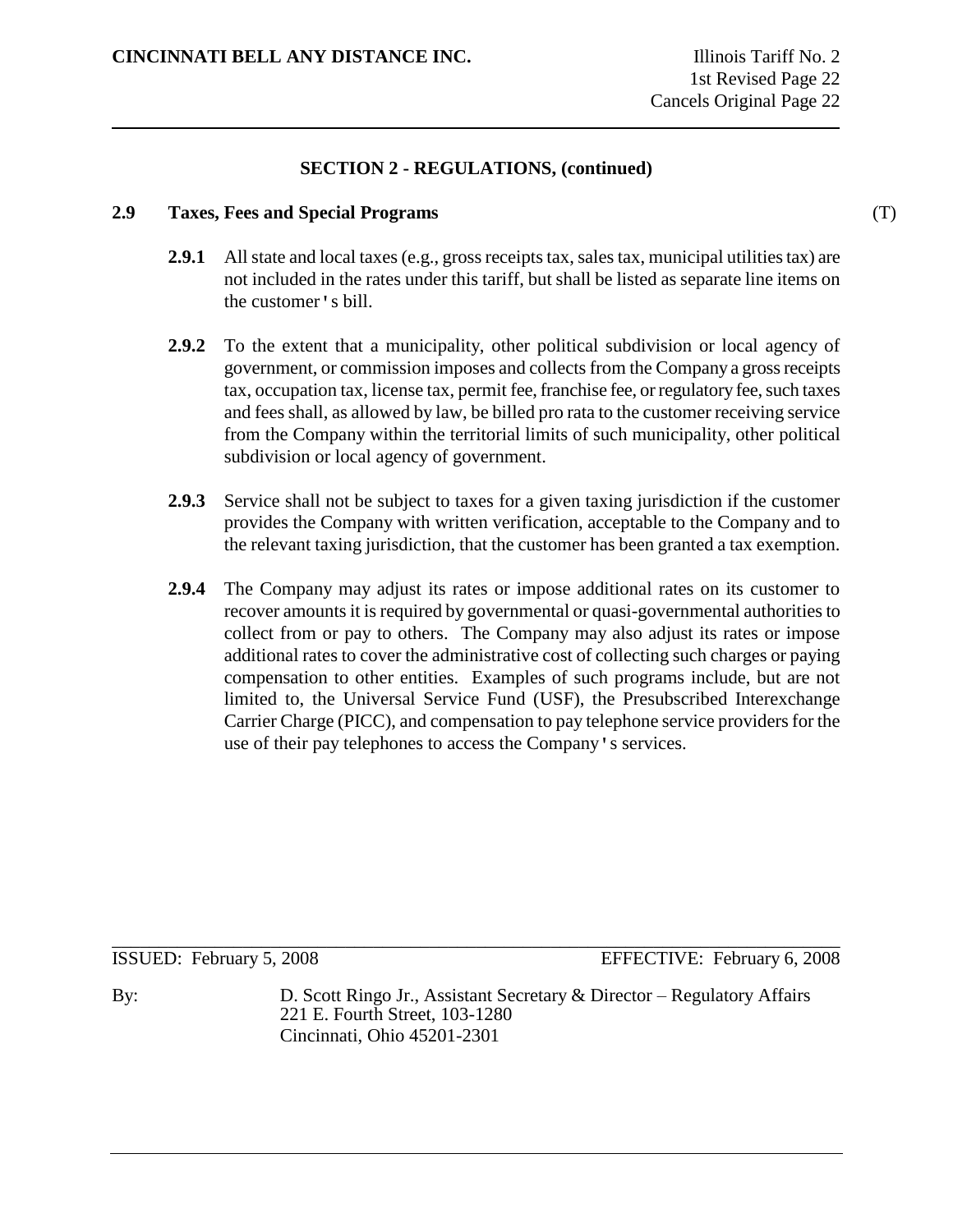## SECTION 2 - REGULATIONS, (continued)

### 2.9 Taxes, Fees and Special Programs (T)

**2.9.1** All state and local taxes (e.g., gross receipts tax, sales tax, municipal utilities tax) are not included in the rates under this tariff, but shall be listed as separate line items on the customer's bill.

**2.9.2** To the extent that a municipality, other political subdivision or local agency of government, or commission imposes and collects from the Company a gross receipts tax, occupation tax, license tax, permit fee, franchise fee, or regulatory fee, such taxes and fees shall, as allowed by law, be billed pro rata to the customer receiving service from the Company within the territorial limits of such municipality, other political subdivision or local agency of government.

**2.9.3** Service shall not be subject to taxes for a given taxing jurisdiction if the customer provides the Company with written verification, acceptable to the Company and to the relevant taxing jurisdiction, that the customer has been granted a tax exemption.

**2.9.4** The Company may adjust its rates or impose additional rates on its customer to recover amounts it is required by governmental or quasi-governmental authorities to collect from or pay to others. The Company may also adjust its rates or impose additional rates to cover the administrative cost of collecting such charges or paying compensation to other entities. Examples of such programs include, but are not limited to, the Universal Service Fund (USF), the Presubscribed Interexchange Carrier Charge (PICC), and compensation to pay telephone service providers for the use of their pay telephones to access the Company's services.

ISSUED: February 5, 2008 EFFECTIVE: February 6, 2008

By: D. Scott Ringo Jr., Assistant Secretary & Director – Regulatory Affairs
221 E. Fourth Street, 103-1280
Cincinnati, Ohio 45201-2301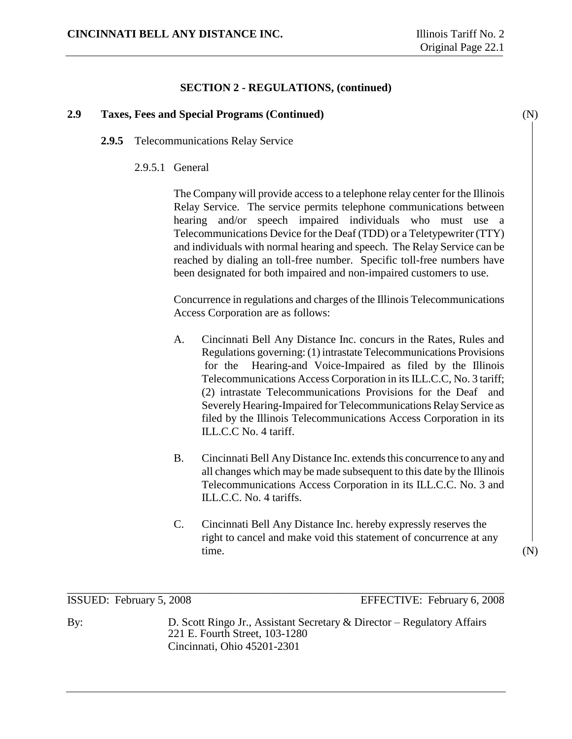**SECTION 2 - REGULATIONS, (continued)**

**2.9 Taxes, Fees and Special Programs (Continued)** (N)

**2.9.5** Telecommunications Relay Service

2.9.5.1 General

The Company will provide access to a telephone relay center for the Illinois Relay Service. The service permits telephone communications between hearing and/or speech impaired individuals who must use a Telecommunications Device for the Deaf (TDD) or a Teletypewriter (TTY) and individuals with normal hearing and speech. The Relay Service can be reached by dialing an toll-free number. Specific toll-free numbers have been designated for both impaired and non-impaired customers to use.

Concurrence in regulations and charges of the Illinois Telecommunications Access Corporation are as follows:

A. Cincinnati Bell Any Distance Inc. concurs in the Rates, Rules and Regulations governing: (1) intrastate Telecommunications Provisions for the Hearing-and Voice-Impaired as filed by the Illinois Telecommunications Access Corporation in its ILL.C.C, No. 3 tariff; (2) intrastate Telecommunications Provisions for the Deaf and Severely Hearing-Impaired for Telecommunications Relay Service as filed by the Illinois Telecommunications Access Corporation in its ILL.C.C No. 4 tariff.

B. Cincinnati Bell Any Distance Inc. extends this concurrence to any and all changes which may be made subsequent to this date by the Illinois Telecommunications Access Corporation in its ILL.C.C. No. 3 and ILL.C.C. No. 4 tariffs.

C. Cincinnati Bell Any Distance Inc. hereby expressly reserves the right to cancel and make void this statement of concurrence at any time. (N)

ISSUED: February 5, 2008 EFFECTIVE: February 6, 2008

By: D. Scott Ringo Jr., Assistant Secretary & Director – Regulatory Affairs
221 E. Fourth Street, 103-1280
Cincinnati, Ohio 45201-2301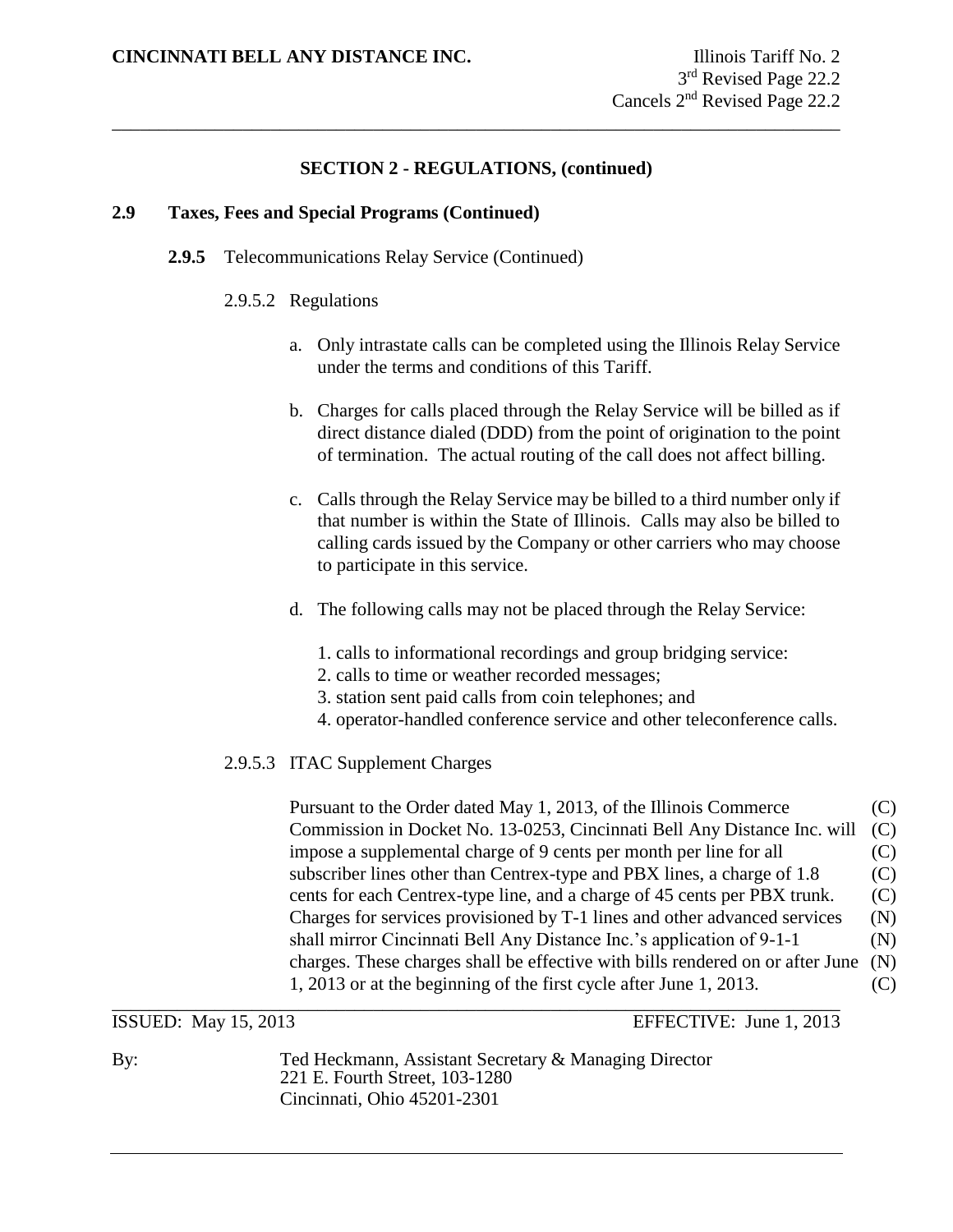**CINCINNATI BELL ANY DISTANCE INC.**

Illinois Tariff No. 2
3rd Revised Page 22.2
Cancels 2nd Revised Page 22.2

## SECTION 2 - REGULATIONS, (continued)

### 2.9 Taxes, Fees and Special Programs (Continued)

**2.9.5** Telecommunications Relay Service (Continued)

2.9.5.2 Regulations

a. Only intrastate calls can be completed using the Illinois Relay Service under the terms and conditions of this Tariff.

b. Charges for calls placed through the Relay Service will be billed as if direct distance dialed (DDD) from the point of origination to the point of termination. The actual routing of the call does not affect billing.

c. Calls through the Relay Service may be billed to a third number only if that number is within the State of Illinois. Calls may also be billed to calling cards issued by the Company or other carriers who may choose to participate in this service.

d. The following calls may not be placed through the Relay Service:

1. calls to informational recordings and group bridging service:
2. calls to time or weather recorded messages;
3. station sent paid calls from coin telephones; and
4. operator-handled conference service and other teleconference calls.

2.9.5.3 ITAC Supplement Charges

Pursuant to the Order dated May 1, 2013, of the Illinois Commerce Commission in Docket No. 13-0253, Cincinnati Bell Any Distance Inc. will impose a supplemental charge of 9 cents per month per line for all subscriber lines other than Centrex-type and PBX lines, a charge of 1.8 cents for each Centrex-type line, and a charge of 45 cents per PBX trunk. Charges for services provisioned by T-1 lines and other advanced services shall mirror Cincinnati Bell Any Distance Inc.'s application of 9-1-1 charges. These charges shall be effective with bills rendered on or after June 1, 2013 or at the beginning of the first cycle after June 1, 2013. (C) (C) (C) (C) (C) (N) (N) (N) (C)

ISSUED: May 15, 2013 EFFECTIVE: June 1, 2013

By: Ted Heckmann, Assistant Secretary & Managing Director
221 E. Fourth Street, 103-1280
Cincinnati, Ohio 45201-2301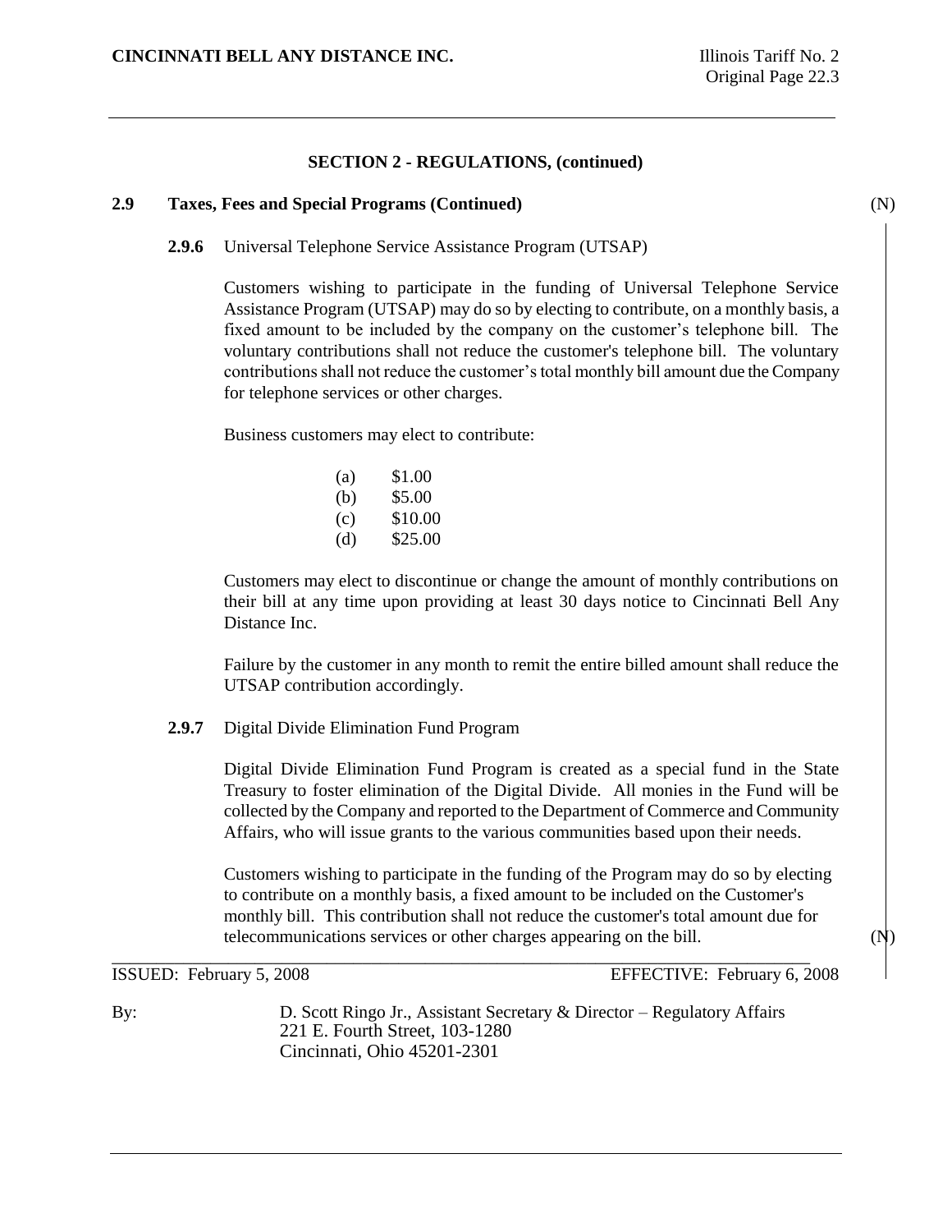## SECTION 2 - REGULATIONS, (continued)

### 2.9 Taxes, Fees and Special Programs (Continued) (N)

**2.9.6** Universal Telephone Service Assistance Program (UTSAP)

Customers wishing to participate in the funding of Universal Telephone Service Assistance Program (UTSAP) may do so by electing to contribute, on a monthly basis, a fixed amount to be included by the company on the customer's telephone bill. The voluntary contributions shall not reduce the customer's telephone bill. The voluntary contributions shall not reduce the customer's total monthly bill amount due the Company for telephone services or other charges.

Business customers may elect to contribute:

(a) $1.00
(b) $5.00
(c) $10.00
(d) $25.00

Customers may elect to discontinue or change the amount of monthly contributions on their bill at any time upon providing at least 30 days notice to Cincinnati Bell Any Distance Inc.

Failure by the customer in any month to remit the entire billed amount shall reduce the UTSAP contribution accordingly.

**2.9.7** Digital Divide Elimination Fund Program

Digital Divide Elimination Fund Program is created as a special fund in the State Treasury to foster elimination of the Digital Divide. All monies in the Fund will be collected by the Company and reported to the Department of Commerce and Community Affairs, who will issue grants to the various communities based upon their needs.

Customers wishing to participate in the funding of the Program may do so by electing to contribute on a monthly basis, a fixed amount to be included on the Customer's monthly bill. This contribution shall not reduce the customer's total amount due for telecommunications services or other charges appearing on the bill. (N)

ISSUED: February 5, 2008 EFFECTIVE: February 6, 2008

By: D. Scott Ringo Jr., Assistant Secretary & Director – Regulatory Affairs
221 E. Fourth Street, 103-1280
Cincinnati, Ohio 45201-2301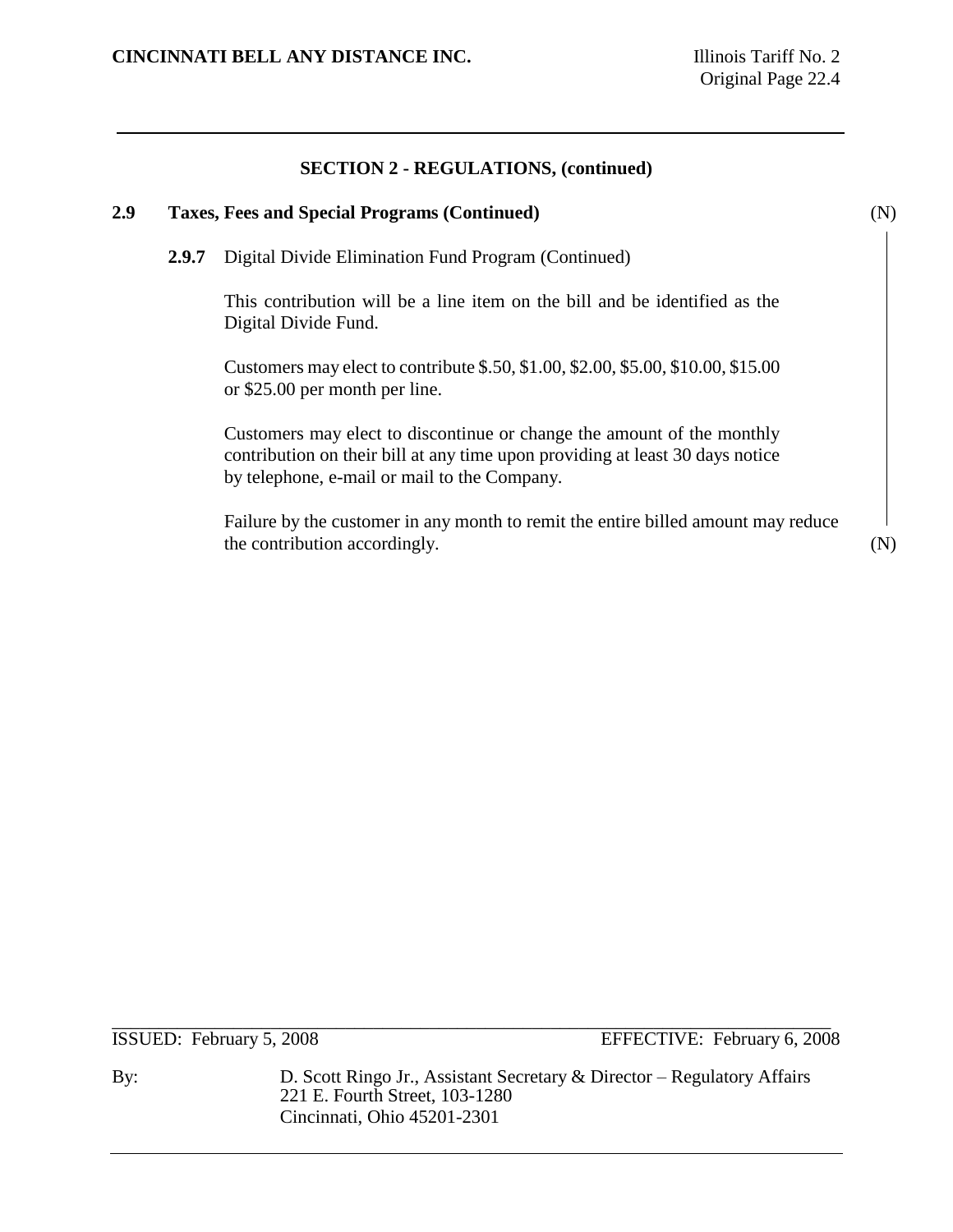## SECTION 2 - REGULATIONS, (continued)

### 2.9 Taxes, Fees and Special Programs (Continued) (N)

**2.9.7** Digital Divide Elimination Fund Program (Continued)

This contribution will be a line item on the bill and be identified as the Digital Divide Fund.

Customers may elect to contribute $.50, $1.00, $2.00, $5.00, $10.00, $15.00 or $25.00 per month per line.

Customers may elect to discontinue or change the amount of the monthly contribution on their bill at any time upon providing at least 30 days notice by telephone, e-mail or mail to the Company.

Failure by the customer in any month to remit the entire billed amount may reduce the contribution accordingly. (N)

ISSUED: February 5, 2008 EFFECTIVE: February 6, 2008

By: D. Scott Ringo Jr., Assistant Secretary & Director – Regulatory Affairs
221 E. Fourth Street, 103-1280
Cincinnati, Ohio 45201-2301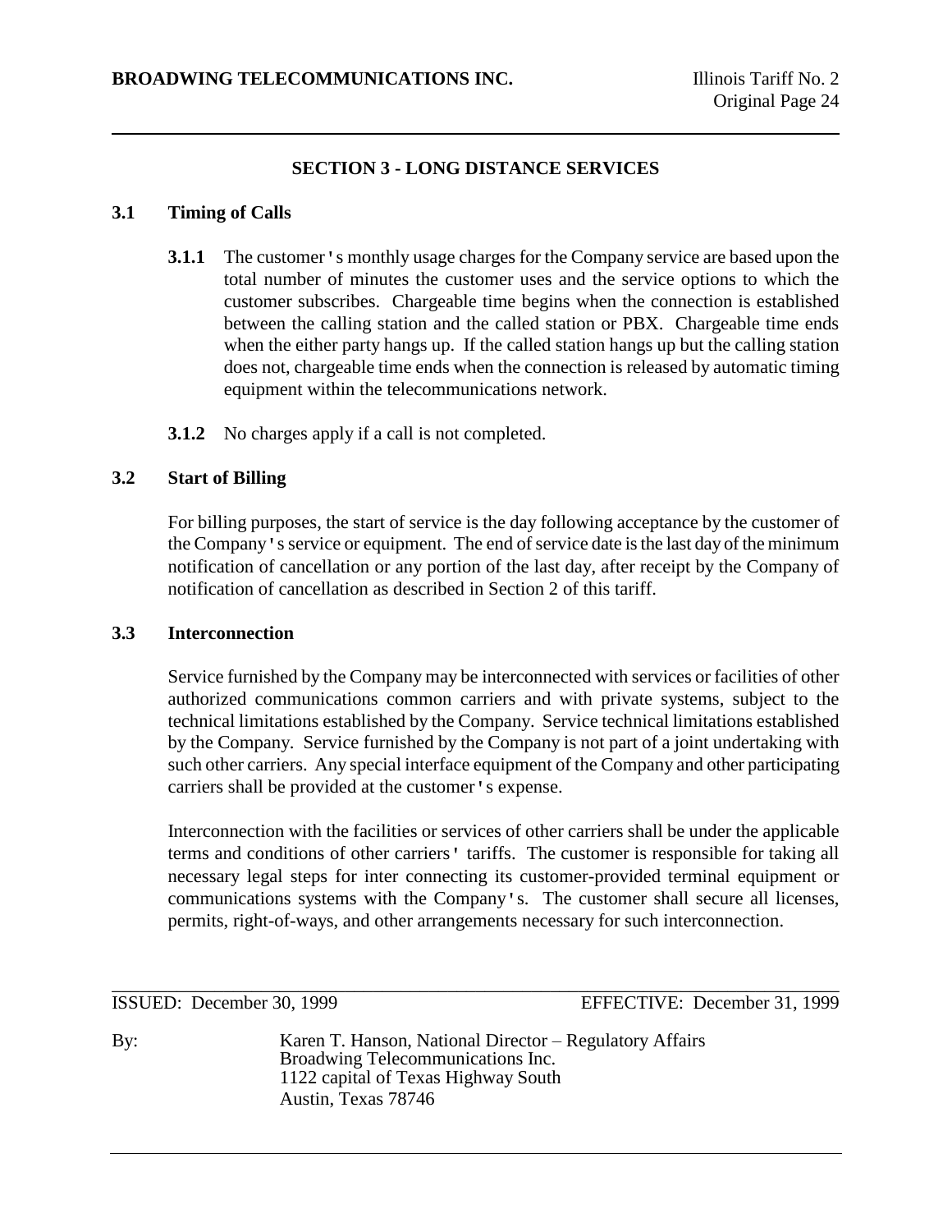## SECTION 3 - LONG DISTANCE SERVICES

### 3.1 Timing of Calls

**3.1.1** The customer's monthly usage charges for the Company service are based upon the total number of minutes the customer uses and the service options to which the customer subscribes. Chargeable time begins when the connection is established between the calling station and the called station or PBX. Chargeable time ends when the either party hangs up. If the called station hangs up but the calling station does not, chargeable time ends when the connection is released by automatic timing equipment within the telecommunications network.

**3.1.2** No charges apply if a call is not completed.

### 3.2 Start of Billing

For billing purposes, the start of service is the day following acceptance by the customer of the Company's service or equipment. The end of service date is the last day of the minimum notification of cancellation or any portion of the last day, after receipt by the Company of notification of cancellation as described in Section 2 of this tariff.

### 3.3 Interconnection

Service furnished by the Company may be interconnected with services or facilities of other authorized communications common carriers and with private systems, subject to the technical limitations established by the Company. Service technical limitations established by the Company. Service furnished by the Company is not part of a joint undertaking with such other carriers. Any special interface equipment of the Company and other participating carriers shall be provided at the customer's expense.

Interconnection with the facilities or services of other carriers shall be under the applicable terms and conditions of other carriers' tariffs. The customer is responsible for taking all necessary legal steps for inter connecting its customer-provided terminal equipment or communications systems with the Company's. The customer shall secure all licenses, permits, right-of-ways, and other arrangements necessary for such interconnection.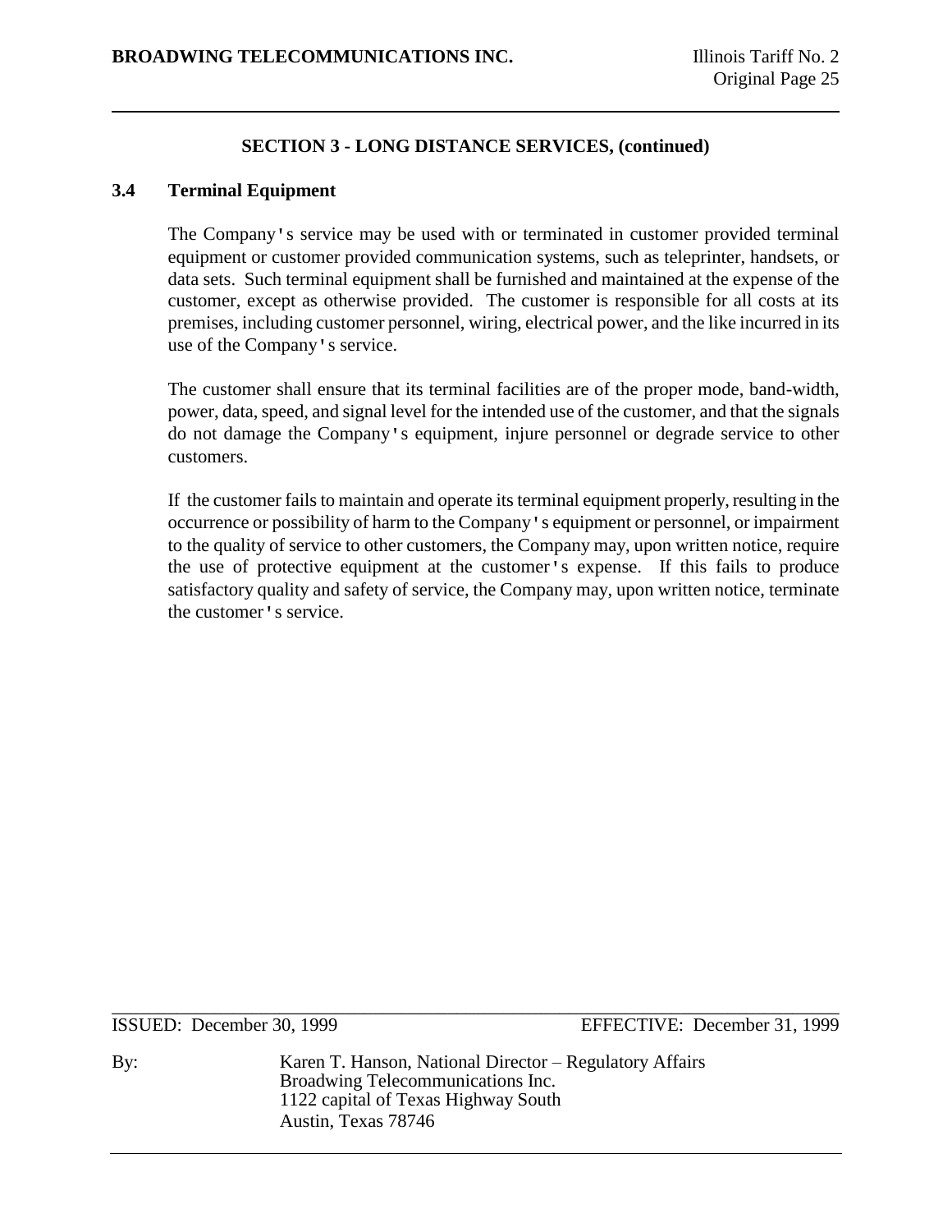## SECTION 3 - LONG DISTANCE SERVICES, (continued)

### 3.4 Terminal Equipment

The Company's service may be used with or terminated in customer provided terminal equipment or customer provided communication systems, such as teleprinter, handsets, or data sets. Such terminal equipment shall be furnished and maintained at the expense of the customer, except as otherwise provided. The customer is responsible for all costs at its premises, including customer personnel, wiring, electrical power, and the like incurred in its use of the Company's service.

The customer shall ensure that its terminal facilities are of the proper mode, band-width, power, data, speed, and signal level for the intended use of the customer, and that the signals do not damage the Company's equipment, injure personnel or degrade service to other customers.

If the customer fails to maintain and operate its terminal equipment properly, resulting in the occurrence or possibility of harm to the Company's equipment or personnel, or impairment to the quality of service to other customers, the Company may, upon written notice, require the use of protective equipment at the customer's expense. If this fails to produce satisfactory quality and safety of service, the Company may, upon written notice, terminate the customer's service.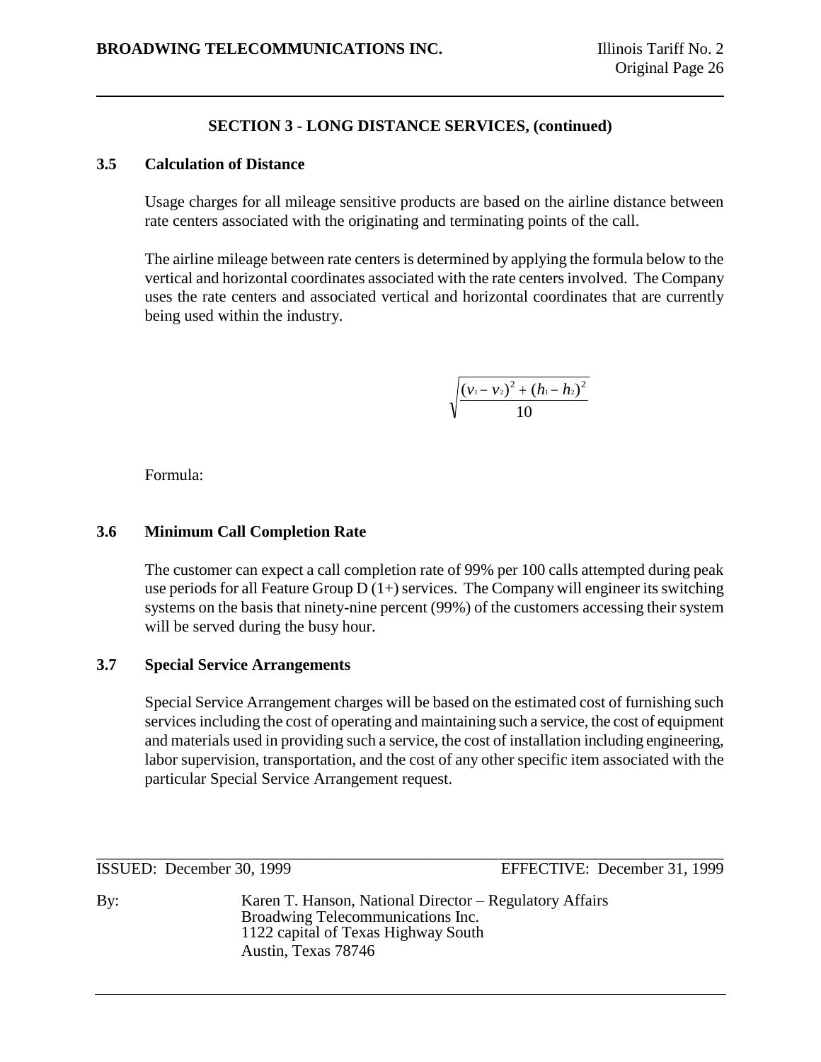## SECTION 3 - LONG DISTANCE SERVICES, (continued)

### 3.5 Calculation of Distance

Usage charges for all mileage sensitive products are based on the airline distance between rate centers associated with the originating and terminating points of the call.

The airline mileage between rate centers is determined by applying the formula below to the vertical and horizontal coordinates associated with the rate centers involved. The Company uses the rate centers and associated vertical and horizontal coordinates that are currently being used within the industry.

$$\sqrt{\frac{(v_1 - v_2)^2 + (h_1 - h_2)^2}{10}}$$

Formula:

### 3.6 Minimum Call Completion Rate

The customer can expect a call completion rate of 99% per 100 calls attempted during peak use periods for all Feature Group D (1+) services. The Company will engineer its switching systems on the basis that ninety-nine percent (99%) of the customers accessing their system will be served during the busy hour.

### 3.7 Special Service Arrangements

Special Service Arrangement charges will be based on the estimated cost of furnishing such services including the cost of operating and maintaining such a service, the cost of equipment and materials used in providing such a service, the cost of installation including engineering, labor supervision, transportation, and the cost of any other specific item associated with the particular Special Service Arrangement request.

ISSUED: December 30, 1999 EFFECTIVE: December 31, 1999

By: Karen T. Hanson, National Director – Regulatory Affairs
Broadwing Telecommunications Inc.
1122 capital of Texas Highway South
Austin, Texas 78746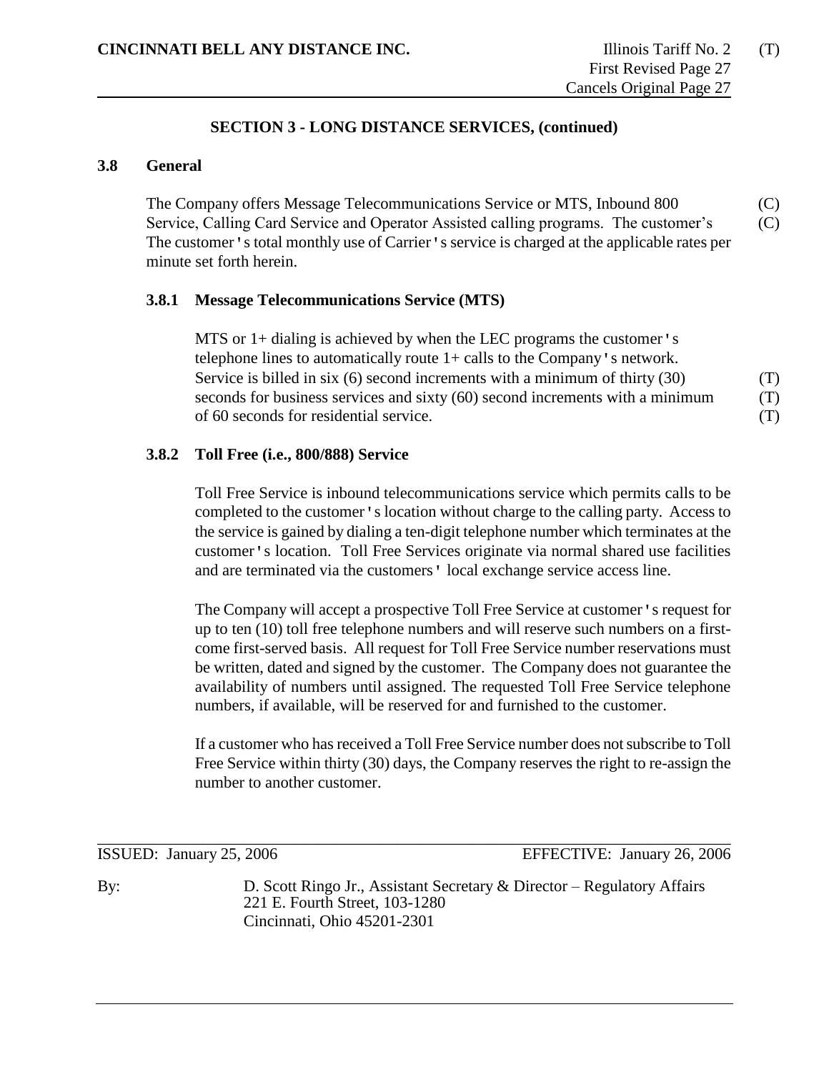**CINCINNATI BELL ANY DISTANCE INC.** Illinois Tariff No. 2 (T)
First Revised Page 27
Cancels Original Page 27

## SECTION 3 - LONG DISTANCE SERVICES, (continued)

### 3.8 General

The Company offers Message Telecommunications Service or MTS, Inbound 800 Service, Calling Card Service and Operator Assisted calling programs. The customer's The customer's total monthly use of Carrier's service is charged at the applicable rates per minute set forth herein. (C) (C)

#### 3.8.1 Message Telecommunications Service (MTS)

MTS or 1+ dialing is achieved by when the LEC programs the customer's telephone lines to automatically route 1+ calls to the Company's network. Service is billed in six (6) second increments with a minimum of thirty (30) seconds for business services and sixty (60) second increments with a minimum of 60 seconds for residential service. (T) (T) (T)

#### 3.8.2 Toll Free (i.e., 800/888) Service

Toll Free Service is inbound telecommunications service which permits calls to be completed to the customer's location without charge to the calling party. Access to the service is gained by dialing a ten-digit telephone number which terminates at the customer's location. Toll Free Services originate via normal shared use facilities and are terminated via the customers' local exchange service access line.

The Company will accept a prospective Toll Free Service at customer's request for up to ten (10) toll free telephone numbers and will reserve such numbers on a first-come first-served basis. All request for Toll Free Service number reservations must be written, dated and signed by the customer. The Company does not guarantee the availability of numbers until assigned. The requested Toll Free Service telephone numbers, if available, will be reserved for and furnished to the customer.

If a customer who has received a Toll Free Service number does not subscribe to Toll Free Service within thirty (30) days, the Company reserves the right to re-assign the number to another customer.

ISSUED: January 25, 2006 EFFECTIVE: January 26, 2006

By: D. Scott Ringo Jr., Assistant Secretary & Director – Regulatory Affairs
221 E. Fourth Street, 103-1280
Cincinnati, Ohio 45201-2301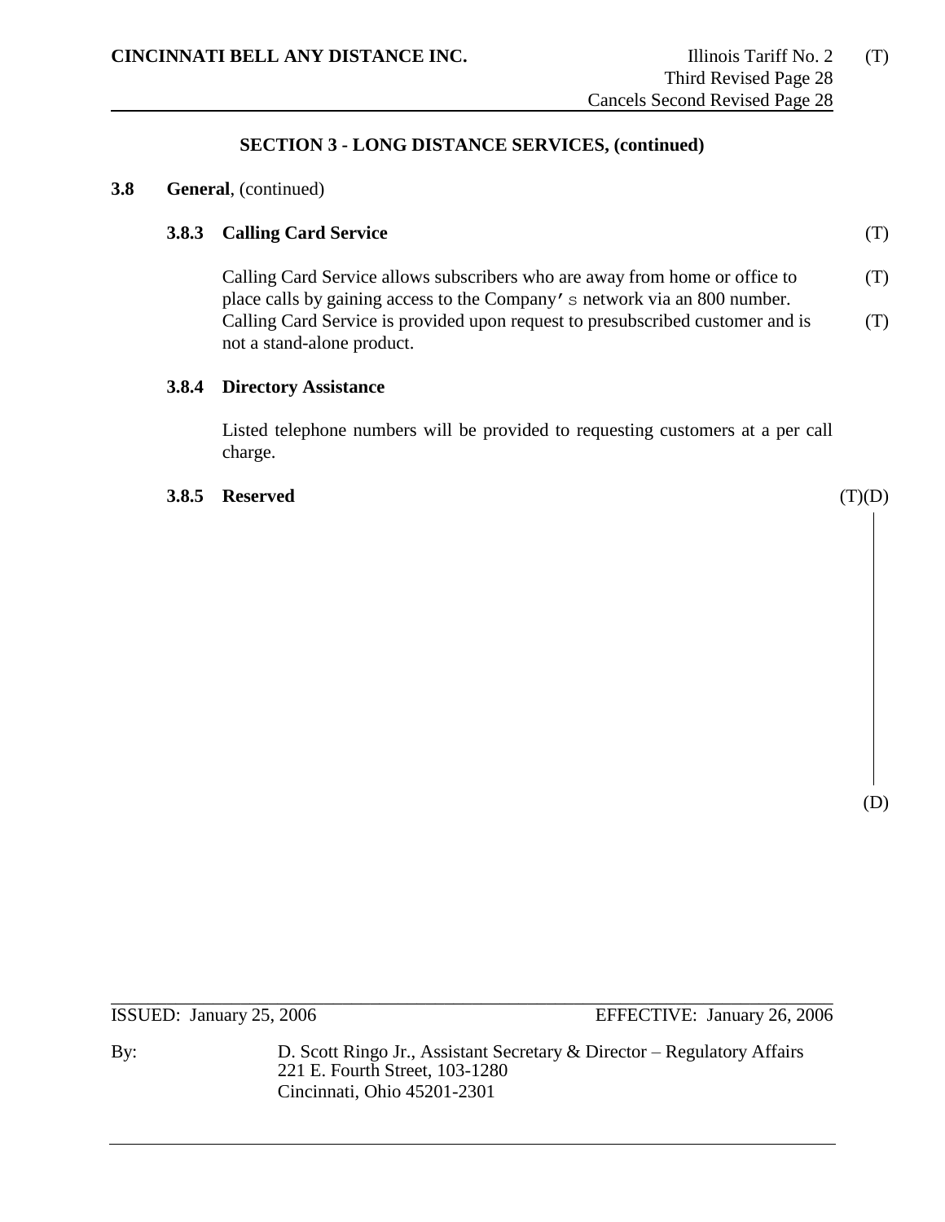**CINCINNATI BELL ANY DISTANCE INC.**

Illinois Tariff No. 2 (T)
Third Revised Page 28
Cancels Second Revised Page 28

**SECTION 3 - LONG DISTANCE SERVICES, (continued)**

**3.8 General**, (continued)

**3.8.3 Calling Card Service** (T)

Calling Card Service allows subscribers who are away from home or office to place calls by gaining access to the Company's network via an 800 number. Calling Card Service is provided upon request to presubscribed customer and is not a stand-alone product. (T)

**3.8.4 Directory Assistance**

Listed telephone numbers will be provided to requesting customers at a per call charge.

**3.8.5 Reserved** (T)(D)

(D)

ISSUED: January 25, 2006 EFFECTIVE: January 26, 2006

By: D. Scott Ringo Jr., Assistant Secretary & Director – Regulatory Affairs
221 E. Fourth Street, 103-1280
Cincinnati, Ohio 45201-2301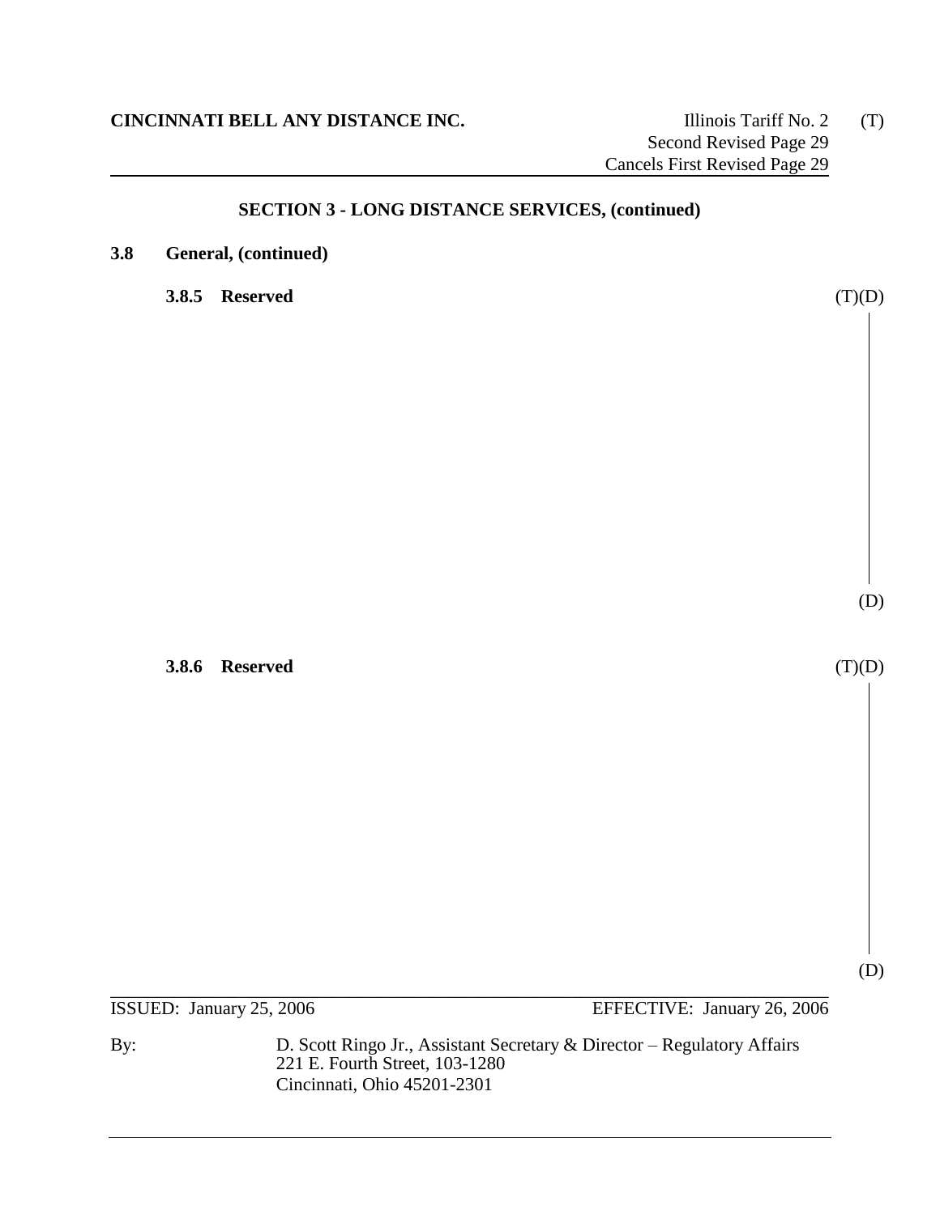**CINCINNATI BELL ANY DISTANCE INC.**

Illinois Tariff No. 2 (T)
Second Revised Page 29
Cancels First Revised Page 29

## SECTION 3 - LONG DISTANCE SERVICES, (continued)

### 3.8 General, (continued)

#### 3.8.5 Reserved

(T)(D)

(D)

#### 3.8.6 Reserved

(T)(D)

(D)

ISSUED: January 25, 2006 EFFECTIVE: January 26, 2006

By: D. Scott Ringo Jr., Assistant Secretary & Director – Regulatory Affairs
221 E. Fourth Street, 103-1280
Cincinnati, Ohio 45201-2301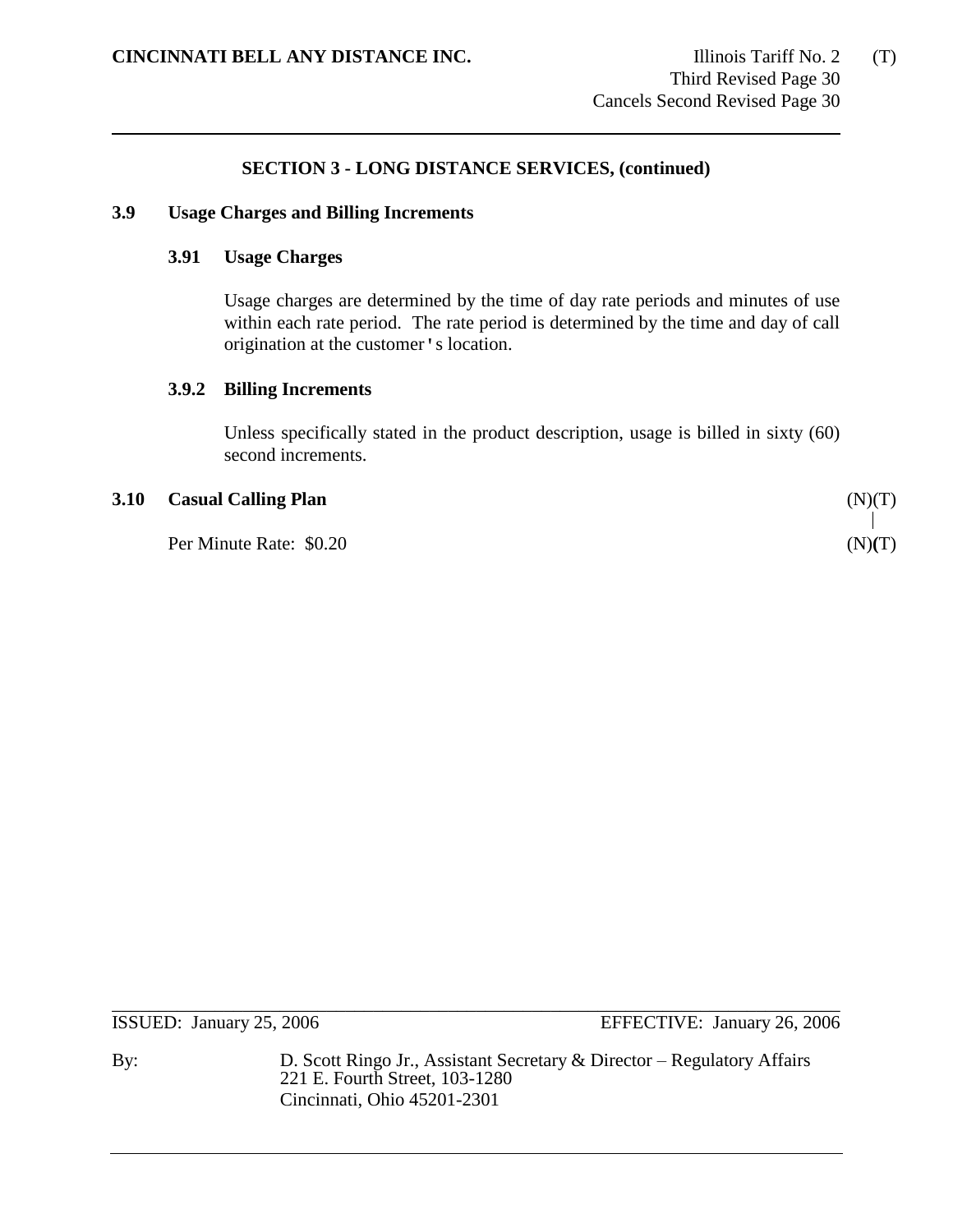**CINCINNATI BELL ANY DISTANCE INC.**

Illinois Tariff No. 2 (T)
Third Revised Page 30
Cancels Second Revised Page 30

## SECTION 3 - LONG DISTANCE SERVICES, (continued)

### 3.9 Usage Charges and Billing Increments

#### 3.91 Usage Charges

Usage charges are determined by the time of day rate periods and minutes of use within each rate period. The rate period is determined by the time and day of call origination at the customer's location.

#### 3.9.2 Billing Increments

Unless specifically stated in the product description, usage is billed in sixty (60) second increments.

### 3.10 Casual Calling Plan (N)(T)

Per Minute Rate: $0.20 (N)(T)

ISSUED: January 25, 2006 EFFECTIVE: January 26, 2006

By: D. Scott Ringo Jr., Assistant Secretary & Director – Regulatory Affairs
221 E. Fourth Street, 103-1280
Cincinnati, Ohio 45201-2301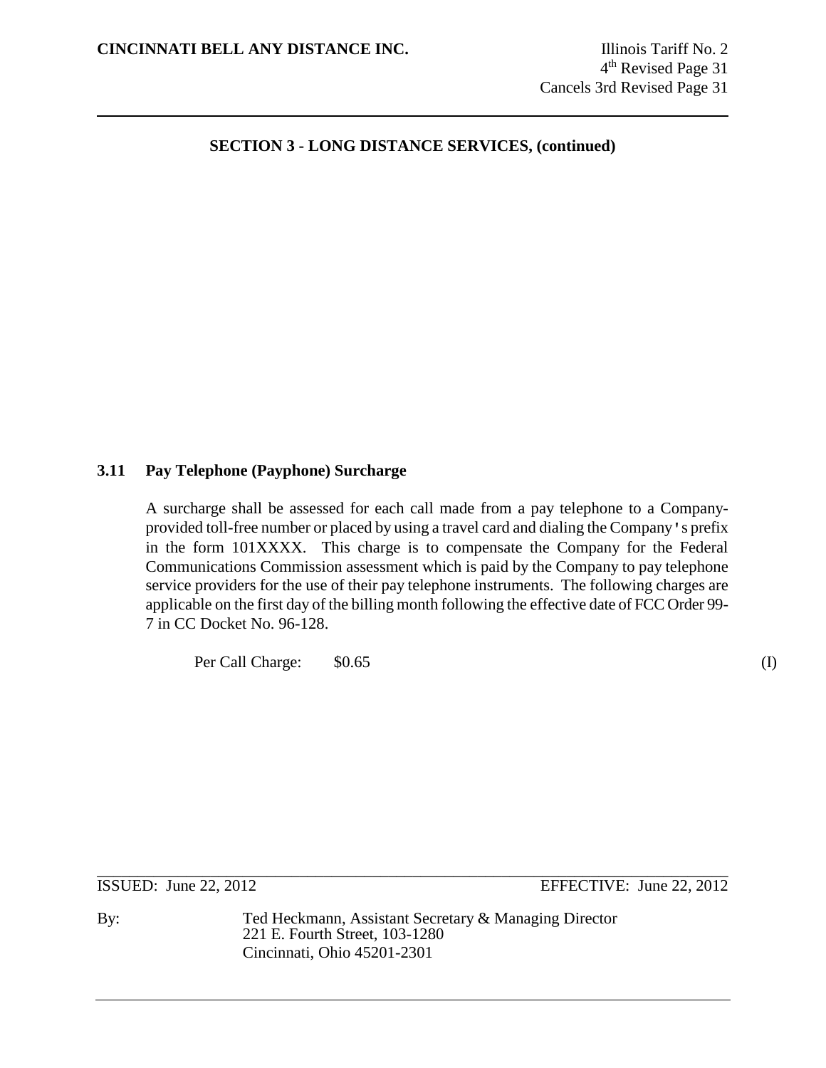**CINCINNATI BELL ANY DISTANCE INC.**

Illinois Tariff No. 2
4th Revised Page 31
Cancels 3rd Revised Page 31

## SECTION 3 - LONG DISTANCE SERVICES, (continued)

### 3.11 Pay Telephone (Payphone) Surcharge

A surcharge shall be assessed for each call made from a pay telephone to a Company-provided toll-free number or placed by using a travel card and dialing the Company's prefix in the form 101XXXX. This charge is to compensate the Company for the Federal Communications Commission assessment which is paid by the Company to pay telephone service providers for the use of their pay telephone instruments. The following charges are applicable on the first day of the billing month following the effective date of FCC Order 99-7 in CC Docket No. 96-128.

Per Call Charge: $0.65 (I)

ISSUED: June 22, 2012 EFFECTIVE: June 22, 2012

By: Ted Heckmann, Assistant Secretary & Managing Director
221 E. Fourth Street, 103-1280
Cincinnati, Ohio 45201-2301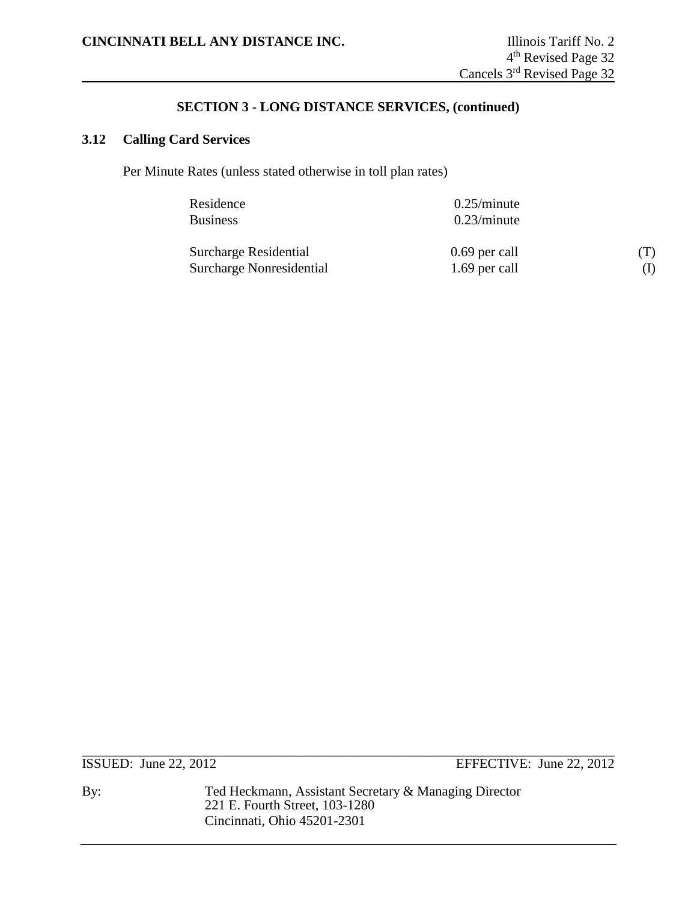## SECTION 3 - LONG DISTANCE SERVICES, (continued)

### 3.12 Calling Card Services

Per Minute Rates (unless stated otherwise in toll plan rates)

| | | |
|---|---|---|
| Residence | 0.25/minute | |
| Business | 0.23/minute | |
| Surcharge Residential | 0.69 per call | (T) |
| Surcharge Nonresidential | 1.69 per call | (I) |

ISSUED: June 22, 2012 EFFECTIVE: June 22, 2012

By: Ted Heckmann, Assistant Secretary & Managing Director
221 E. Fourth Street, 103-1280
Cincinnati, Ohio 45201-2301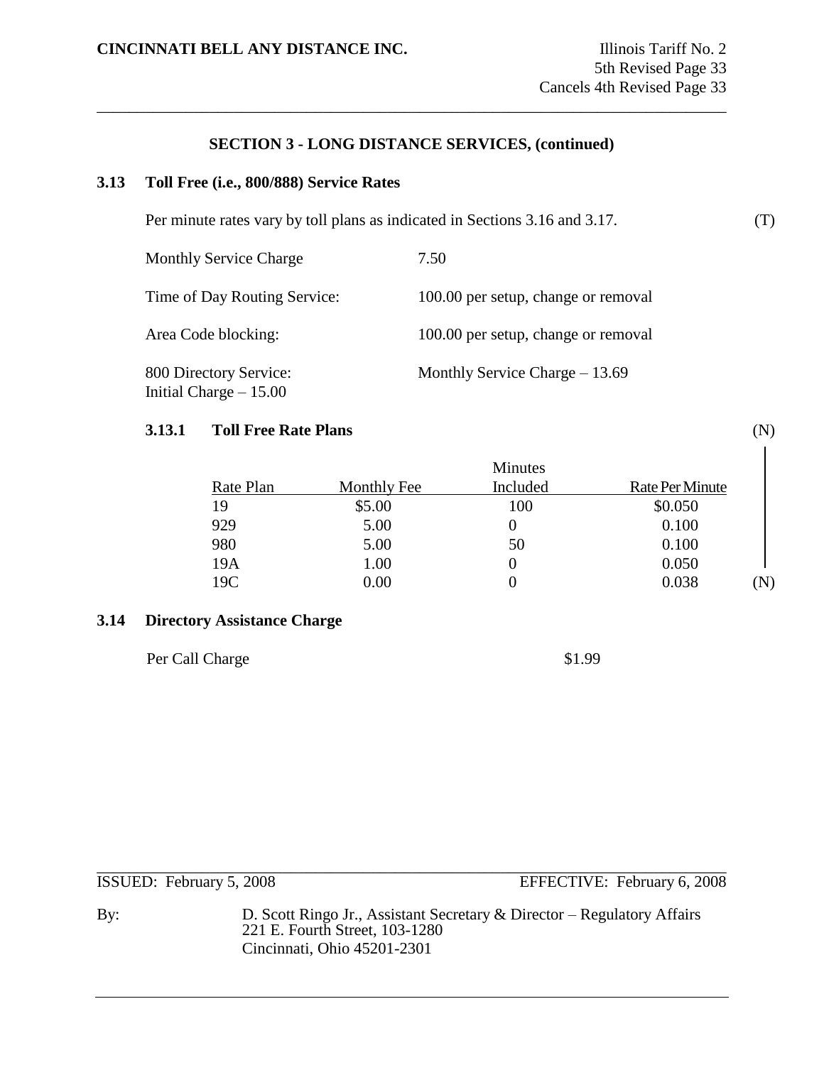**CINCINNATI BELL ANY DISTANCE INC.**

Illinois Tariff No. 2
5th Revised Page 33
Cancels 4th Revised Page 33

## SECTION 3 - LONG DISTANCE SERVICES, (continued)

### 3.13 Toll Free (i.e., 800/888) Service Rates

Per minute rates vary by toll plans as indicated in Sections 3.16 and 3.17. (T)

Monthly Service Charge 7.50

Time of Day Routing Service: 100.00 per setup, change or removal

Area Code blocking: 100.00 per setup, change or removal

800 Directory Service: Monthly Service Charge – 13.69
Initial Charge – 15.00

#### 3.13.1 Toll Free Rate Plans (N)

| Rate Plan | Monthly Fee | Minutes Included | Rate Per Minute |
|---|---|---|---|
| 19 | $5.00 | 100 | $0.050 |
| 929 | 5.00 | 0 | 0.100 |
| 980 | 5.00 | 50 | 0.100 |
| 19A | 1.00 | 0 | 0.050 |
| 19C | 0.00 | 0 | 0.038 |

(N)

### 3.14 Directory Assistance Charge

Per Call Charge $1.99

ISSUED: February 5, 2008 EFFECTIVE: February 6, 2008

By: D. Scott Ringo Jr., Assistant Secretary & Director – Regulatory Affairs
221 E. Fourth Street, 103-1280
Cincinnati, Ohio 45201-2301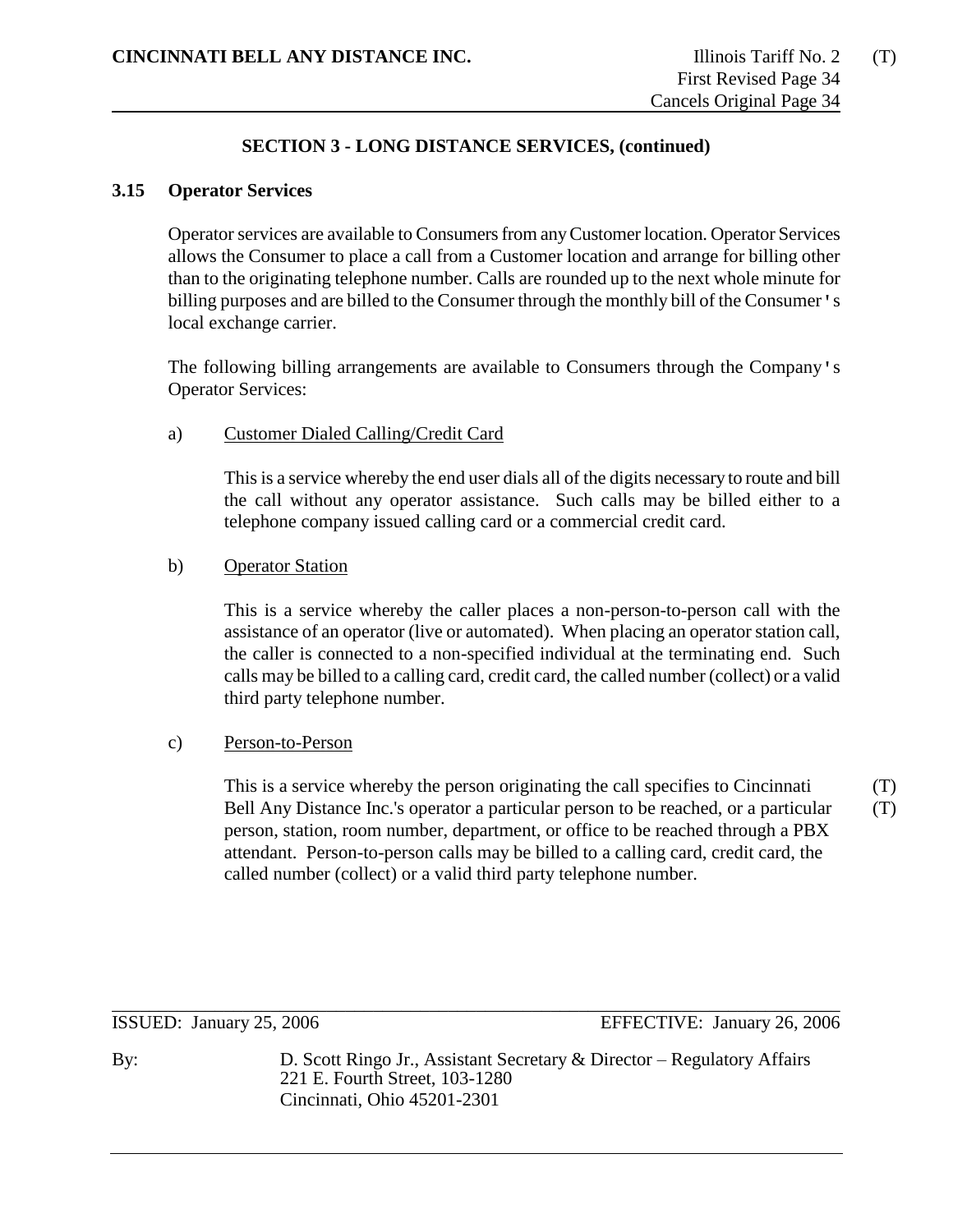## SECTION 3 - LONG DISTANCE SERVICES, (continued)

### 3.15 Operator Services

Operator services are available to Consumers from any Customer location. Operator Services allows the Consumer to place a call from a Customer location and arrange for billing other than to the originating telephone number. Calls are rounded up to the next whole minute for billing purposes and are billed to the Consumer through the monthly bill of the Consumer's local exchange carrier.

The following billing arrangements are available to Consumers through the Company's Operator Services:

a) Customer Dialed Calling/Credit Card

This is a service whereby the end user dials all of the digits necessary to route and bill the call without any operator assistance. Such calls may be billed either to a telephone company issued calling card or a commercial credit card.

b) Operator Station

This is a service whereby the caller places a non-person-to-person call with the assistance of an operator (live or automated). When placing an operator station call, the caller is connected to a non-specified individual at the terminating end. Such calls may be billed to a calling card, credit card, the called number (collect) or a valid third party telephone number.

c) Person-to-Person

This is a service whereby the person originating the call specifies to Cincinnati Bell Any Distance Inc.'s operator a particular person to be reached, or a particular person, station, room number, department, or office to be reached through a PBX attendant. Person-to-person calls may be billed to a calling card, credit card, the called number (collect) or a valid third party telephone number. (T) (T)

ISSUED: January 25, 2006 EFFECTIVE: January 26, 2006

By: D. Scott Ringo Jr., Assistant Secretary & Director – Regulatory Affairs
221 E. Fourth Street, 103-1280
Cincinnati, Ohio 45201-2301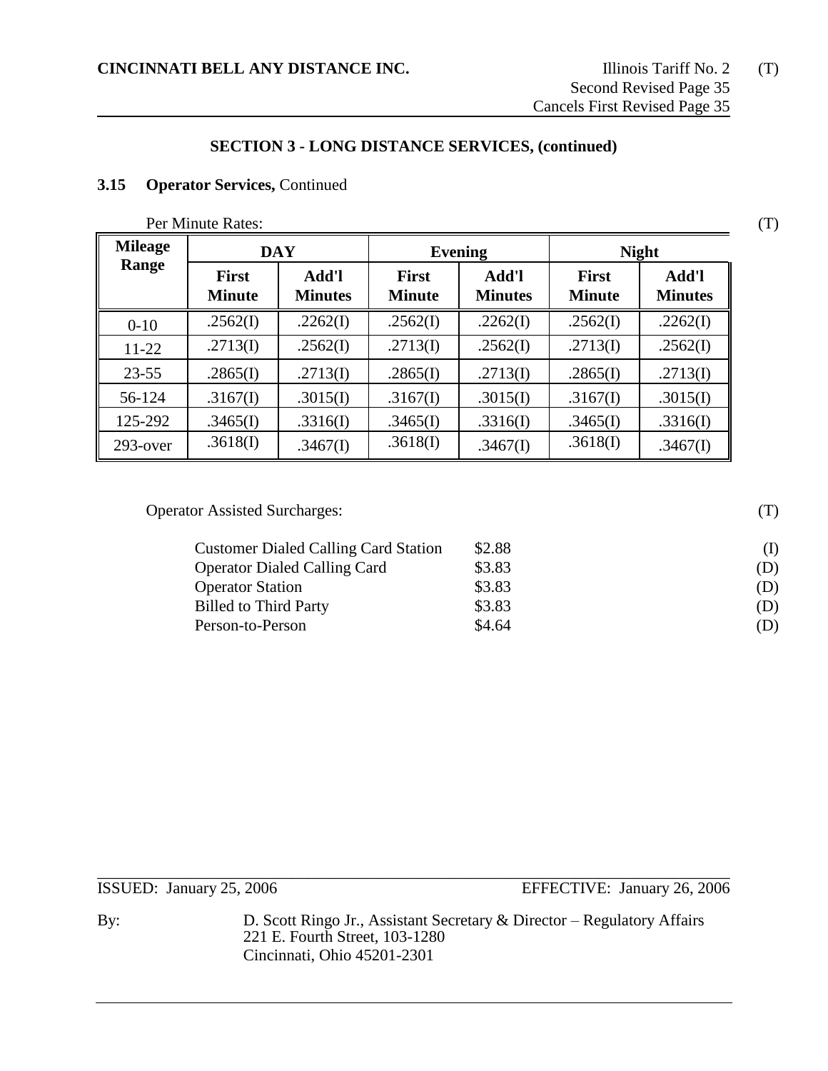**CINCINNATI BELL ANY DISTANCE INC.**

Illinois Tariff No. 2 (T)
Second Revised Page 35
Cancels First Revised Page 35

## SECTION 3 - LONG DISTANCE SERVICES, (continued)

### 3.15 Operator Services, Continued

Per Minute Rates: (T)

| Mileage Range | DAY | | Evening | | Night | |
|---|---|---|---|---|---|---|
| | **First Minute** | **Add'l Minutes** | **First Minute** | **Add'l Minutes** | **First Minute** | **Add'l Minutes** |
| 0-10 | .2562(I) | .2262(I) | .2562(I) | .2262(I) | .2562(I) | .2262(I) |
| 11-22 | .2713(I) | .2562(I) | .2713(I) | .2562(I) | .2713(I) | .2562(I) |
| 23-55 | .2865(I) | .2713(I) | .2865(I) | .2713(I) | .2865(I) | .2713(I) |
| 56-124 | .3167(I) | .3015(I) | .3167(I) | .3015(I) | .3167(I) | .3015(I) |
| 125-292 | .3465(I) | .3316(I) | .3465(I) | .3316(I) | .3465(I) | .3316(I) |
| 293-over | .3618(I) | .3467(I) | .3618(I) | .3467(I) | .3618(I) | .3467(I) |

Operator Assisted Surcharges: (T)

| | | |
|---|---|---|
| Customer Dialed Calling Card Station | $2.88 | (I) |
| Operator Dialed Calling Card | $3.83 | (D) |
| Operator Station | $3.83 | (D) |
| Billed to Third Party | $3.83 | (D) |
| Person-to-Person | $4.64 | (D) |

ISSUED: January 25, 2006 EFFECTIVE: January 26, 2006

By: D. Scott Ringo Jr., Assistant Secretary & Director – Regulatory Affairs
221 E. Fourth Street, 103-1280
Cincinnati, Ohio 45201-2301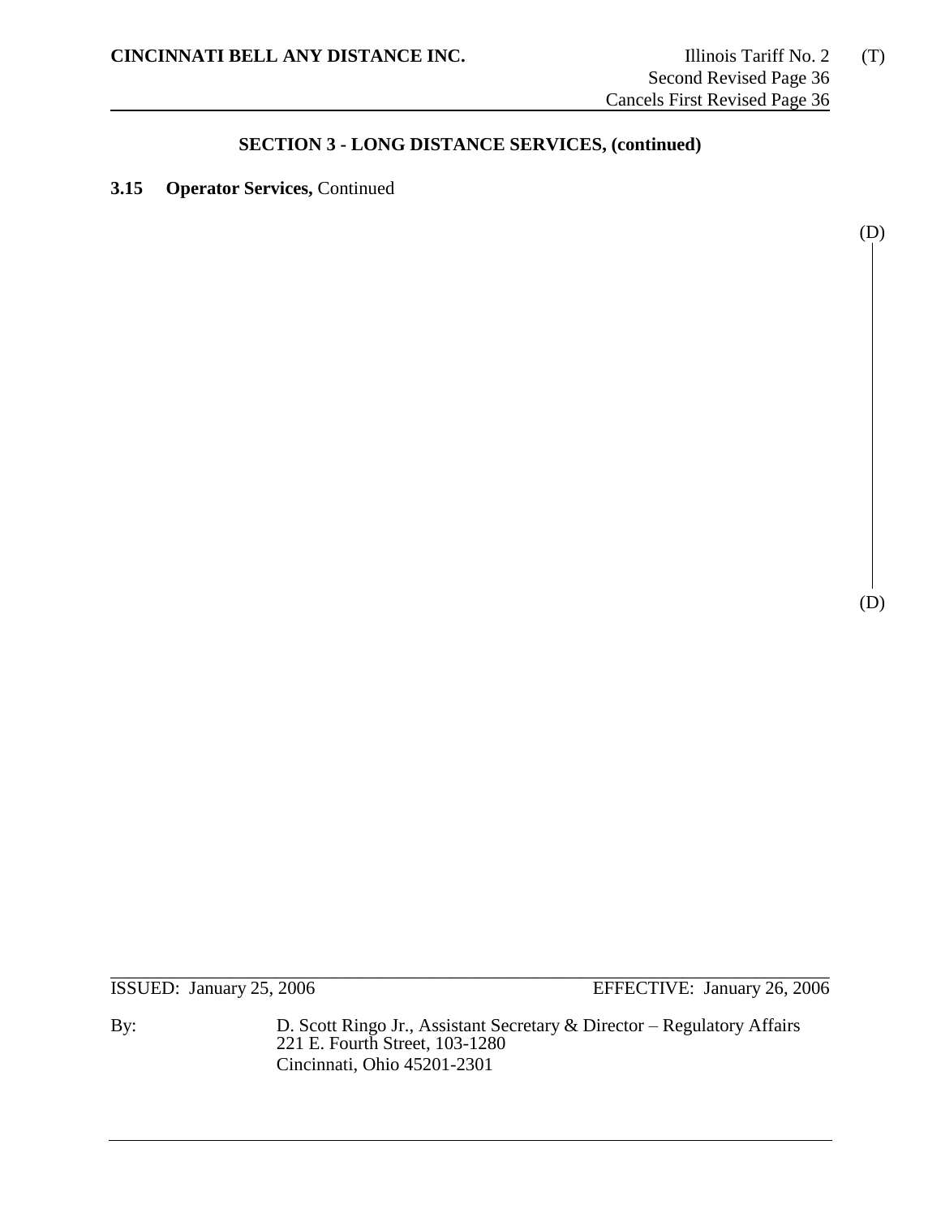## SECTION 3 - LONG DISTANCE SERVICES, (continued)

**3.15 Operator Services,** Continued

(D)

(D)

ISSUED: January 25, 2006 EFFECTIVE: January 26, 2006

By: D. Scott Ringo Jr., Assistant Secretary & Director – Regulatory Affairs
221 E. Fourth Street, 103-1280
Cincinnati, Ohio 45201-2301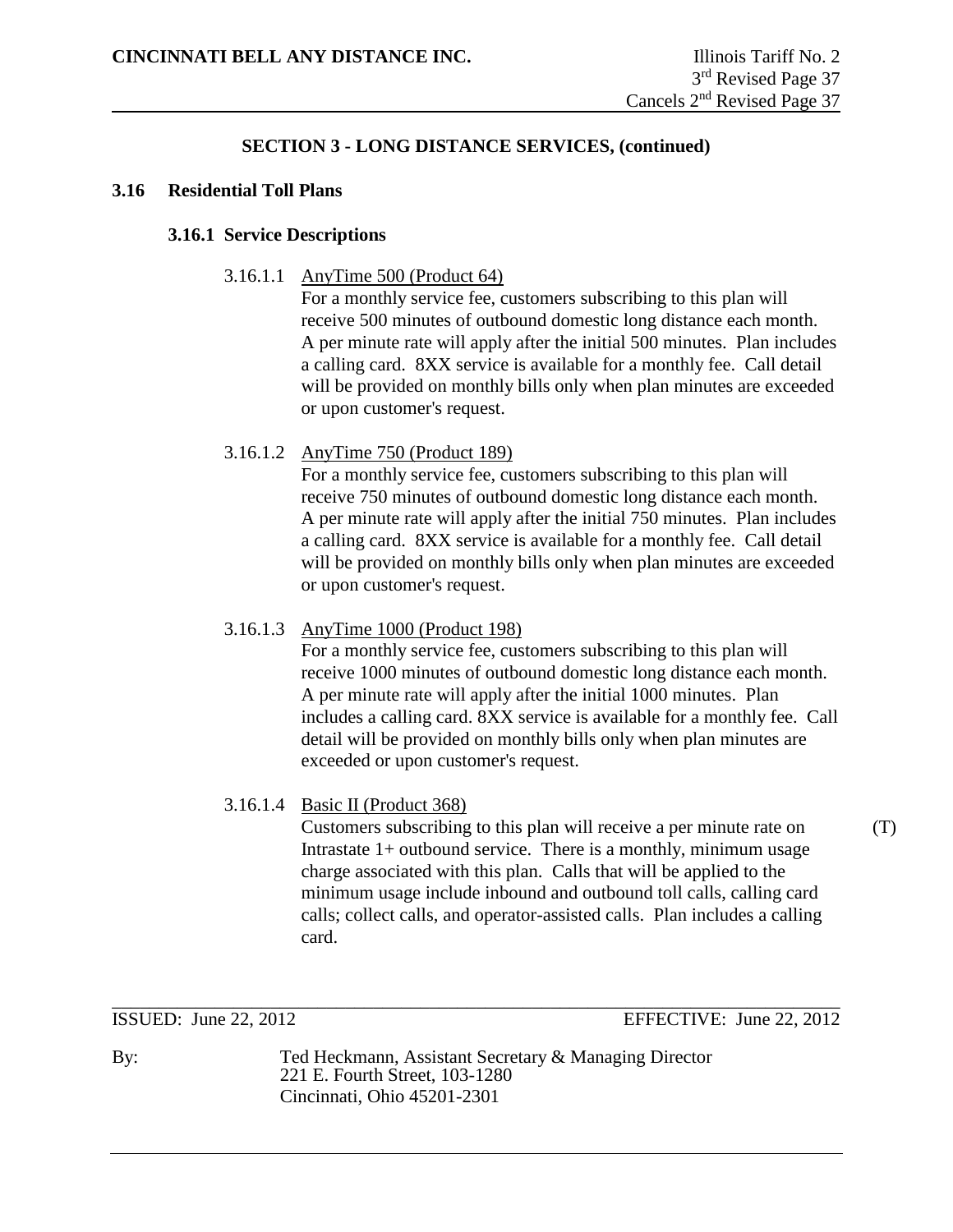## SECTION 3 - LONG DISTANCE SERVICES, (continued)

### 3.16 Residential Toll Plans

#### 3.16.1 Service Descriptions

3.16.1.1 AnyTime 500 (Product 64)

For a monthly service fee, customers subscribing to this plan will receive 500 minutes of outbound domestic long distance each month. A per minute rate will apply after the initial 500 minutes. Plan includes a calling card. 8XX service is available for a monthly fee. Call detail will be provided on monthly bills only when plan minutes are exceeded or upon customer's request.

3.16.1.2 AnyTime 750 (Product 189)

For a monthly service fee, customers subscribing to this plan will receive 750 minutes of outbound domestic long distance each month. A per minute rate will apply after the initial 750 minutes. Plan includes a calling card. 8XX service is available for a monthly fee. Call detail will be provided on monthly bills only when plan minutes are exceeded or upon customer's request.

3.16.1.3 AnyTime 1000 (Product 198)

For a monthly service fee, customers subscribing to this plan will receive 1000 minutes of outbound domestic long distance each month. A per minute rate will apply after the initial 1000 minutes. Plan includes a calling card. 8XX service is available for a monthly fee. Call detail will be provided on monthly bills only when plan minutes are exceeded or upon customer's request.

3.16.1.4 Basic II (Product 368)

Customers subscribing to this plan will receive a per minute rate on Intrastate 1+ outbound service. There is a monthly, minimum usage charge associated with this plan. Calls that will be applied to the minimum usage include inbound and outbound toll calls, calling card calls; collect calls, and operator-assisted calls. Plan includes a calling card. (T)

ISSUED: June 22, 2012 EFFECTIVE: June 22, 2012

By: Ted Heckmann, Assistant Secretary & Managing Director
221 E. Fourth Street, 103-1280
Cincinnati, Ohio 45201-2301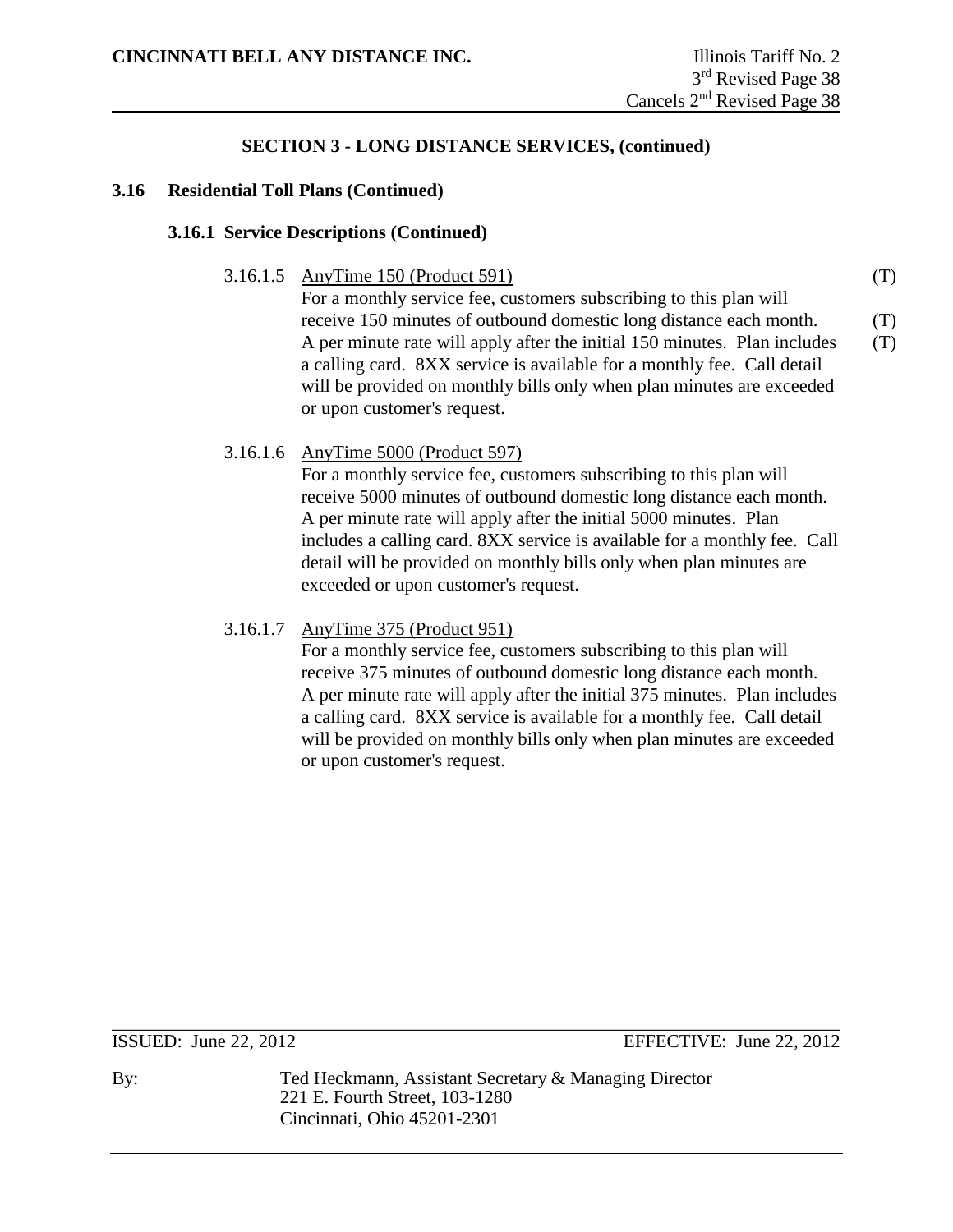## SECTION 3 - LONG DISTANCE SERVICES, (continued)

### 3.16 Residential Toll Plans (Continued)

#### 3.16.1 Service Descriptions (Continued)

3.16.1.5 AnyTime 150 (Product 591) (T)

For a monthly service fee, customers subscribing to this plan will receive 150 minutes of outbound domestic long distance each month. (T) A per minute rate will apply after the initial 150 minutes. Plan includes (T) a calling card. 8XX service is available for a monthly fee. Call detail will be provided on monthly bills only when plan minutes are exceeded or upon customer's request.

3.16.1.6 AnyTime 5000 (Product 597)

For a monthly service fee, customers subscribing to this plan will receive 5000 minutes of outbound domestic long distance each month. A per minute rate will apply after the initial 5000 minutes. Plan includes a calling card. 8XX service is available for a monthly fee. Call detail will be provided on monthly bills only when plan minutes are exceeded or upon customer's request.

3.16.1.7 AnyTime 375 (Product 951)

For a monthly service fee, customers subscribing to this plan will receive 375 minutes of outbound domestic long distance each month. A per minute rate will apply after the initial 375 minutes. Plan includes a calling card. 8XX service is available for a monthly fee. Call detail will be provided on monthly bills only when plan minutes are exceeded or upon customer's request.

ISSUED: June 22, 2012 EFFECTIVE: June 22, 2012

By: Ted Heckmann, Assistant Secretary & Managing Director
221 E. Fourth Street, 103-1280
Cincinnati, Ohio 45201-2301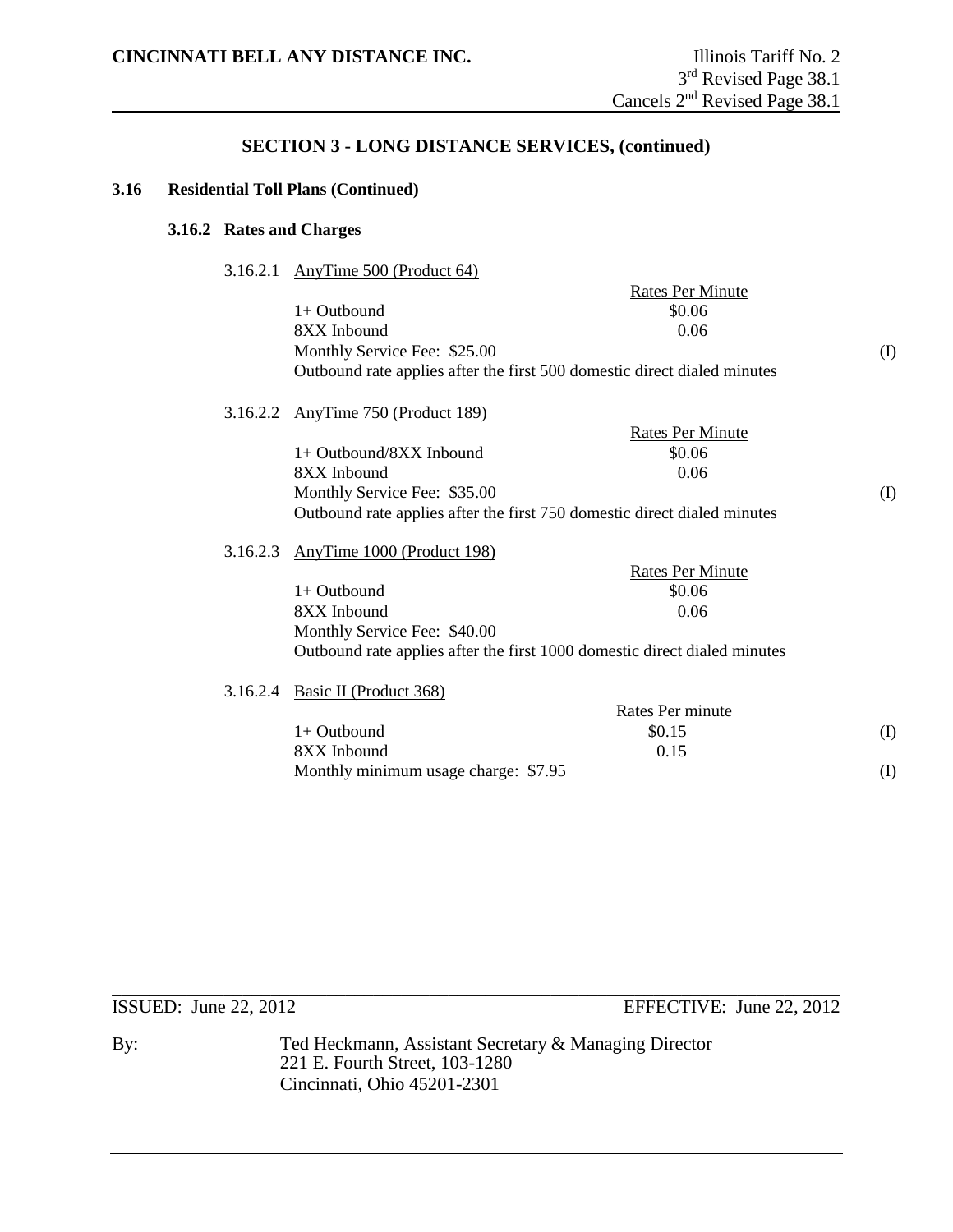**CINCINNATI BELL ANY DISTANCE INC.**

Illinois Tariff No. 2
3rd Revised Page 38.1
Cancels 2nd Revised Page 38.1

## SECTION 3 - LONG DISTANCE SERVICES, (continued)

### 3.16 Residential Toll Plans (Continued)

#### 3.16.2 Rates and Charges

3.16.2.1 AnyTime 500 (Product 64)

| | Rates Per Minute | |
|---|---|---|
| 1+ Outbound | $0.06 | |
| 8XX Inbound | 0.06 | |
| Monthly Service Fee: $25.00 | | (I) |

Outbound rate applies after the first 500 domestic direct dialed minutes

3.16.2.2 AnyTime 750 (Product 189)

| | Rates Per Minute | |
|---|---|---|
| 1+ Outbound/8XX Inbound | $0.06 | |
| 8XX Inbound | 0.06 | |
| Monthly Service Fee: $35.00 | | (I) |

Outbound rate applies after the first 750 domestic direct dialed minutes

3.16.2.3 AnyTime 1000 (Product 198)

| | Rates Per Minute |
|---|---|
| 1+ Outbound | $0.06 |
| 8XX Inbound | 0.06 |
| Monthly Service Fee: $40.00 | |

Outbound rate applies after the first 1000 domestic direct dialed minutes

3.16.2.4 Basic II (Product 368)

| | Rates Per minute | |
|---|---|---|
| 1+ Outbound | $0.15 | (I) |
| 8XX Inbound | 0.15 | |
| Monthly minimum usage charge: $7.95 | | (I) |

ISSUED: June 22, 2012 EFFECTIVE: June 22, 2012

By: Ted Heckmann, Assistant Secretary & Managing Director
221 E. Fourth Street, 103-1280
Cincinnati, Ohio 45201-2301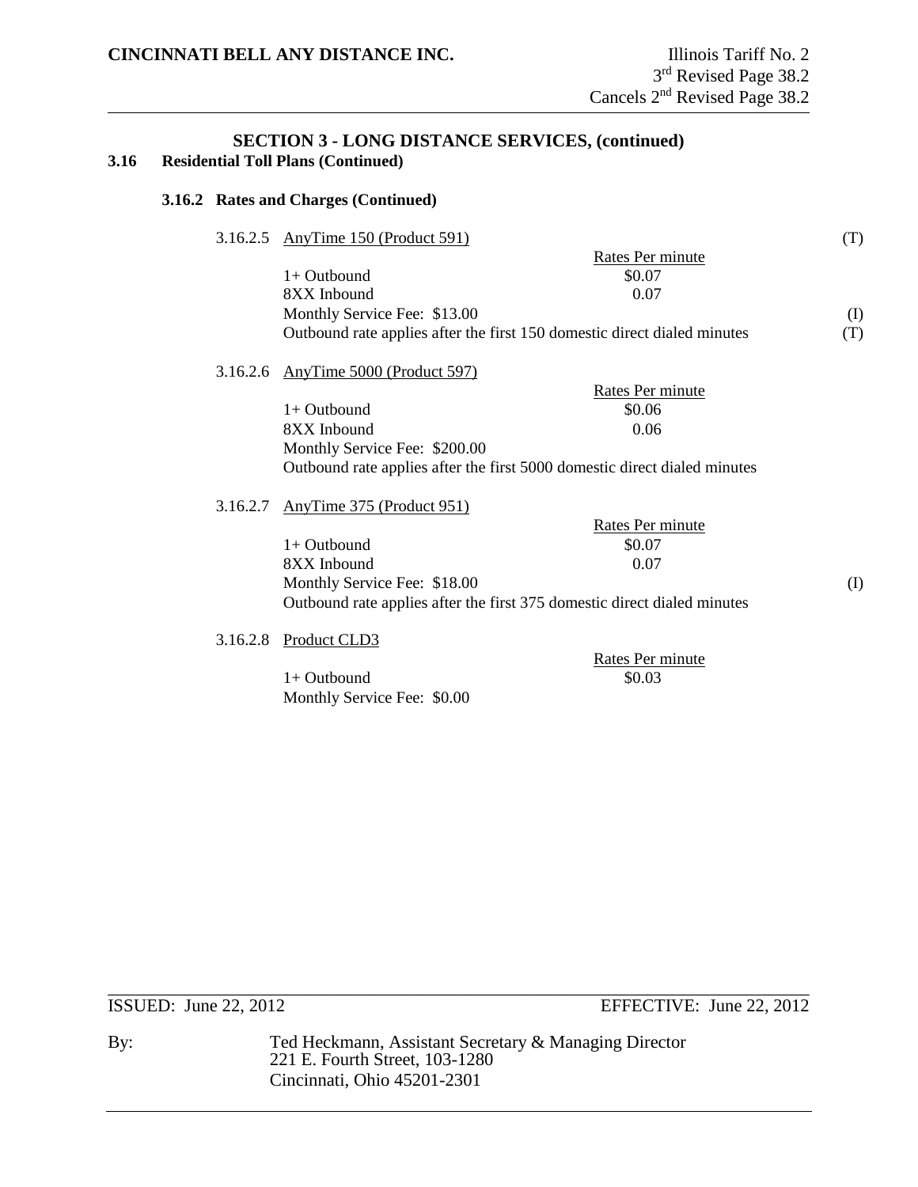# SECTION 3 - LONG DISTANCE SERVICES, (continued)

## 3.16 Residential Toll Plans (Continued)

### 3.16.2 Rates and Charges (Continued)

3.16.2.5 AnyTime 150 (Product 591) (T)

| | Rates Per minute | |
|---|---|---|
| 1+ Outbound | $0.07 | |
| 8XX Inbound | 0.07 | |
| Monthly Service Fee: $13.00 | | (I) |
| Outbound rate applies after the first 150 domestic direct dialed minutes | | (T) |

3.16.2.6 AnyTime 5000 (Product 597)

| | Rates Per minute |
|---|---|
| 1+ Outbound | $0.06 |
| 8XX Inbound | 0.06 |

Monthly Service Fee: $200.00

Outbound rate applies after the first 5000 domestic direct dialed minutes

3.16.2.7 AnyTime 375 (Product 951)

| | Rates Per minute | |
|---|---|---|
| 1+ Outbound | $0.07 | |
| 8XX Inbound | 0.07 | |
| Monthly Service Fee: $18.00 | | (I) |

Outbound rate applies after the first 375 domestic direct dialed minutes

3.16.2.8 Product CLD3

| | Rates Per minute |
|---|---|
| 1+ Outbound | $0.03 |

Monthly Service Fee: $0.00

ISSUED: June 22, 2012 EFFECTIVE: June 22, 2012

By: Ted Heckmann, Assistant Secretary & Managing Director
221 E. Fourth Street, 103-1280
Cincinnati, Ohio 45201-2301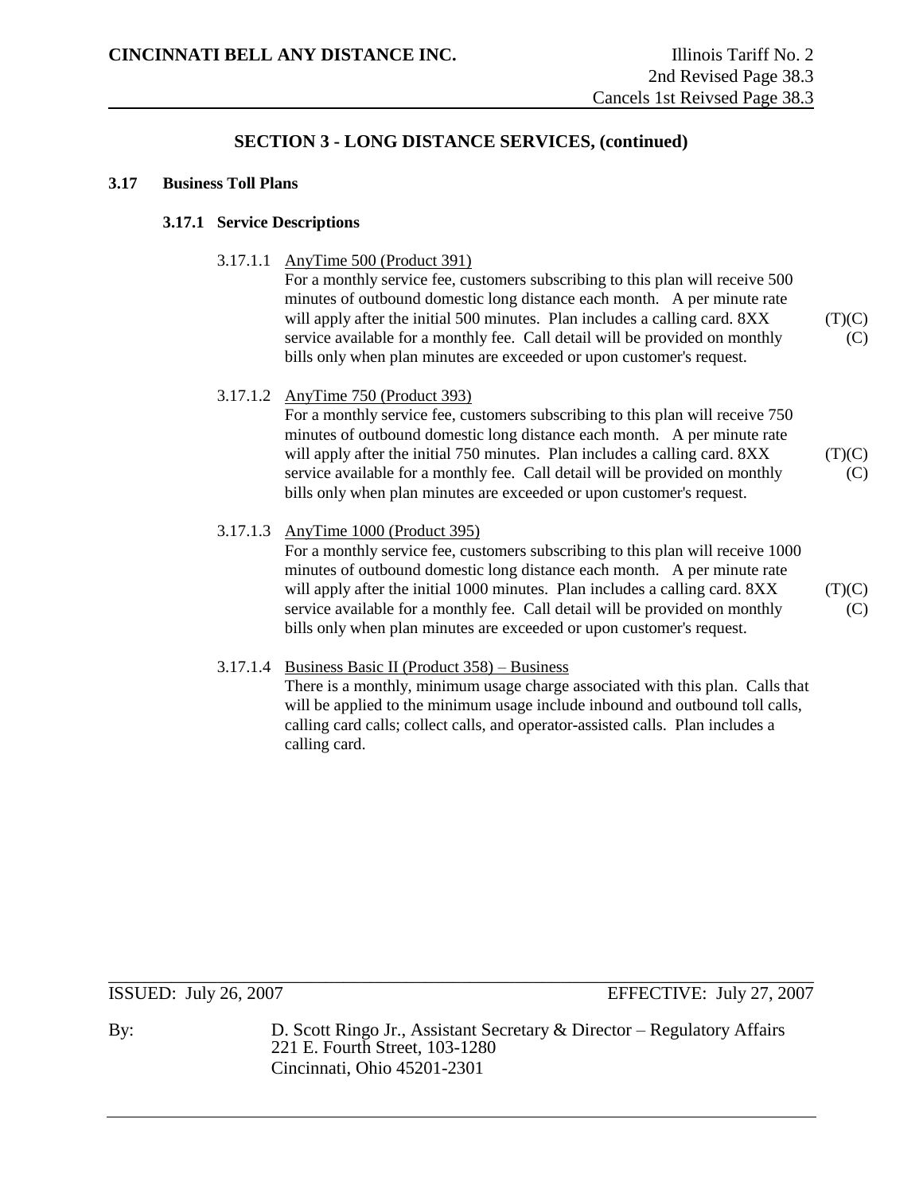## SECTION 3 - LONG DISTANCE SERVICES, (continued)

### 3.17 Business Toll Plans

#### 3.17.1 Service Descriptions

3.17.1.1 AnyTime 500 (Product 391)

For a monthly service fee, customers subscribing to this plan will receive 500 minutes of outbound domestic long distance each month. A per minute rate will apply after the initial 500 minutes. Plan includes a calling card. 8XX service available for a monthly fee. Call detail will be provided on monthly bills only when plan minutes are exceeded or upon customer's request. (T)(C) (C)

3.17.1.2 AnyTime 750 (Product 393)

For a monthly service fee, customers subscribing to this plan will receive 750 minutes of outbound domestic long distance each month. A per minute rate will apply after the initial 750 minutes. Plan includes a calling card. 8XX service available for a monthly fee. Call detail will be provided on monthly bills only when plan minutes are exceeded or upon customer's request. (T)(C) (C)

3.17.1.3 AnyTime 1000 (Product 395)

For a monthly service fee, customers subscribing to this plan will receive 1000 minutes of outbound domestic long distance each month. A per minute rate will apply after the initial 1000 minutes. Plan includes a calling card. 8XX service available for a monthly fee. Call detail will be provided on monthly bills only when plan minutes are exceeded or upon customer's request. (T)(C) (C)

3.17.1.4 Business Basic II (Product 358) – Business

There is a monthly, minimum usage charge associated with this plan. Calls that will be applied to the minimum usage include inbound and outbound toll calls, calling card calls; collect calls, and operator-assisted calls. Plan includes a calling card.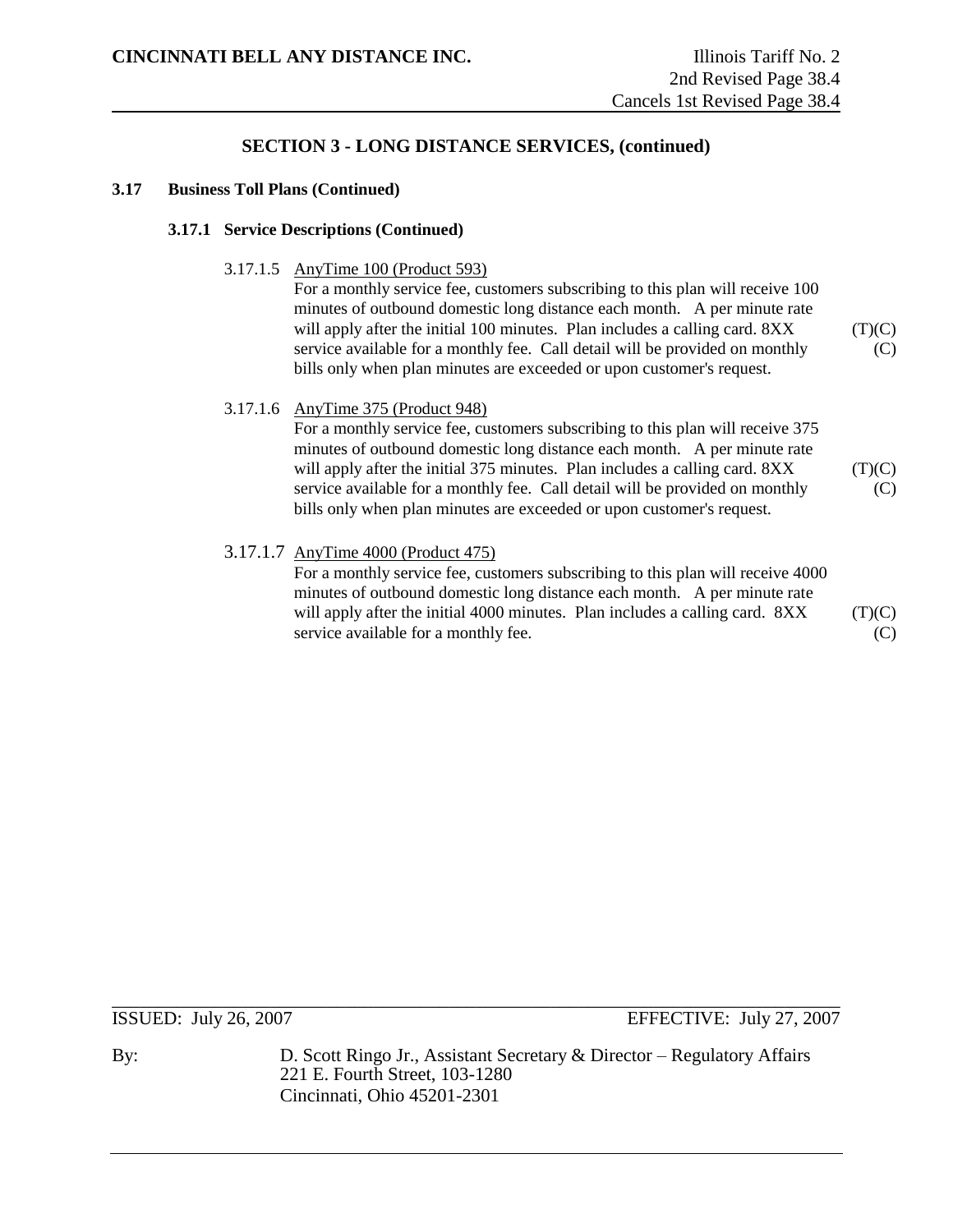## SECTION 3 - LONG DISTANCE SERVICES, (continued)

### 3.17 Business Toll Plans (Continued)

#### 3.17.1 Service Descriptions (Continued)

3.17.1.5 AnyTime 100 (Product 593)

For a monthly service fee, customers subscribing to this plan will receive 100 minutes of outbound domestic long distance each month. A per minute rate will apply after the initial 100 minutes. Plan includes a calling card. 8XX service available for a monthly fee. Call detail will be provided on monthly bills only when plan minutes are exceeded or upon customer's request. (T)(C) (C)

3.17.1.6 AnyTime 375 (Product 948)

For a monthly service fee, customers subscribing to this plan will receive 375 minutes of outbound domestic long distance each month. A per minute rate will apply after the initial 375 minutes. Plan includes a calling card. 8XX service available for a monthly fee. Call detail will be provided on monthly bills only when plan minutes are exceeded or upon customer's request. (T)(C) (C)

3.17.1.7 AnyTime 4000 (Product 475)

For a monthly service fee, customers subscribing to this plan will receive 4000 minutes of outbound domestic long distance each month. A per minute rate will apply after the initial 4000 minutes. Plan includes a calling card. 8XX service available for a monthly fee. (T)(C) (C)

ISSUED: July 26, 2007 EFFECTIVE: July 27, 2007

By: D. Scott Ringo Jr., Assistant Secretary & Director – Regulatory Affairs
221 E. Fourth Street, 103-1280
Cincinnati, Ohio 45201-2301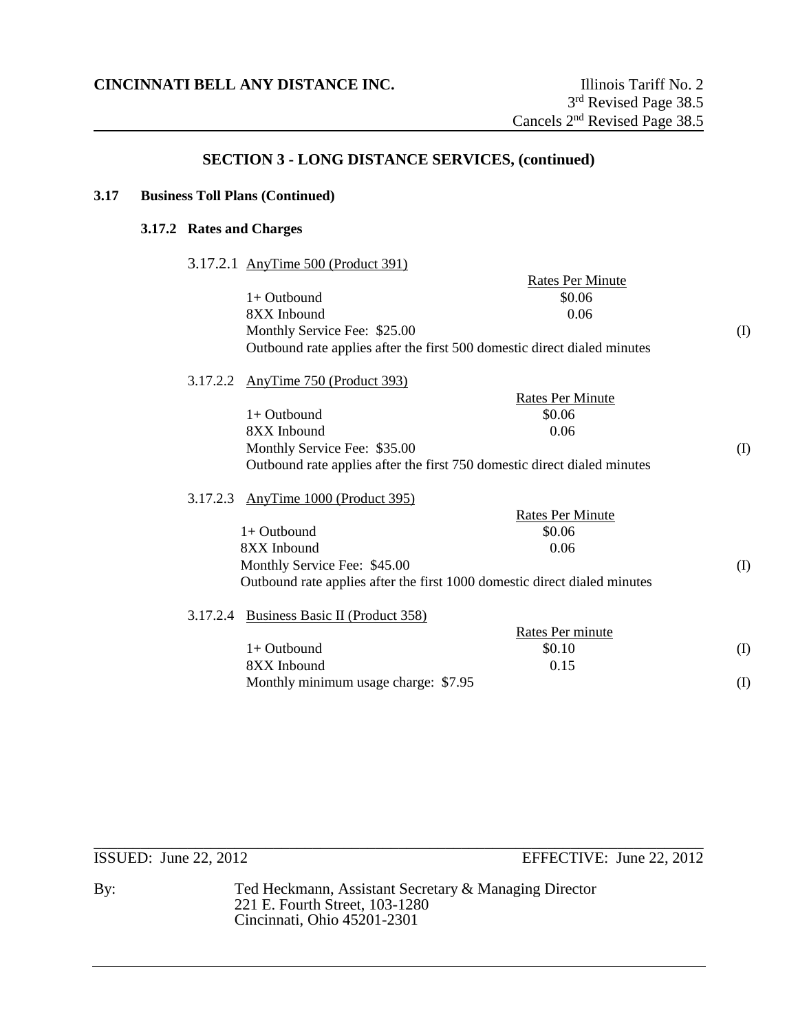**CINCINNATI BELL ANY DISTANCE INC.**

Illinois Tariff No. 2
3rd Revised Page 38.5
Cancels 2nd Revised Page 38.5

## SECTION 3 - LONG DISTANCE SERVICES, (continued)

### 3.17 Business Toll Plans (Continued)

#### 3.17.2 Rates and Charges

3.17.2.1 AnyTime 500 (Product 391)

| | Rates Per Minute | |
|---|---|---|
| 1+ Outbound | $0.06 | |
| 8XX Inbound | 0.06 | |
| Monthly Service Fee: $25.00 | | (I) |

Outbound rate applies after the first 500 domestic direct dialed minutes

3.17.2.2 AnyTime 750 (Product 393)

| | Rates Per Minute | |
|---|---|---|
| 1+ Outbound | $0.06 | |
| 8XX Inbound | 0.06 | |
| Monthly Service Fee: $35.00 | | (I) |

Outbound rate applies after the first 750 domestic direct dialed minutes

3.17.2.3 AnyTime 1000 (Product 395)

| | Rates Per Minute | |
|---|---|---|
| 1+ Outbound | $0.06 | |
| 8XX Inbound | 0.06 | |
| Monthly Service Fee: $45.00 | | (I) |

Outbound rate applies after the first 1000 domestic direct dialed minutes

3.17.2.4 Business Basic II (Product 358)

| | Rates Per minute | |
|---|---|---|
| 1+ Outbound | $0.10 | (I) |
| 8XX Inbound | 0.15 | |
| Monthly minimum usage charge: $7.95 | | (I) |

ISSUED: June 22, 2012 EFFECTIVE: June 22, 2012

By: Ted Heckmann, Assistant Secretary & Managing Director
221 E. Fourth Street, 103-1280
Cincinnati, Ohio 45201-2301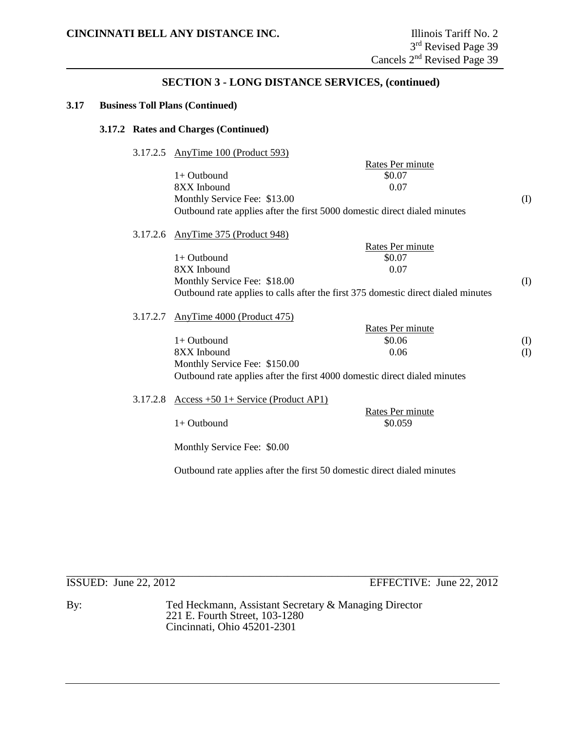**CINCINNATI BELL ANY DISTANCE INC.**

Illinois Tariff No. 2
3rd Revised Page 39
Cancels 2nd Revised Page 39

## SECTION 3 - LONG DISTANCE SERVICES, (continued)

### 3.17 Business Toll Plans (Continued)

#### 3.17.2 Rates and Charges (Continued)

3.17.2.5 AnyTime 100 (Product 593)

| | Rates Per minute | |
|---|---|---|
| 1+ Outbound | $0.07 | |
| 8XX Inbound | 0.07 | |
| Monthly Service Fee: $13.00 | | (I) |

Outbound rate applies after the first 5000 domestic direct dialed minutes

3.17.2.6 AnyTime 375 (Product 948)

| | Rates Per minute | |
|---|---|---|
| 1+ Outbound | $0.07 | |
| 8XX Inbound | 0.07 | |
| Monthly Service Fee: $18.00 | | (I) |

Outbound rate applies to calls after the first 375 domestic direct dialed minutes

3.17.2.7 AnyTime 4000 (Product 475)

| | Rates Per minute | |
|---|---|---|
| 1+ Outbound | $0.06 | (I) |
| 8XX Inbound | 0.06 | (I) |
| Monthly Service Fee: $150.00 | | |

Outbound rate applies after the first 4000 domestic direct dialed minutes

3.17.2.8 Access +50 1+ Service (Product AP1)

| | Rates Per minute |
|---|---|
| 1+ Outbound | $0.059 |

Monthly Service Fee: $0.00

Outbound rate applies after the first 50 domestic direct dialed minutes

ISSUED: June 22, 2012 EFFECTIVE: June 22, 2012

By: Ted Heckmann, Assistant Secretary & Managing Director
221 E. Fourth Street, 103-1280
Cincinnati, Ohio 45201-2301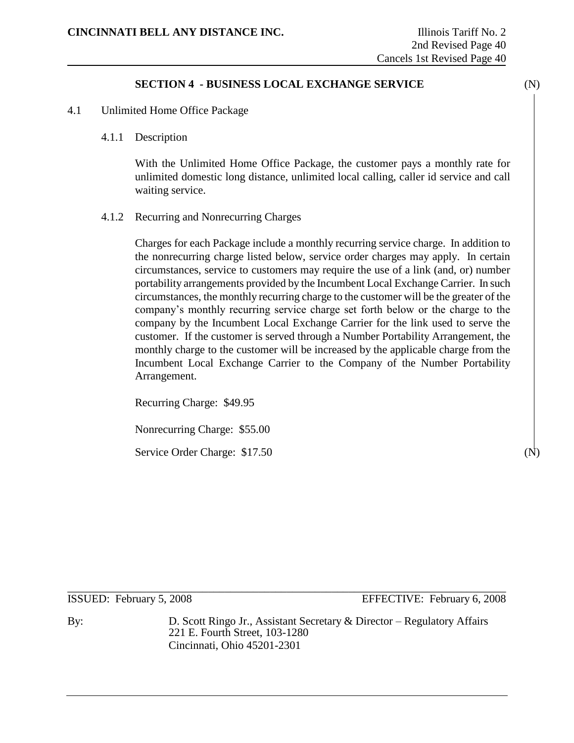## SECTION 4 - BUSINESS LOCAL EXCHANGE SERVICE (N)

4.1 Unlimited Home Office Package

4.1.1 Description

With the Unlimited Home Office Package, the customer pays a monthly rate for unlimited domestic long distance, unlimited local calling, caller id service and call waiting service.

4.1.2 Recurring and Nonrecurring Charges

Charges for each Package include a monthly recurring service charge. In addition to the nonrecurring charge listed below, service order charges may apply. In certain circumstances, service to customers may require the use of a link (and, or) number portability arrangements provided by the Incumbent Local Exchange Carrier. In such circumstances, the monthly recurring charge to the customer will be the greater of the company's monthly recurring service charge set forth below or the charge to the company by the Incumbent Local Exchange Carrier for the link used to serve the customer. If the customer is served through a Number Portability Arrangement, the monthly charge to the customer will be increased by the applicable charge from the Incumbent Local Exchange Carrier to the Company of the Number Portability Arrangement.

Recurring Charge: $49.95

Nonrecurring Charge: $55.00

Service Order Charge: $17.50 (N)

ISSUED: February 5, 2008 EFFECTIVE: February 6, 2008

By: D. Scott Ringo Jr., Assistant Secretary & Director – Regulatory Affairs
221 E. Fourth Street, 103-1280
Cincinnati, Ohio 45201-2301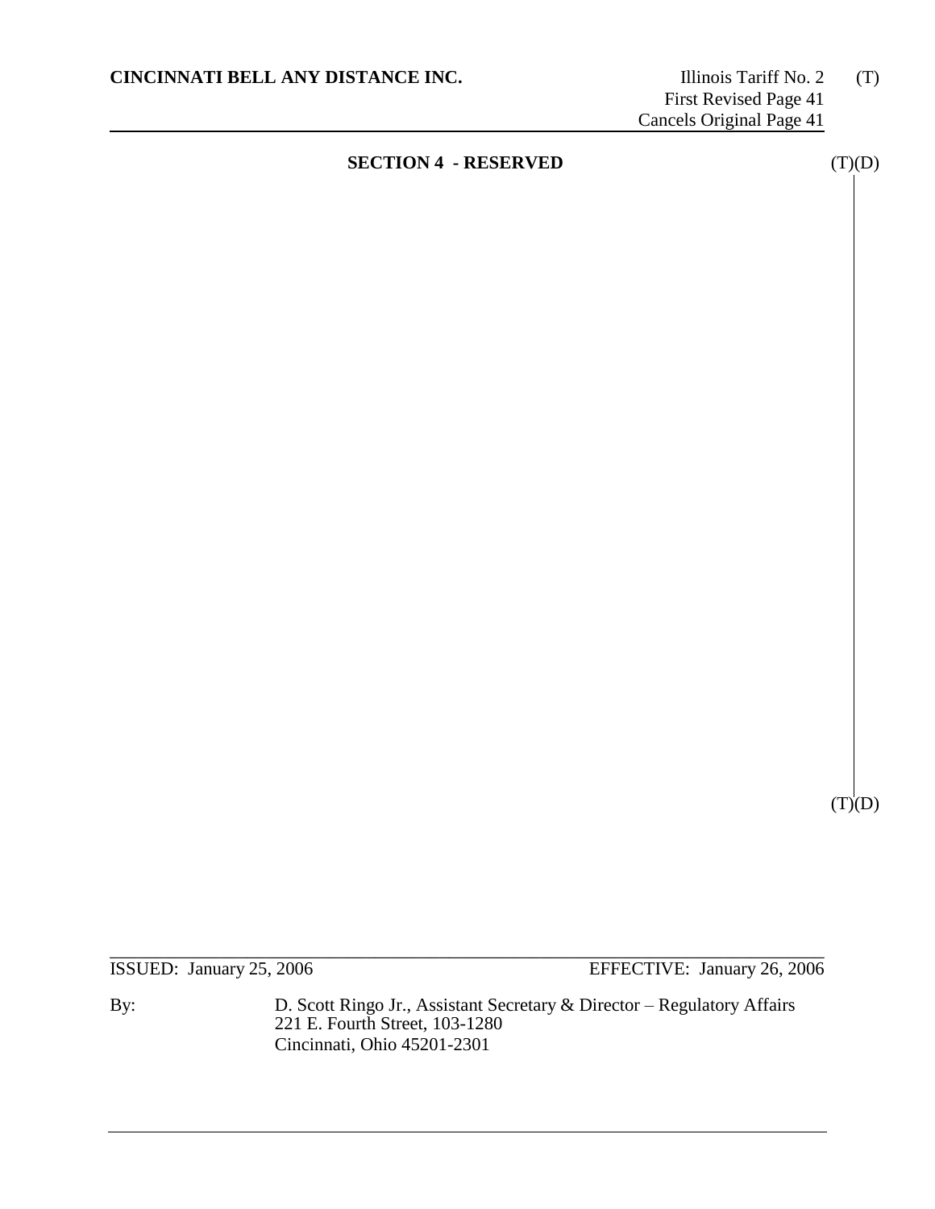**CINCINNATI BELL ANY DISTANCE INC.**

Illinois Tariff No. 2 (T)
First Revised Page 41
Cancels Original Page 41

## SECTION 4 - RESERVED

(T)(D)

(T)(D)

ISSUED: January 25, 2006 EFFECTIVE: January 26, 2006

By: D. Scott Ringo Jr., Assistant Secretary & Director – Regulatory Affairs
221 E. Fourth Street, 103-1280
Cincinnati, Ohio 45201-2301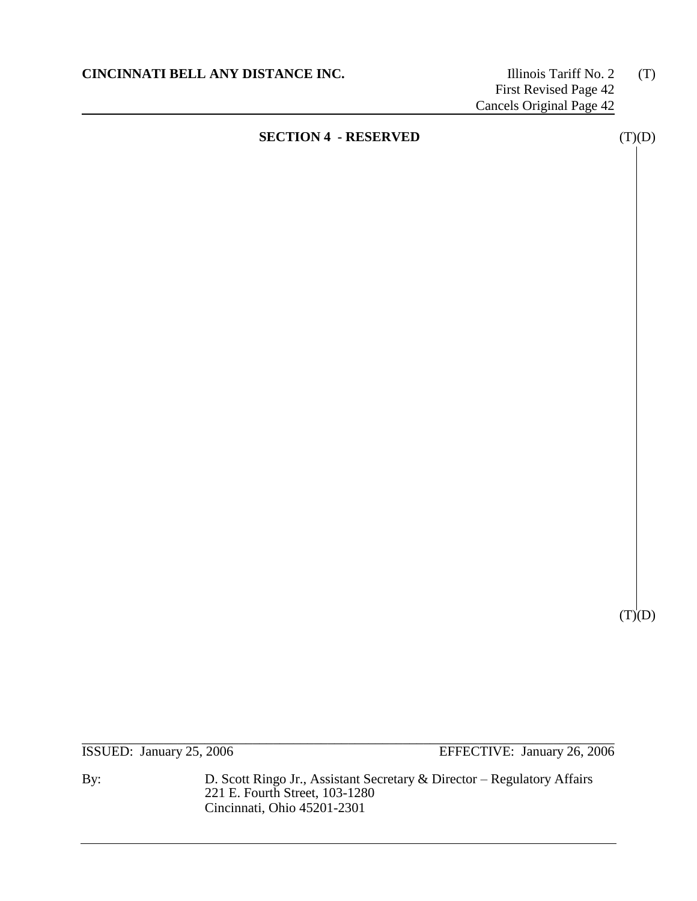## SECTION 4 - RESERVED

(T)(D)

(T)(D)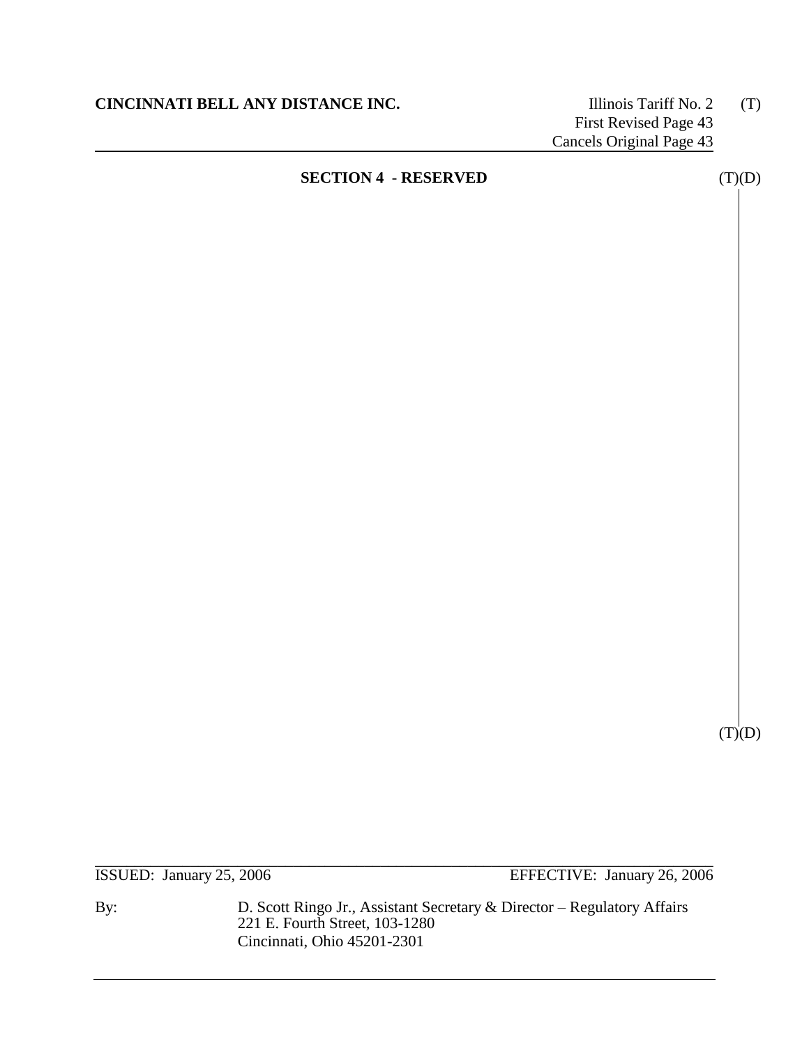**CINCINNATI BELL ANY DISTANCE INC.**

Illinois Tariff No. 2 (T)
First Revised Page 43
Cancels Original Page 43

## SECTION 4 - RESERVED

(T)(D)

(T)(D)

ISSUED: January 25, 2006 EFFECTIVE: January 26, 2006

By: D. Scott Ringo Jr., Assistant Secretary & Director – Regulatory Affairs
221 E. Fourth Street, 103-1280
Cincinnati, Ohio 45201-2301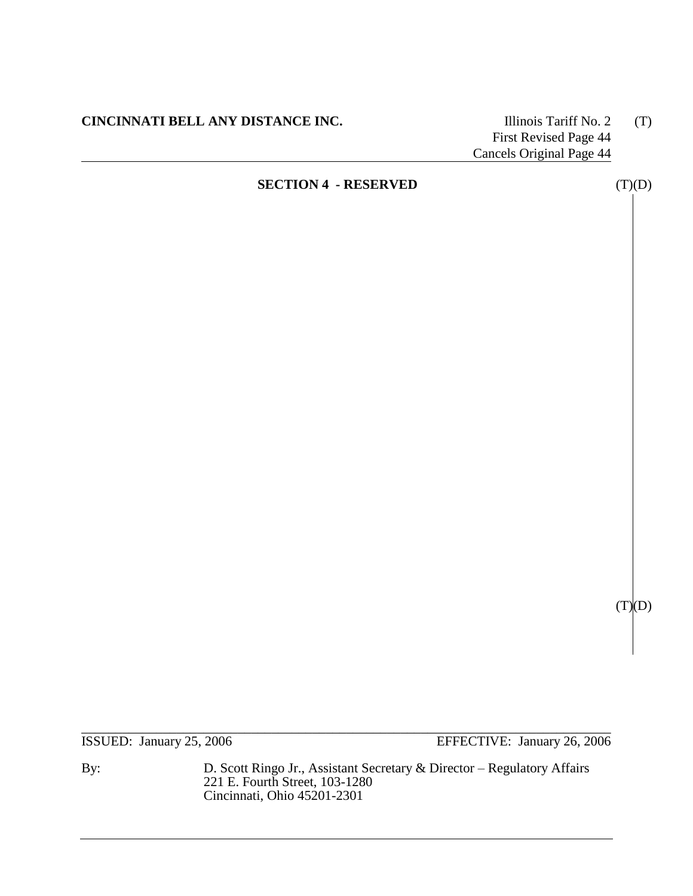**CINCINNATI BELL ANY DISTANCE INC.**

Illinois Tariff No. 2 (T)
First Revised Page 44
Cancels Original Page 44

## SECTION 4 - RESERVED

(T)(D)

(T)(D)

ISSUED: January 25, 2006 EFFECTIVE: January 26, 2006

By: D. Scott Ringo Jr., Assistant Secretary & Director – Regulatory Affairs
221 E. Fourth Street, 103-1280
Cincinnati, Ohio 45201-2301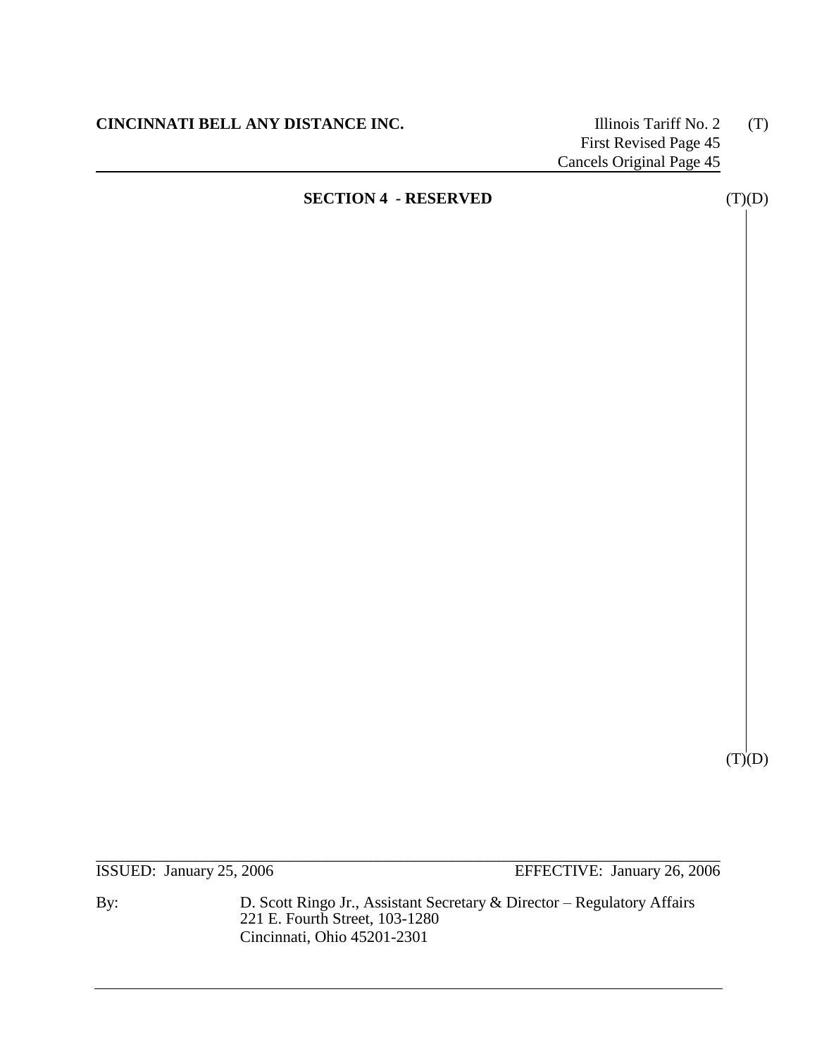## SECTION 4 - RESERVED

(T)(D)

(T)(D)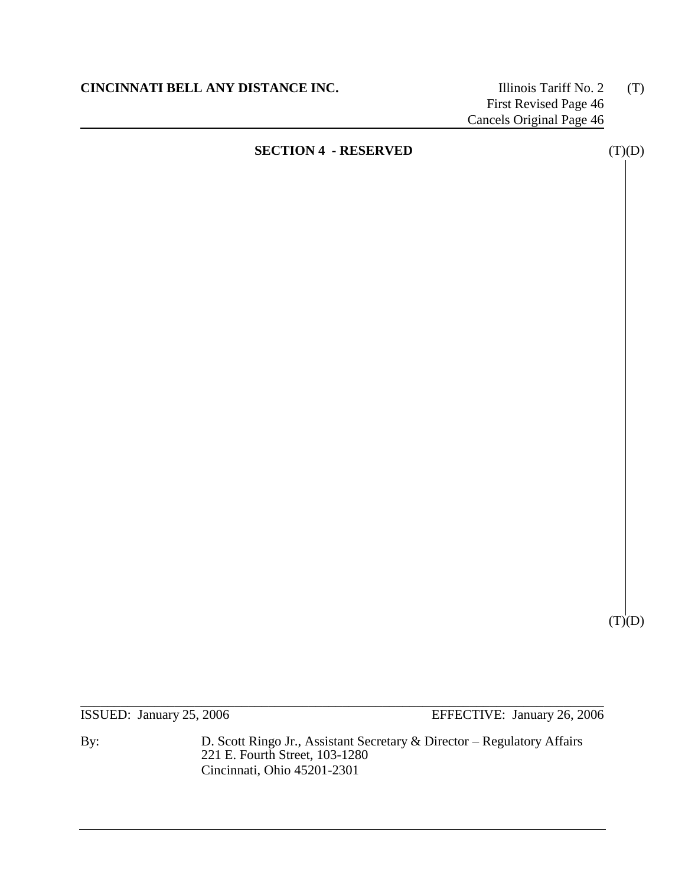**CINCINNATI BELL ANY DISTANCE INC.**

Illinois Tariff No. 2 (T)
First Revised Page 46
Cancels Original Page 46

## SECTION 4 - RESERVED

(T)(D)

(T)(D)

ISSUED: January 25, 2006 EFFECTIVE: January 26, 2006

By: D. Scott Ringo Jr., Assistant Secretary & Director – Regulatory Affairs
221 E. Fourth Street, 103-1280
Cincinnati, Ohio 45201-2301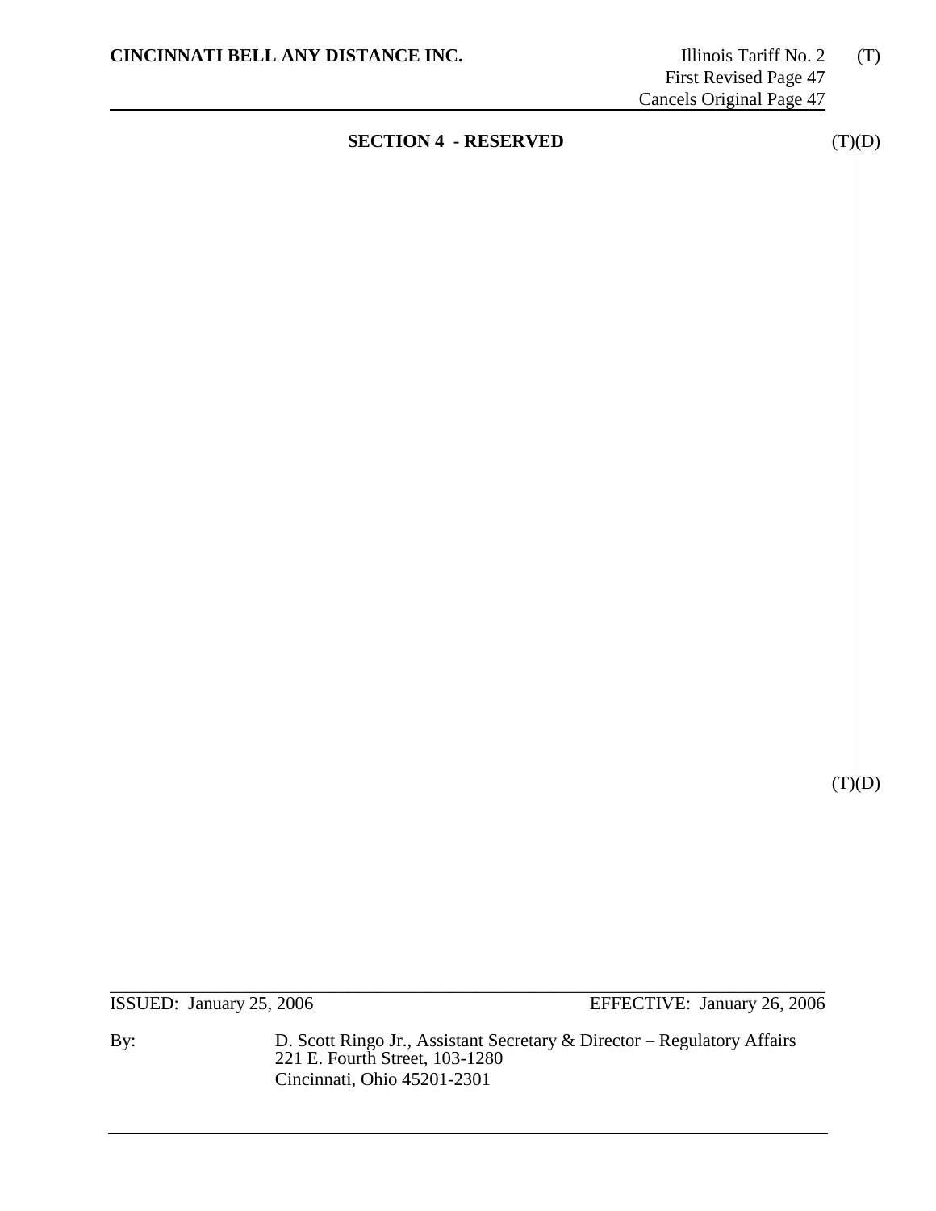**CINCINNATI BELL ANY DISTANCE INC.**

Illinois Tariff No. 2 (T)
First Revised Page 47
Cancels Original Page 47

## SECTION 4 - RESERVED

(T)(D)

(T)(D)

ISSUED: January 25, 2006 EFFECTIVE: January 26, 2006

By: D. Scott Ringo Jr., Assistant Secretary & Director – Regulatory Affairs
221 E. Fourth Street, 103-1280
Cincinnati, Ohio 45201-2301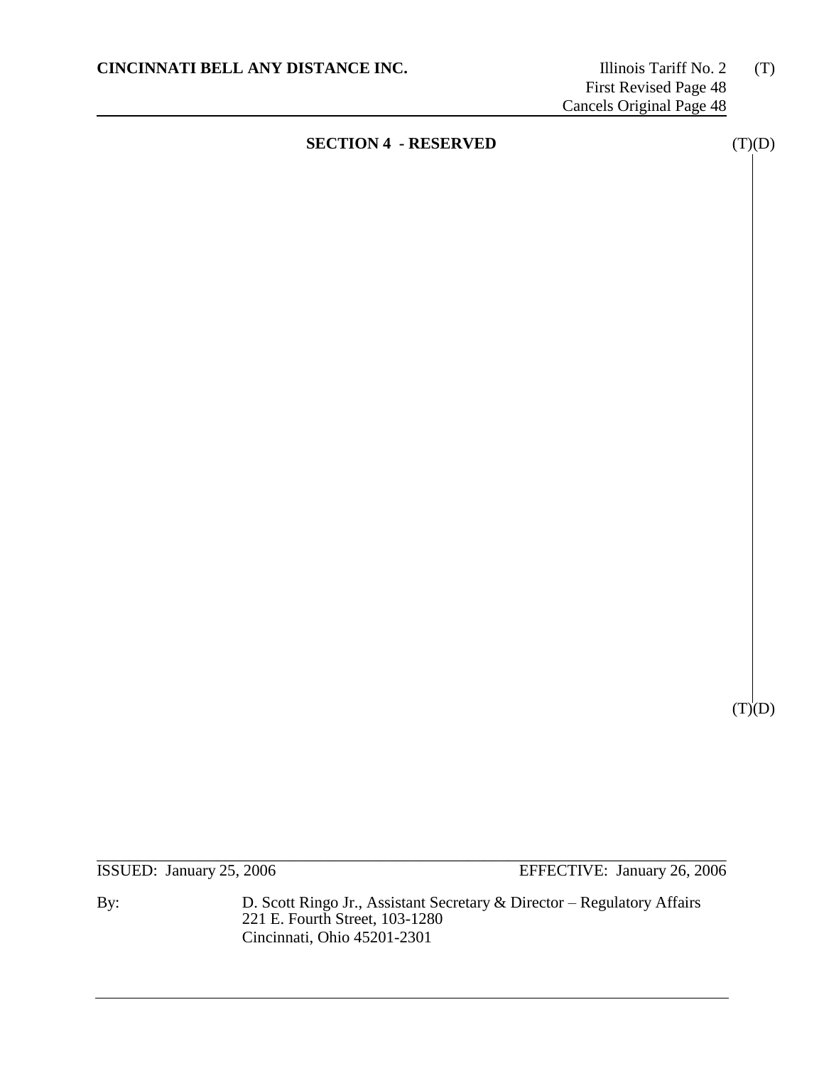## SECTION 4 - RESERVED

(T)(D)

(T)(D)

ISSUED: January 25, 2006 EFFECTIVE: January 26, 2006

By: D. Scott Ringo Jr., Assistant Secretary & Director – Regulatory Affairs
221 E. Fourth Street, 103-1280
Cincinnati, Ohio 45201-2301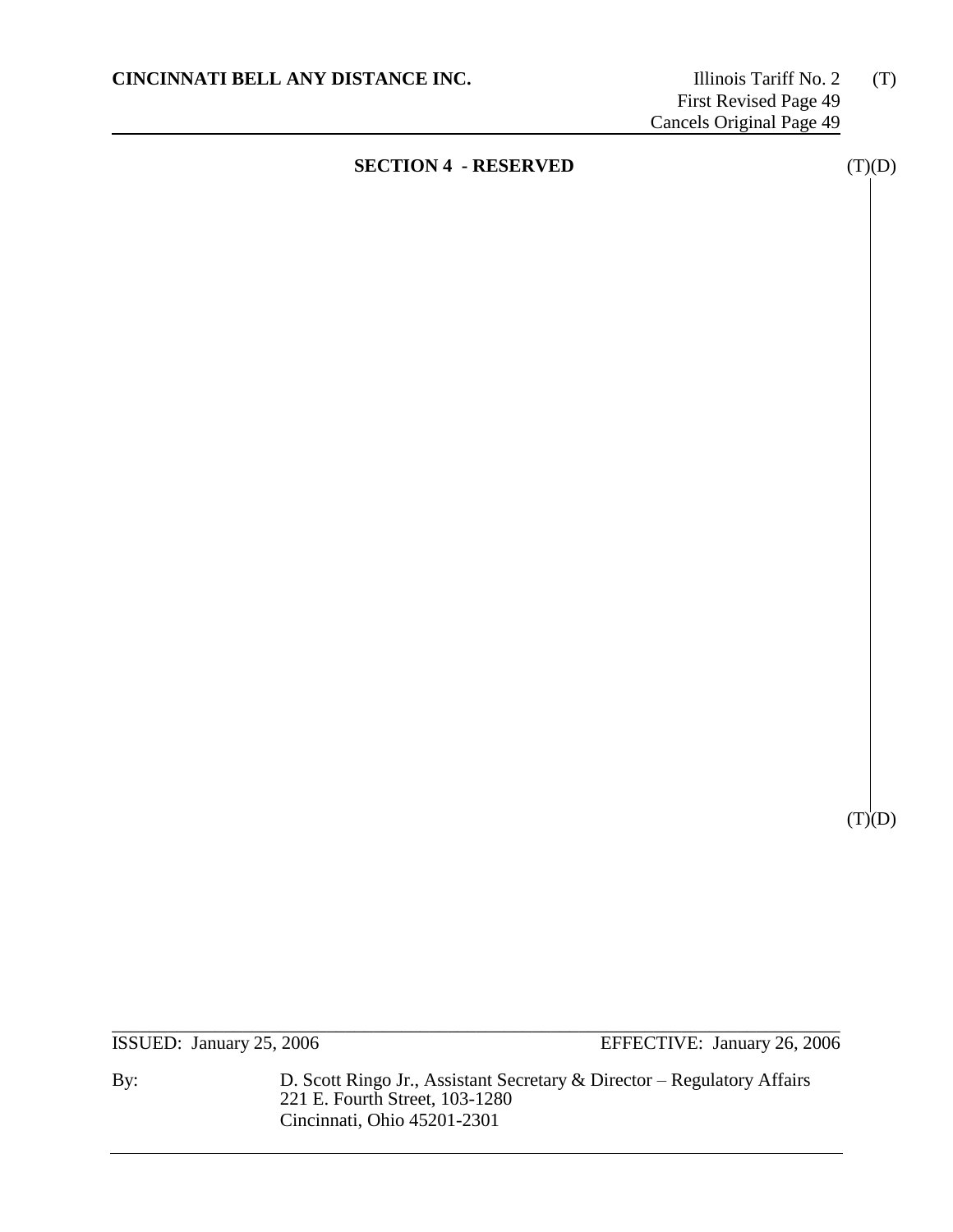# SECTION 4 - RESERVED

(T)(D)

(T)(D)

ISSUED: January 25, 2006 EFFECTIVE: January 26, 2006

By: D. Scott Ringo Jr., Assistant Secretary & Director – Regulatory Affairs
221 E. Fourth Street, 103-1280
Cincinnati, Ohio 45201-2301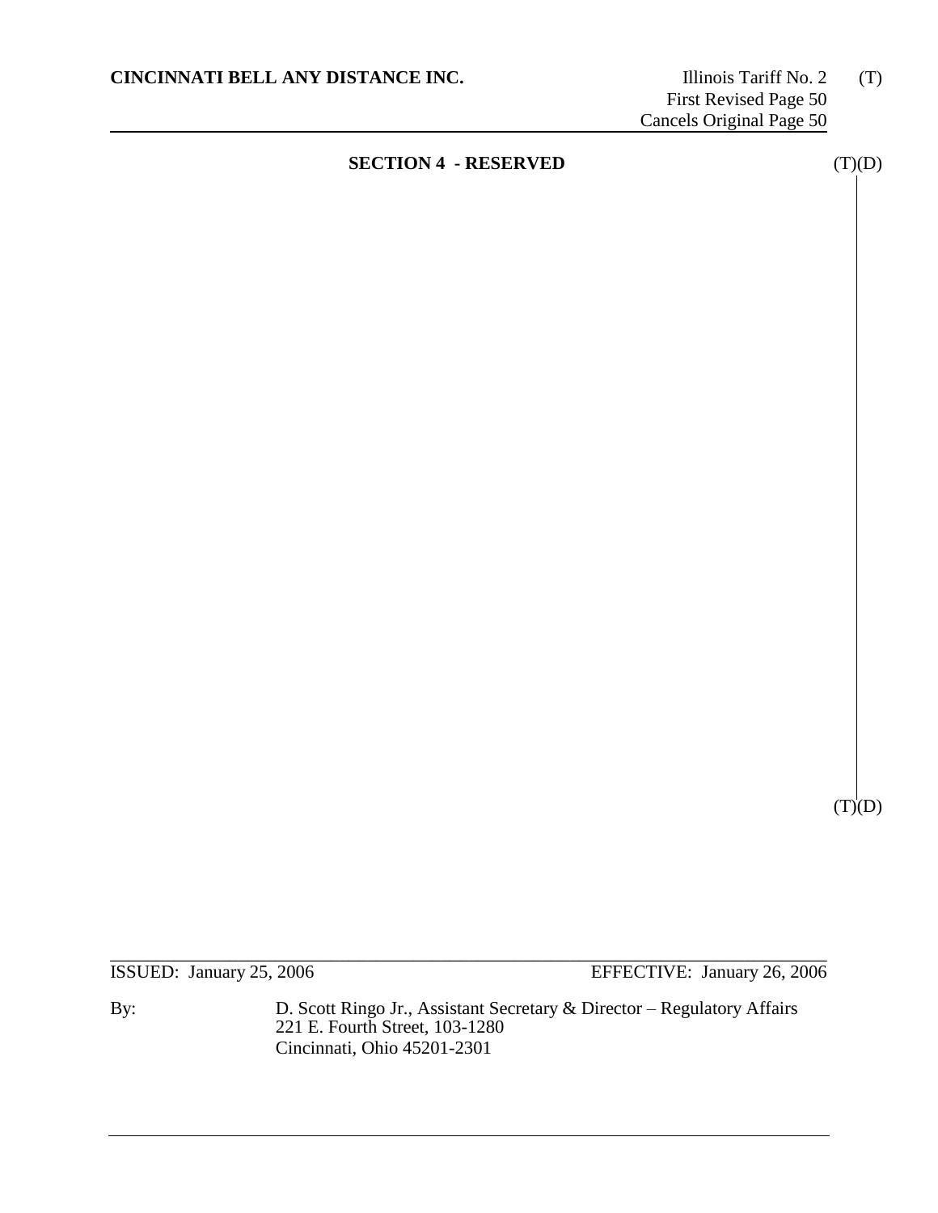**CINCINNATI BELL ANY DISTANCE INC.**

Illinois Tariff No. 2 (T)
First Revised Page 50
Cancels Original Page 50

## SECTION 4 - RESERVED

(T)(D)

(T)(D)

ISSUED: January 25, 2006 EFFECTIVE: January 26, 2006

By: D. Scott Ringo Jr., Assistant Secretary & Director – Regulatory Affairs
221 E. Fourth Street, 103-1280
Cincinnati, Ohio 45201-2301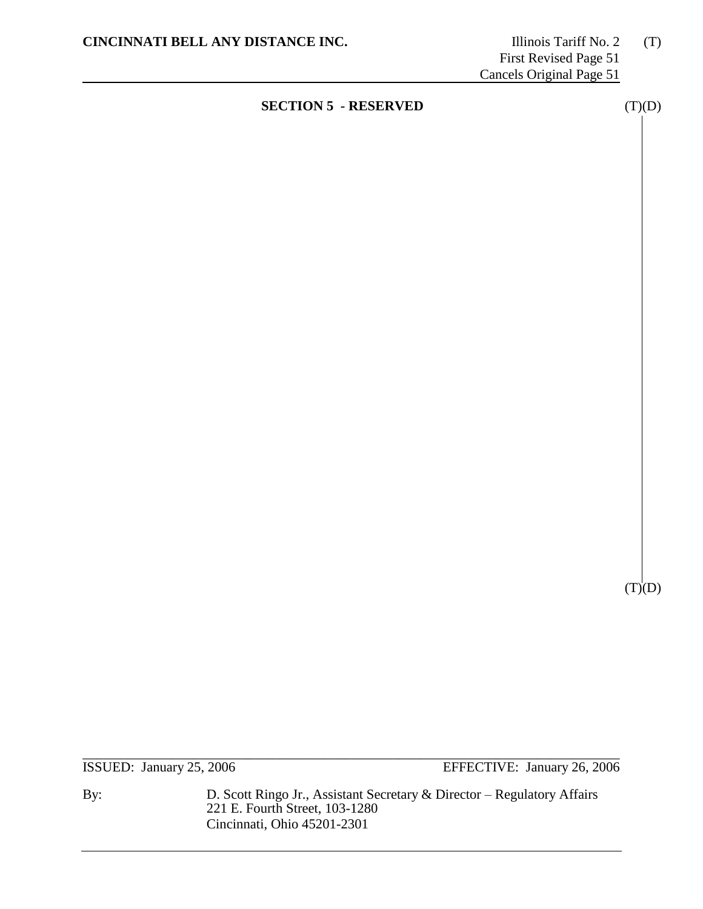## SECTION 5 - RESERVED

(T)(D)

(T)(D)

ISSUED: January 25, 2006 EFFECTIVE: January 26, 2006

By: D. Scott Ringo Jr., Assistant Secretary & Director – Regulatory Affairs
221 E. Fourth Street, 103-1280
Cincinnati, Ohio 45201-2301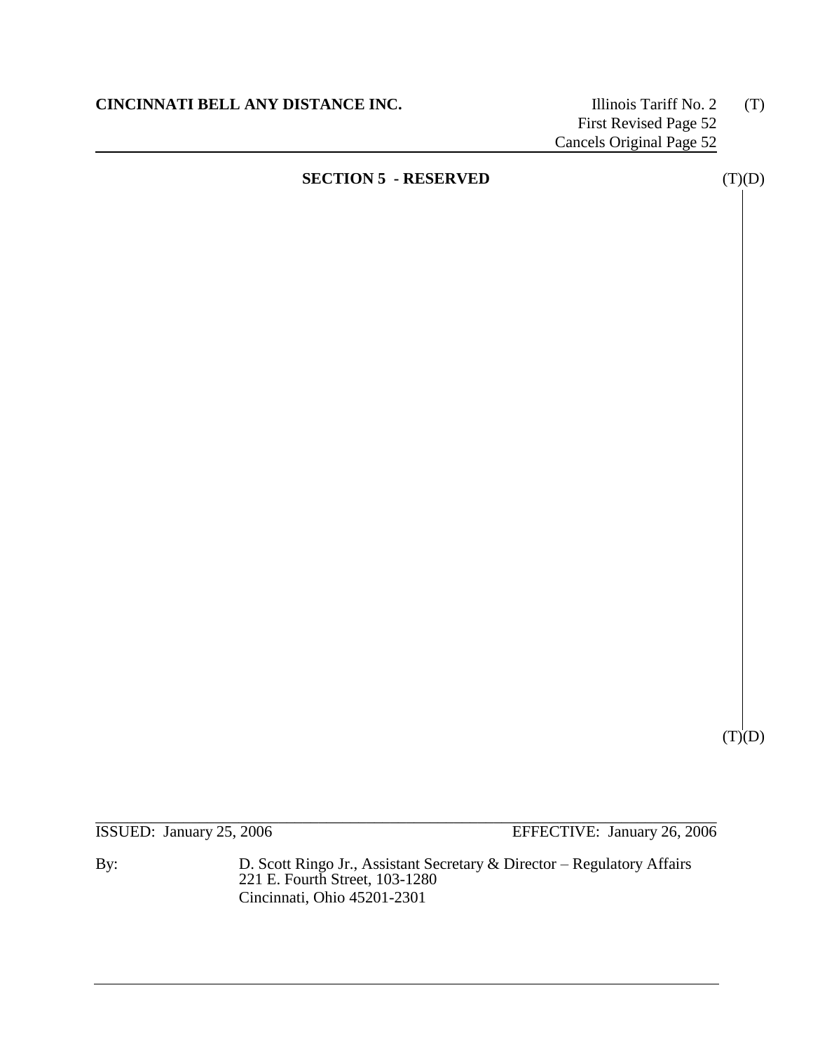**CINCINNATI BELL ANY DISTANCE INC.**

Illinois Tariff No. 2 (T)
First Revised Page 52
Cancels Original Page 52

## SECTION 5 - RESERVED (T)(D)

(T)(D)

ISSUED: January 25, 2006 EFFECTIVE: January 26, 2006

By: D. Scott Ringo Jr., Assistant Secretary & Director – Regulatory Affairs
221 E. Fourth Street, 103-1280
Cincinnati, Ohio 45201-2301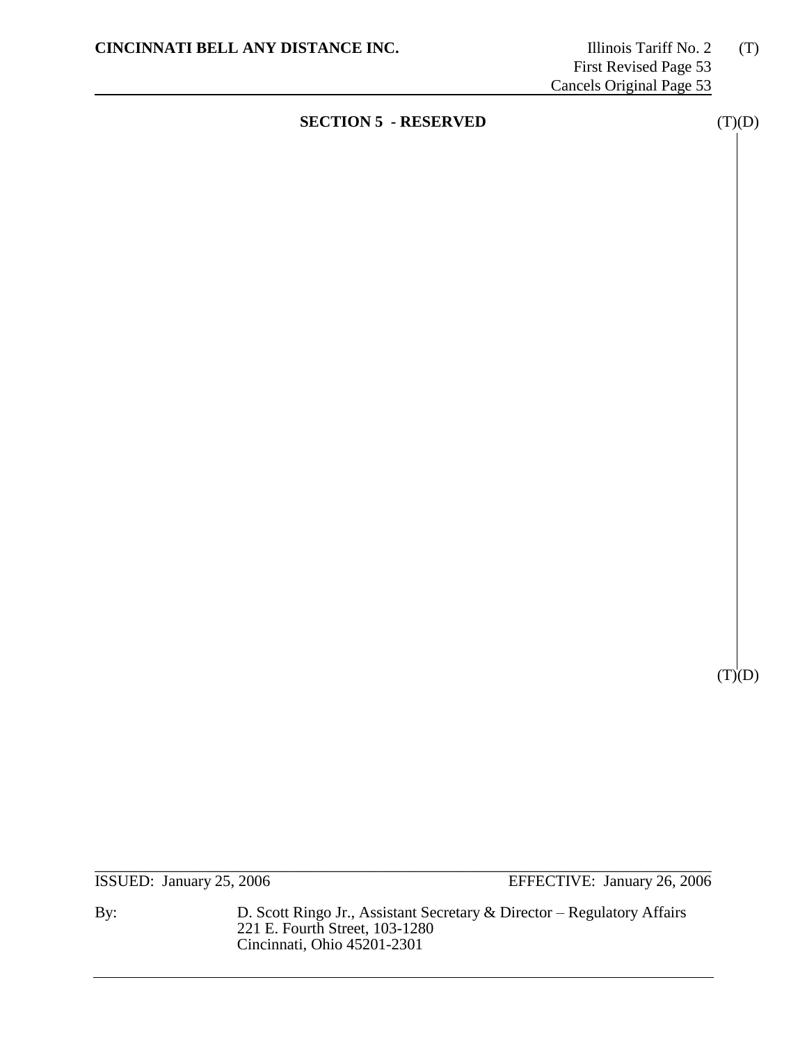## SECTION 5 - RESERVED

(T)(D)

(T)(D)

ISSUED: January 25, 2006 EFFECTIVE: January 26, 2006

By: D. Scott Ringo Jr., Assistant Secretary & Director – Regulatory Affairs
221 E. Fourth Street, 103-1280
Cincinnati, Ohio 45201-2301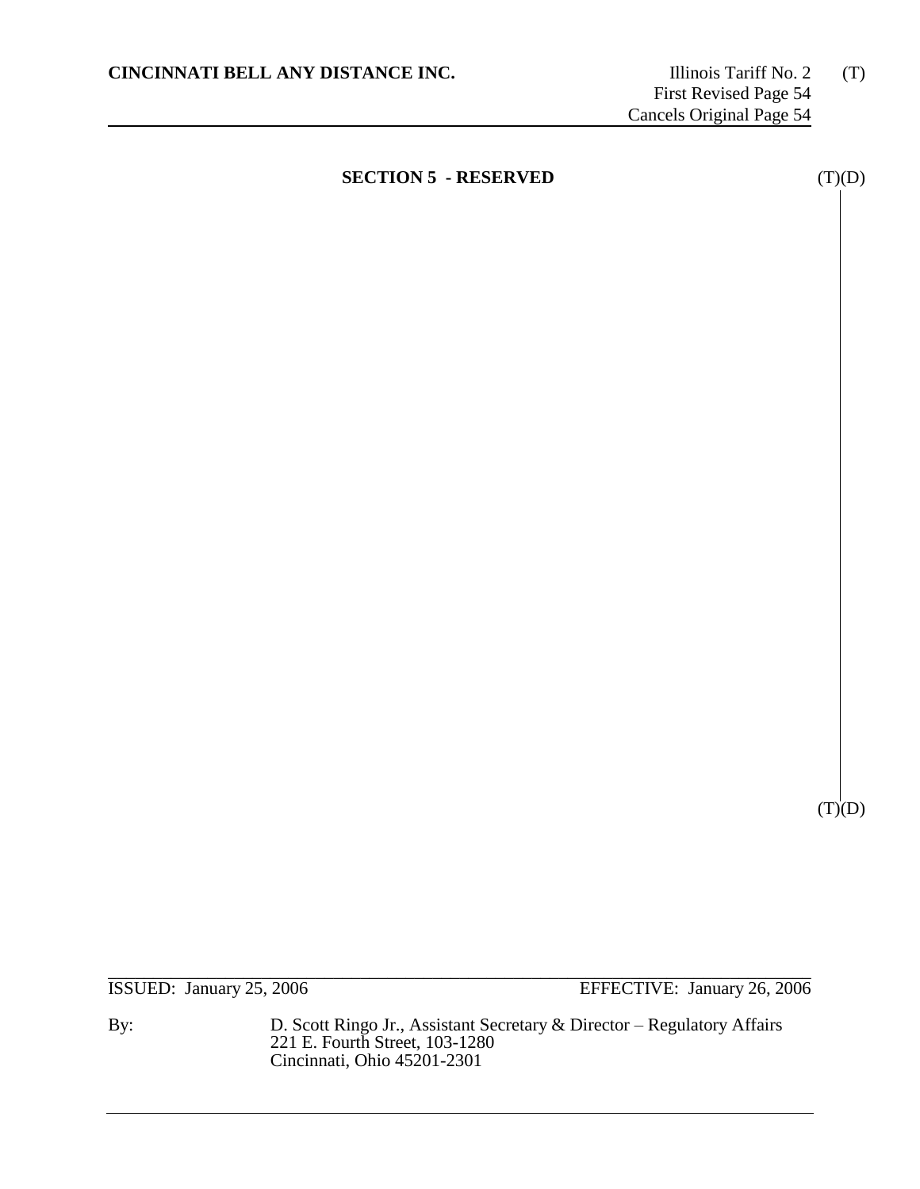**CINCINNATI BELL ANY DISTANCE INC.** Illinois Tariff No. 2 (T)
First Revised Page 54
Cancels Original Page 54

## SECTION 5 - RESERVED (T)(D)

(T)(D)

ISSUED: January 25, 2006 EFFECTIVE: January 26, 2006

By: D. Scott Ringo Jr., Assistant Secretary & Director – Regulatory Affairs
221 E. Fourth Street, 103-1280
Cincinnati, Ohio 45201-2301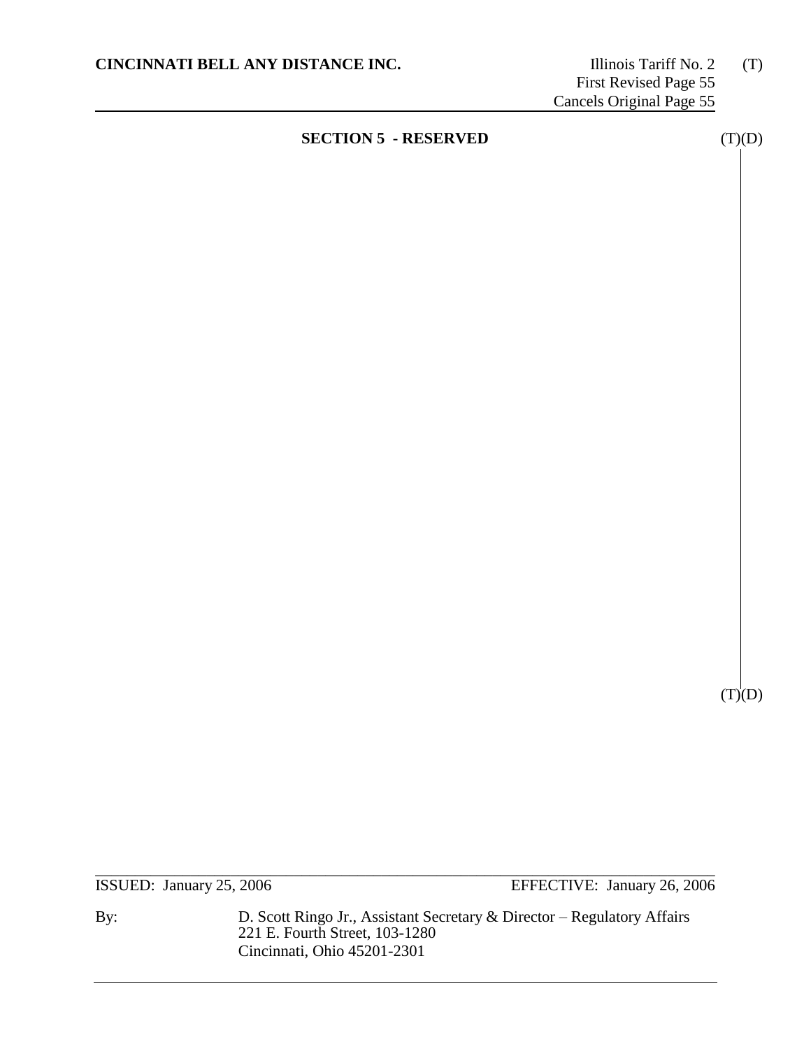**CINCINNATI BELL ANY DISTANCE INC.** Illinois Tariff No. 2 (T)
First Revised Page 55
Cancels Original Page 55

## SECTION 5 - RESERVED (T)(D)

(T)(D)

ISSUED: January 25, 2006 EFFECTIVE: January 26, 2006

By: D. Scott Ringo Jr., Assistant Secretary & Director – Regulatory Affairs
221 E. Fourth Street, 103-1280
Cincinnati, Ohio 45201-2301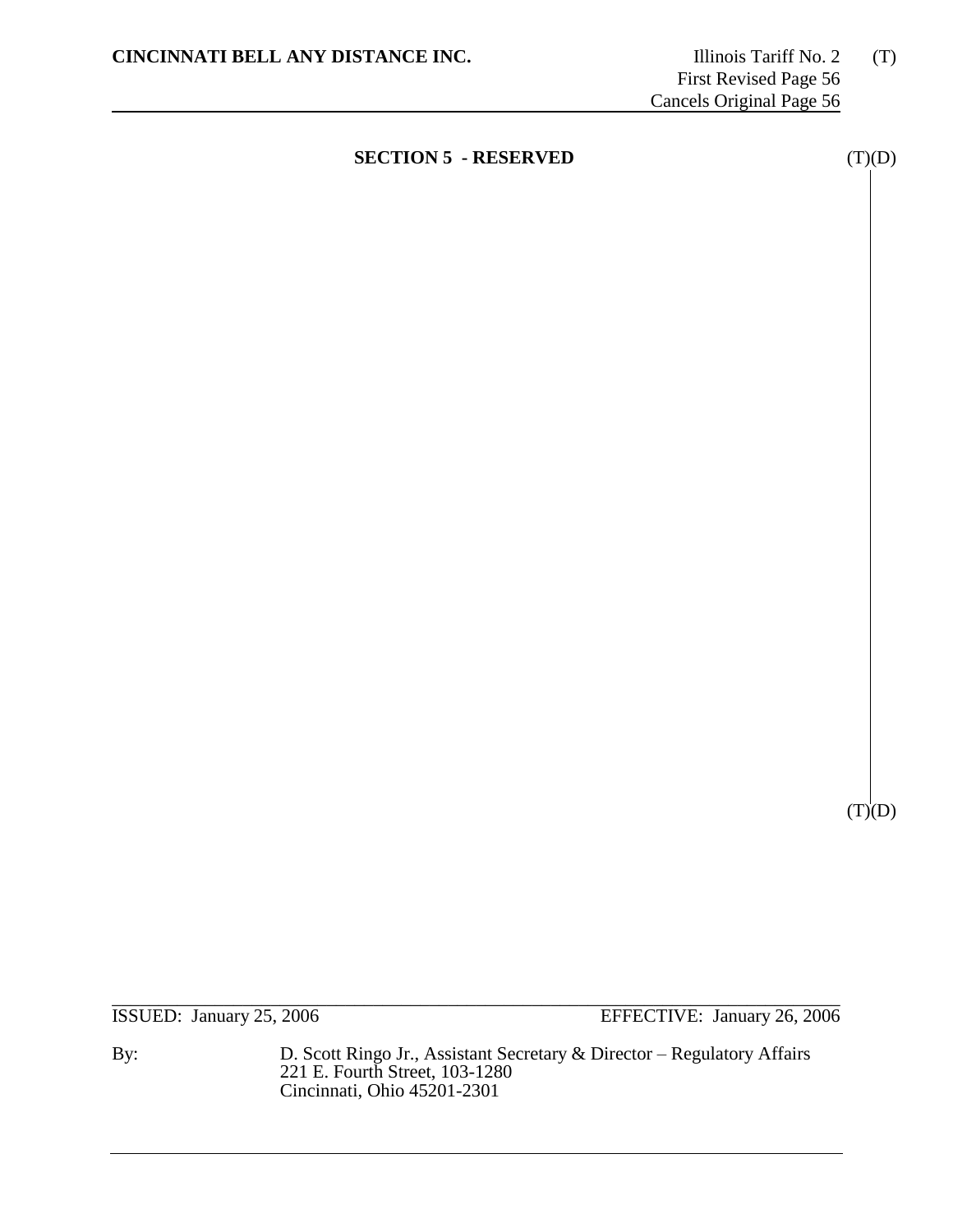## SECTION 5 - RESERVED

(T)(D)

(T)(D)

ISSUED: January 25, 2006 EFFECTIVE: January 26, 2006

By: D. Scott Ringo Jr., Assistant Secretary & Director – Regulatory Affairs
221 E. Fourth Street, 103-1280
Cincinnati, Ohio 45201-2301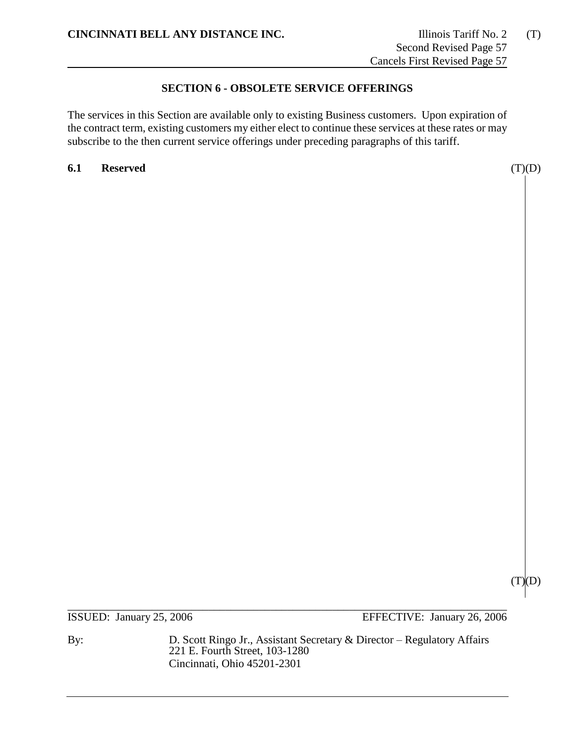## SECTION 6 - OBSOLETE SERVICE OFFERINGS

The services in this Section are available only to existing Business customers. Upon expiration of the contract term, existing customers my either elect to continue these services at these rates or may subscribe to the then current service offerings under preceding paragraphs of this tariff.

**6.1 Reserved** (T)(D)

(T)(D)

ISSUED: January 25, 2006 EFFECTIVE: January 26, 2006

By: D. Scott Ringo Jr., Assistant Secretary & Director – Regulatory Affairs
221 E. Fourth Street, 103-1280
Cincinnati, Ohio 45201-2301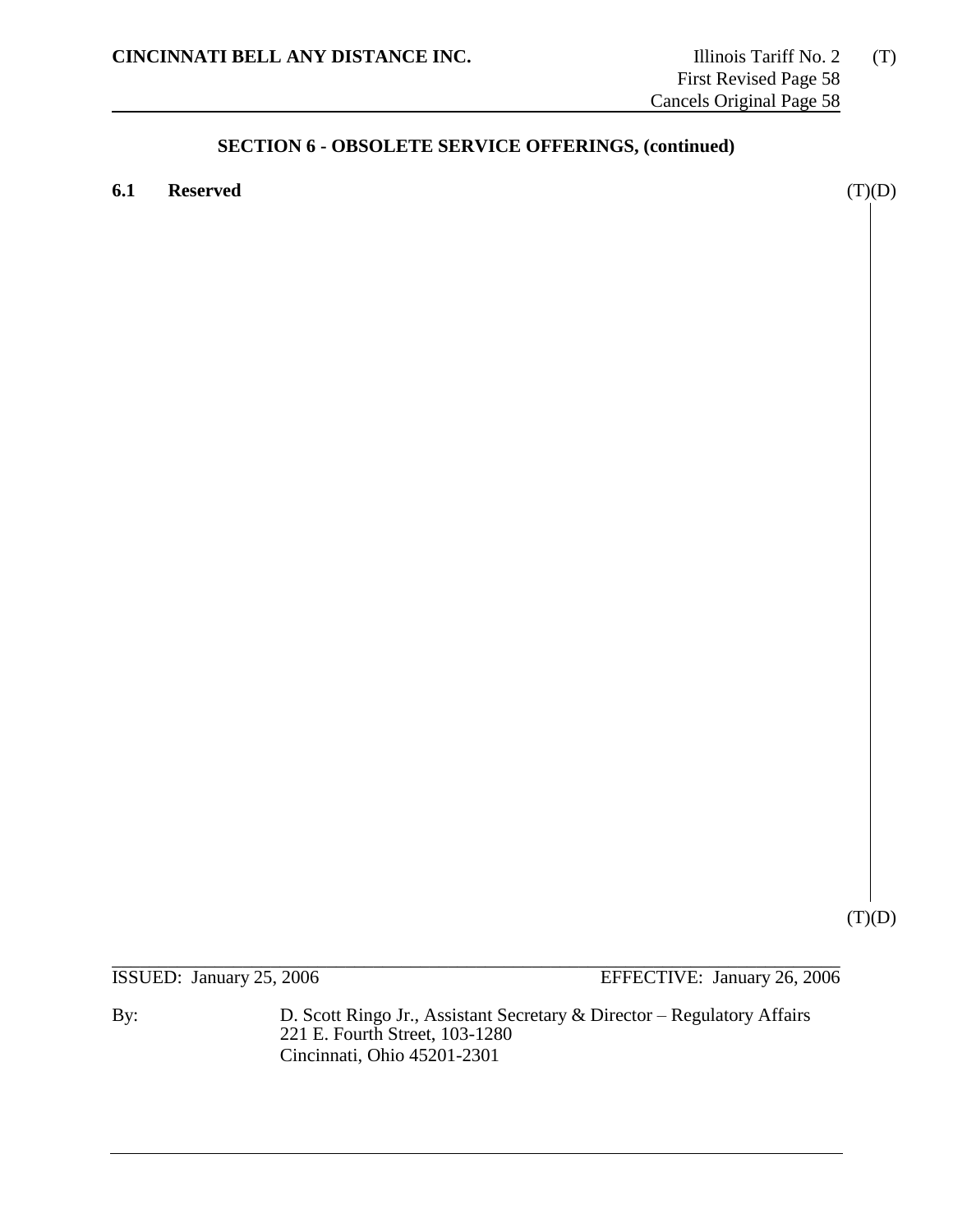## SECTION 6 - OBSOLETE SERVICE OFFERINGS, (continued)

**6.1 Reserved** (T)(D)

(T)(D)

ISSUED: January 25, 2006 EFFECTIVE: January 26, 2006

By: D. Scott Ringo Jr., Assistant Secretary & Director – Regulatory Affairs
221 E. Fourth Street, 103-1280
Cincinnati, Ohio 45201-2301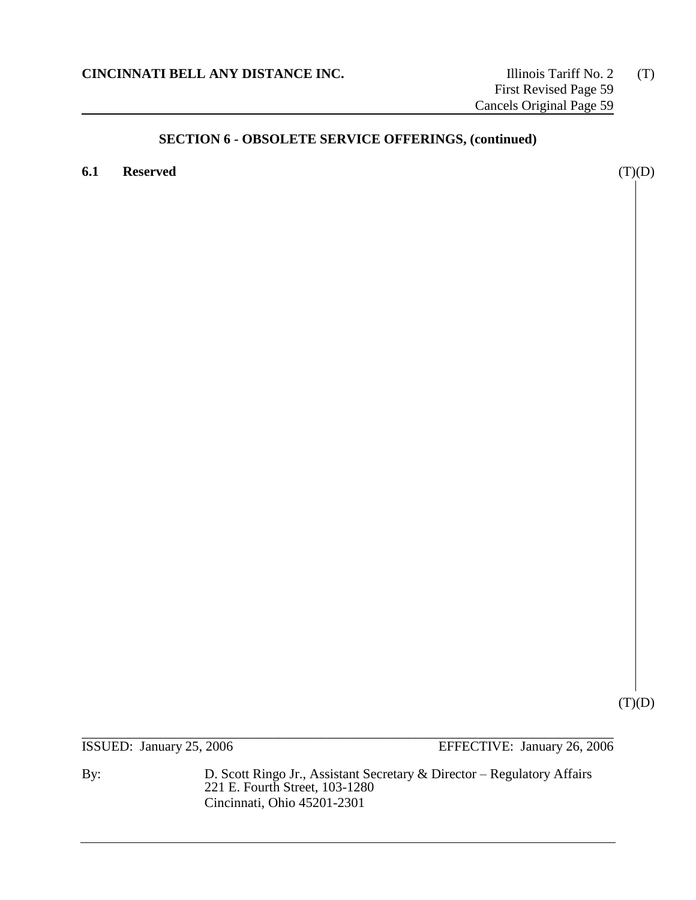**CINCINNATI BELL ANY DISTANCE INC.**

Illinois Tariff No. 2 (T)
First Revised Page 59
Cancels Original Page 59

## SECTION 6 - OBSOLETE SERVICE OFFERINGS, (continued)

**6.1 Reserved** (T)(D)

(T)(D)

ISSUED: January 25, 2006 EFFECTIVE: January 26, 2006

By: D. Scott Ringo Jr., Assistant Secretary & Director – Regulatory Affairs
221 E. Fourth Street, 103-1280
Cincinnati, Ohio 45201-2301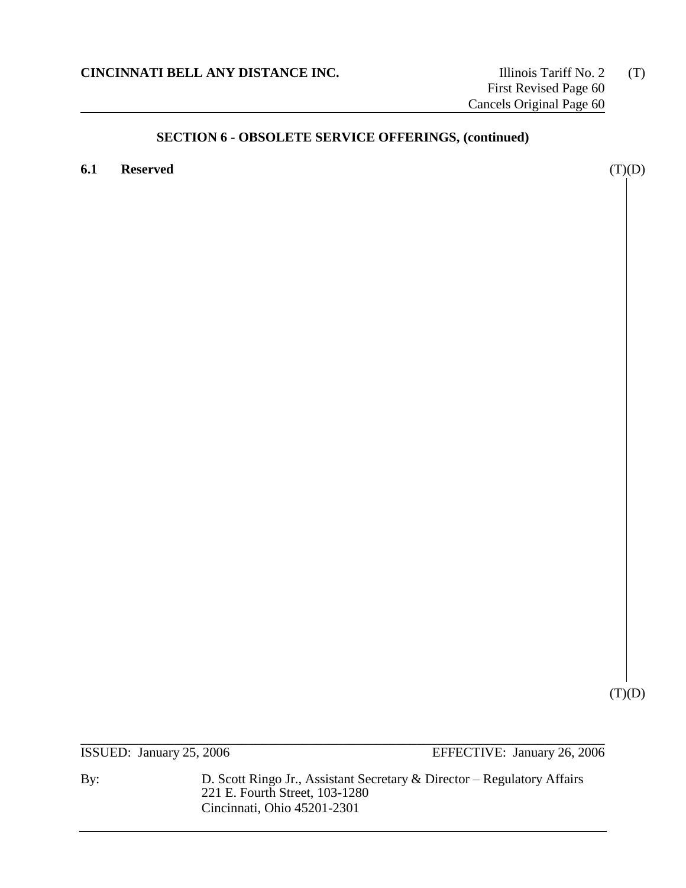## SECTION 6 - OBSOLETE SERVICE OFFERINGS, (continued)

**6.1 Reserved** (T)(D)

(T)(D)

ISSUED: January 25, 2006 EFFECTIVE: January 26, 2006

By: D. Scott Ringo Jr., Assistant Secretary & Director – Regulatory Affairs
221 E. Fourth Street, 103-1280
Cincinnati, Ohio 45201-2301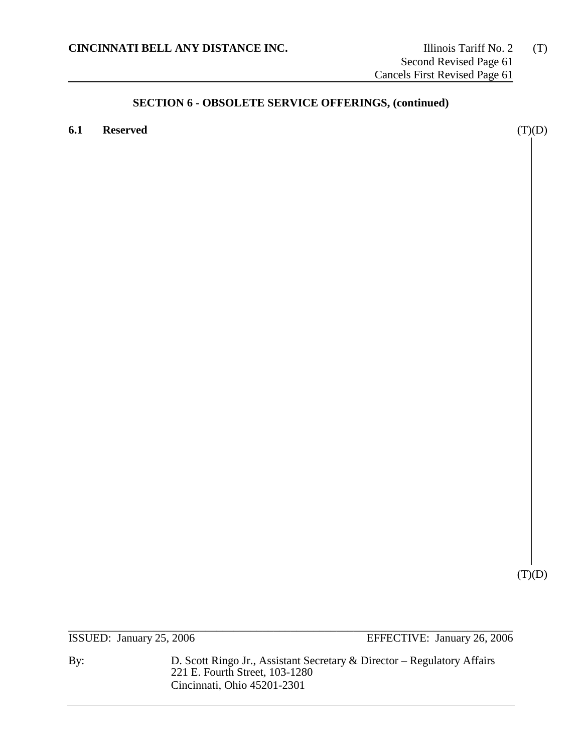## SECTION 6 - OBSOLETE SERVICE OFFERINGS, (continued)

**6.1 Reserved** (T)(D)

(T)(D)

ISSUED: January 25, 2006 EFFECTIVE: January 26, 2006

By: D. Scott Ringo Jr., Assistant Secretary & Director – Regulatory Affairs
221 E. Fourth Street, 103-1280
Cincinnati, Ohio 45201-2301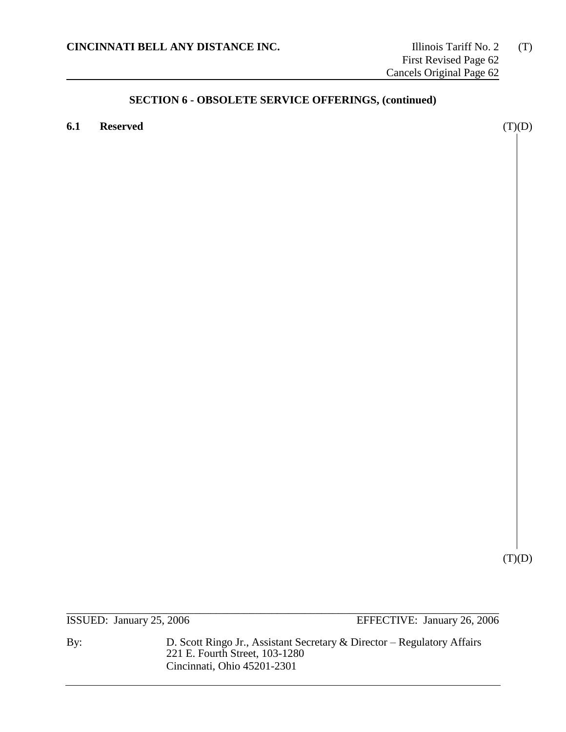## SECTION 6 - OBSOLETE SERVICE OFFERINGS, (continued)

**6.1 Reserved** (T)(D)

(T)(D)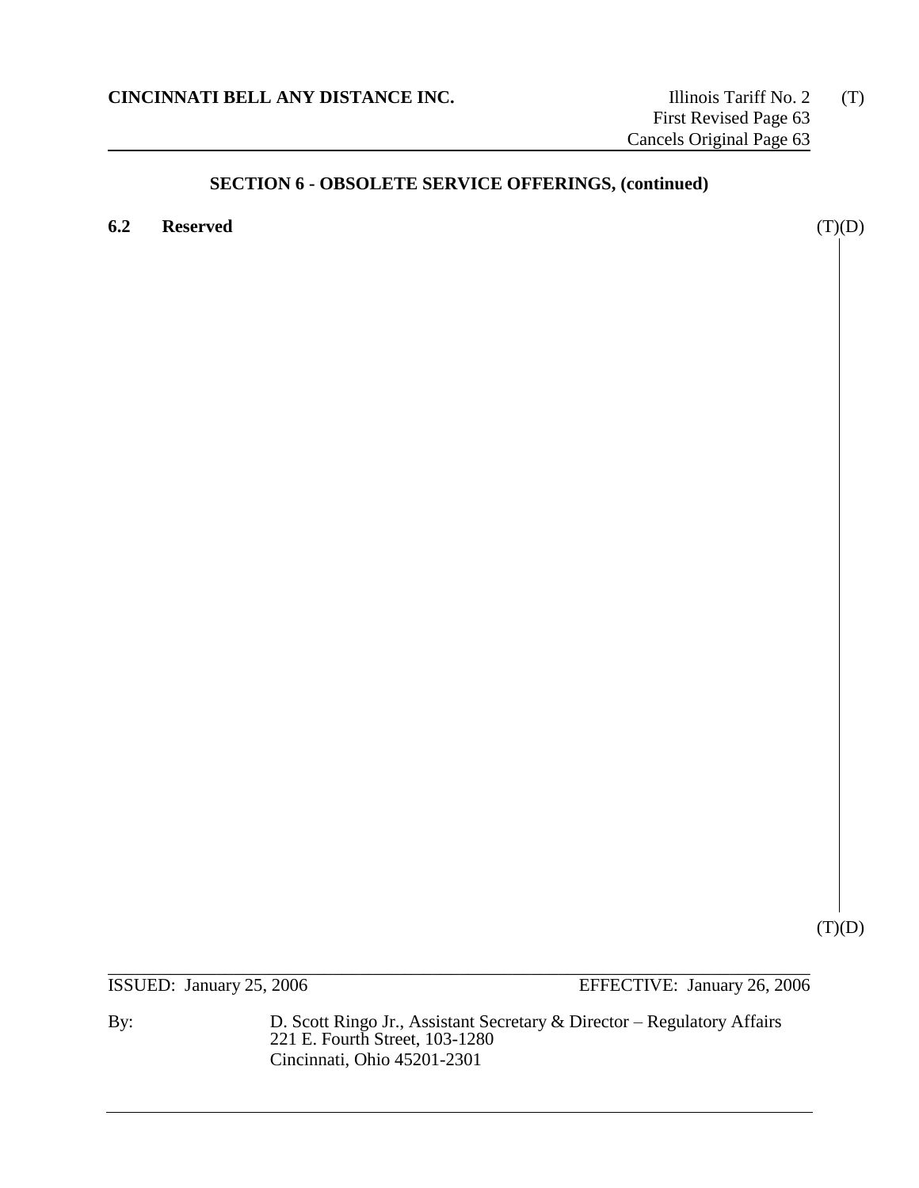**CINCINNATI BELL ANY DISTANCE INC.**

Illinois Tariff No. 2 (T)
First Revised Page 63
Cancels Original Page 63

## SECTION 6 - OBSOLETE SERVICE OFFERINGS, (continued)

### 6.2 Reserved

(T)(D)

(T)(D)

ISSUED: January 25, 2006

EFFECTIVE: January 26, 2006

By: D. Scott Ringo Jr., Assistant Secretary & Director – Regulatory Affairs
221 E. Fourth Street, 103-1280
Cincinnati, Ohio 45201-2301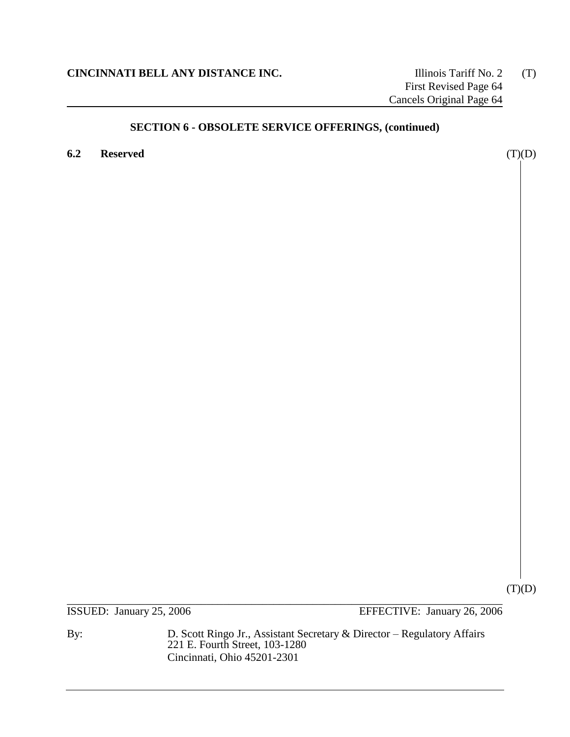**CINCINNATI BELL ANY DISTANCE INC.**

Illinois Tariff No. 2 (T)
First Revised Page 64
Cancels Original Page 64

## SECTION 6 - OBSOLETE SERVICE OFFERINGS, (continued)

**6.2 Reserved** (T)(D)

(T)(D)

ISSUED: January 25, 2006 EFFECTIVE: January 26, 2006

By: D. Scott Ringo Jr., Assistant Secretary & Director – Regulatory Affairs
221 E. Fourth Street, 103-1280
Cincinnati, Ohio 45201-2301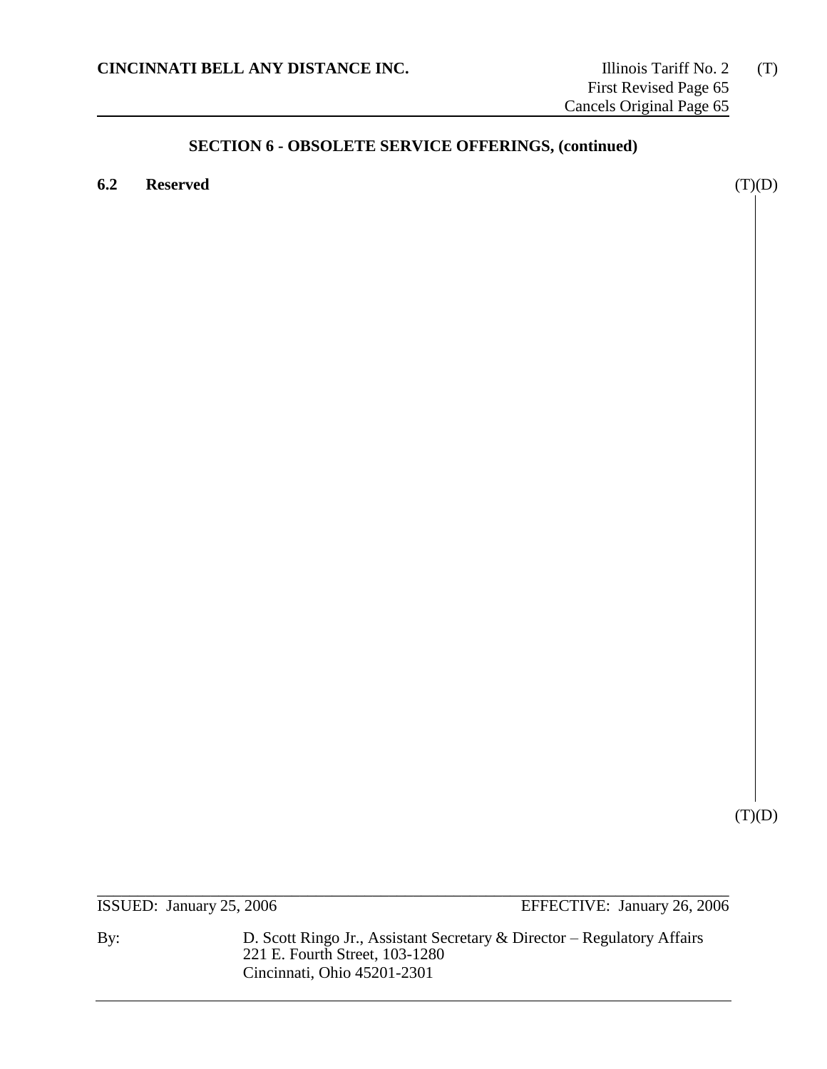## SECTION 6 - OBSOLETE SERVICE OFFERINGS, (continued)

**6.2 Reserved** (T)(D)

(T)(D)

ISSUED: January 25, 2006 EFFECTIVE: January 26, 2006

By: D. Scott Ringo Jr., Assistant Secretary & Director – Regulatory Affairs
221 E. Fourth Street, 103-1280
Cincinnati, Ohio 45201-2301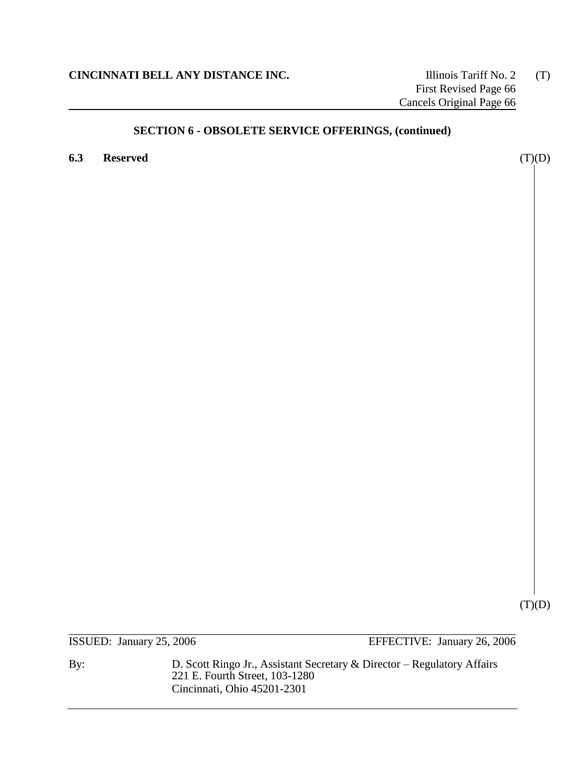**CINCINNATI BELL ANY DISTANCE INC.** Illinois Tariff No. 2 (T)
First Revised Page 66
Cancels Original Page 66

## SECTION 6 - OBSOLETE SERVICE OFFERINGS, (continued)

**6.3 Reserved** (T)(D)

(T)(D)

ISSUED: January 25, 2006 EFFECTIVE: January 26, 2006

By: D. Scott Ringo Jr., Assistant Secretary & Director – Regulatory Affairs
221 E. Fourth Street, 103-1280
Cincinnati, Ohio 45201-2301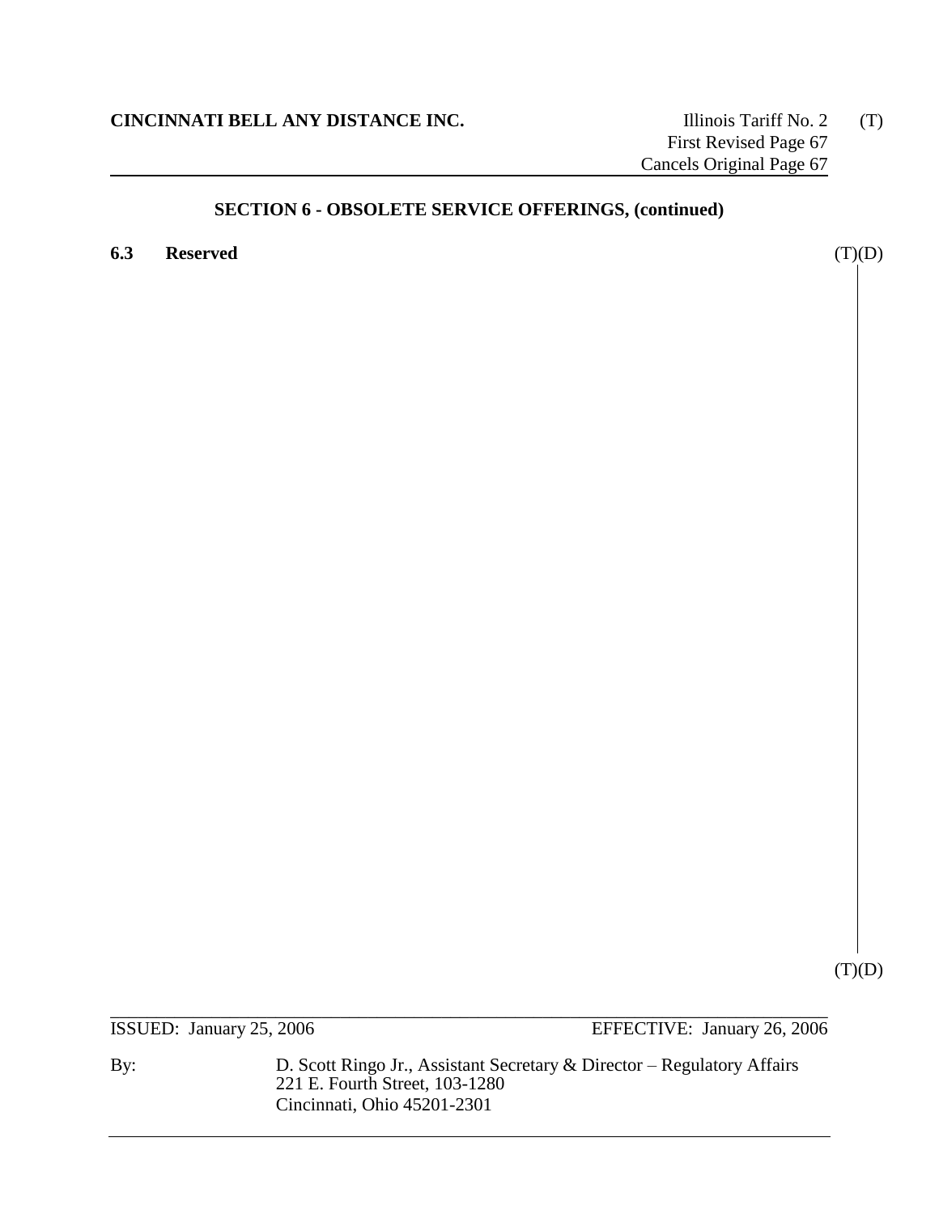**CINCINNATI BELL ANY DISTANCE INC.**

Illinois Tariff No. 2 (T)
First Revised Page 67
Cancels Original Page 67

## SECTION 6 - OBSOLETE SERVICE OFFERINGS, (continued)

**6.3 Reserved** (T)(D)

(T)(D)

ISSUED: January 25, 2006 EFFECTIVE: January 26, 2006

By: D. Scott Ringo Jr., Assistant Secretary & Director – Regulatory Affairs
221 E. Fourth Street, 103-1280
Cincinnati, Ohio 45201-2301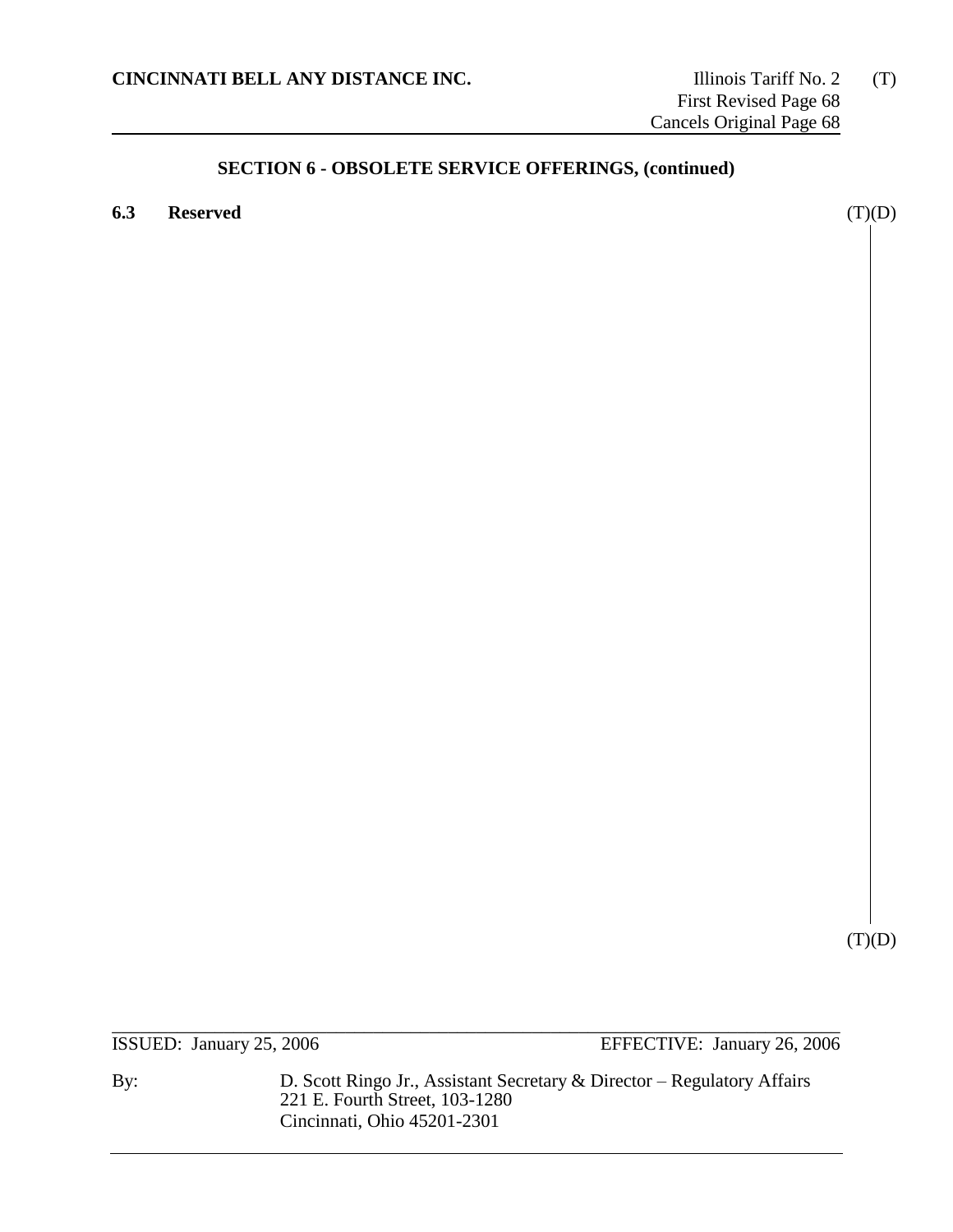## SECTION 6 - OBSOLETE SERVICE OFFERINGS, (continued)

**6.3 Reserved** (T)(D)

(T)(D)

ISSUED: January 25, 2006 EFFECTIVE: January 26, 2006

By: D. Scott Ringo Jr., Assistant Secretary & Director – Regulatory Affairs
221 E. Fourth Street, 103-1280
Cincinnati, Ohio 45201-2301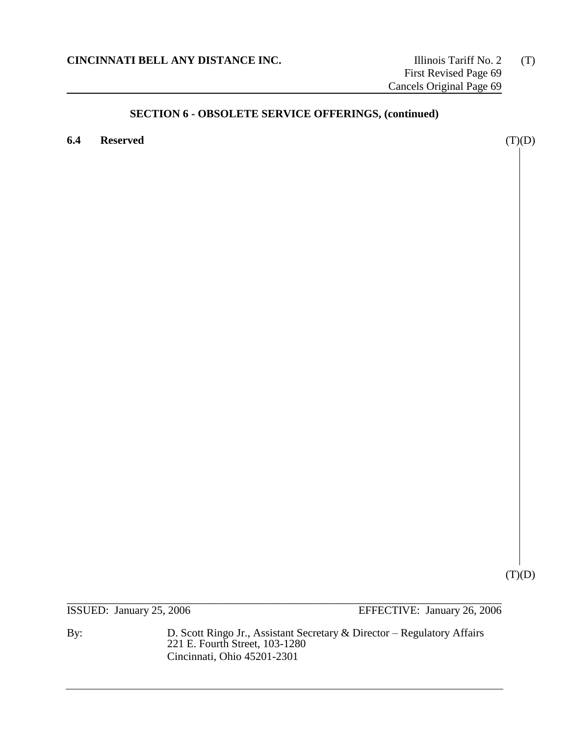## SECTION 6 - OBSOLETE SERVICE OFFERINGS, (continued)

**6.4 Reserved** (T)(D)

(T)(D)

ISSUED: January 25, 2006 EFFECTIVE: January 26, 2006

By: D. Scott Ringo Jr., Assistant Secretary & Director – Regulatory Affairs
221 E. Fourth Street, 103-1280
Cincinnati, Ohio 45201-2301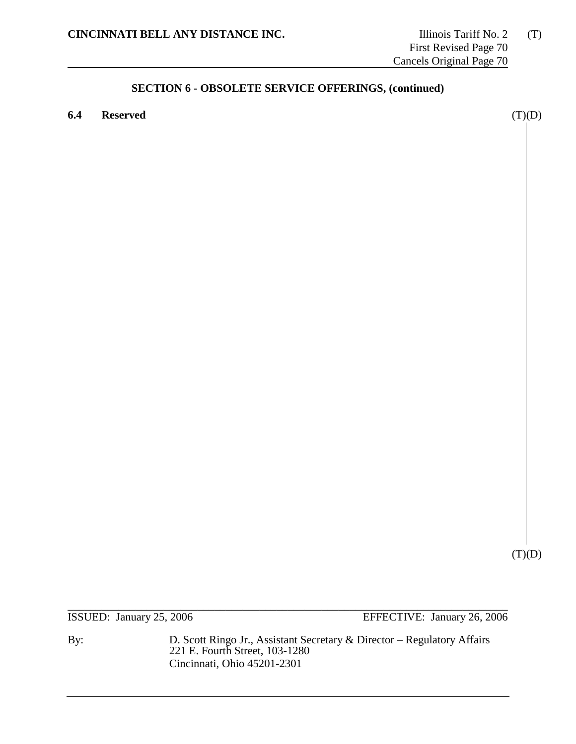## SECTION 6 - OBSOLETE SERVICE OFFERINGS, (continued)

**6.4 Reserved** (T)(D)

(T)(D)

ISSUED: January 25, 2006 EFFECTIVE: January 26, 2006

By: D. Scott Ringo Jr., Assistant Secretary & Director – Regulatory Affairs
221 E. Fourth Street, 103-1280
Cincinnati, Ohio 45201-2301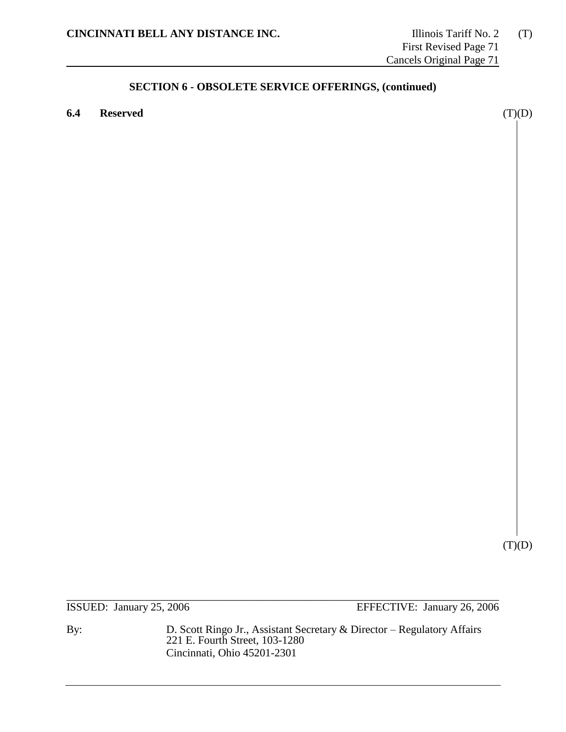## SECTION 6 - OBSOLETE SERVICE OFFERINGS, (continued)

**6.4 Reserved** (T)(D)

(T)(D)

ISSUED: January 25, 2006 EFFECTIVE: January 26, 2006

By: D. Scott Ringo Jr., Assistant Secretary & Director – Regulatory Affairs
221 E. Fourth Street, 103-1280
Cincinnati, Ohio 45201-2301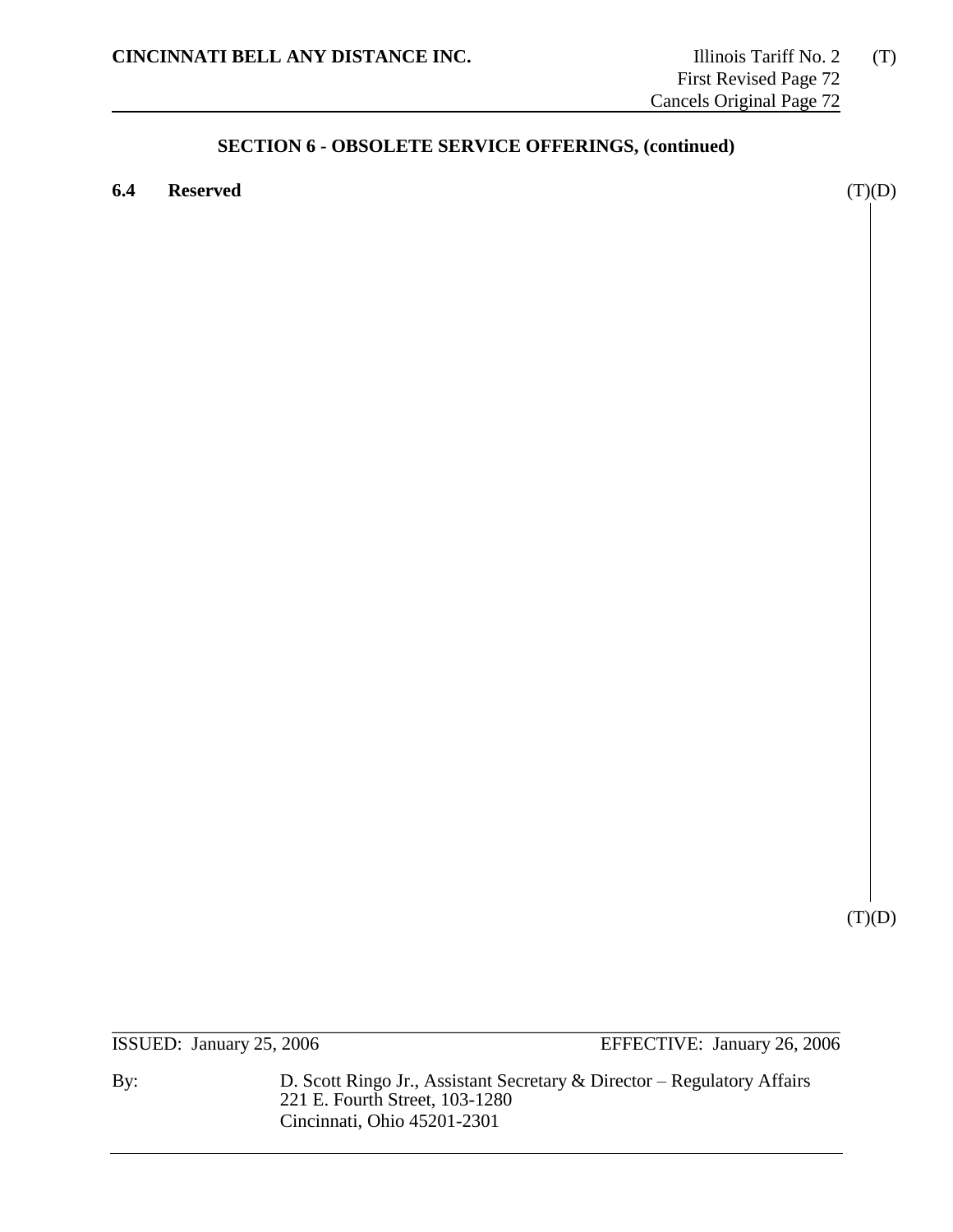## SECTION 6 - OBSOLETE SERVICE OFFERINGS, (continued)

### 6.4 Reserved

(T)(D)

(T)(D)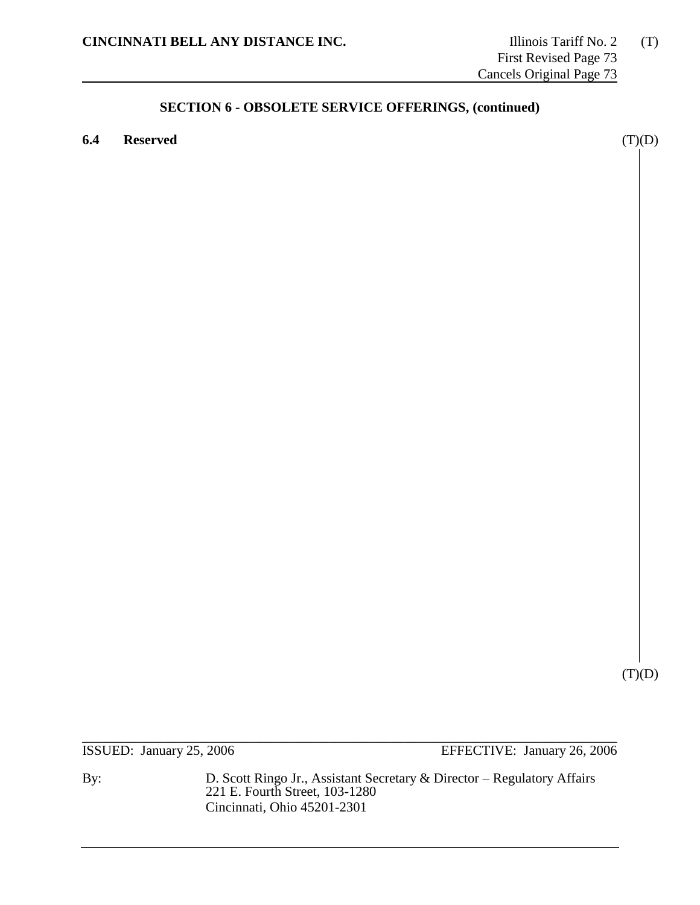## SECTION 6 - OBSOLETE SERVICE OFFERINGS, (continued)

**6.4 Reserved** (T)(D)

(T)(D)

ISSUED: January 25, 2006 EFFECTIVE: January 26, 2006

By: D. Scott Ringo Jr., Assistant Secretary & Director – Regulatory Affairs
221 E. Fourth Street, 103-1280
Cincinnati, Ohio 45201-2301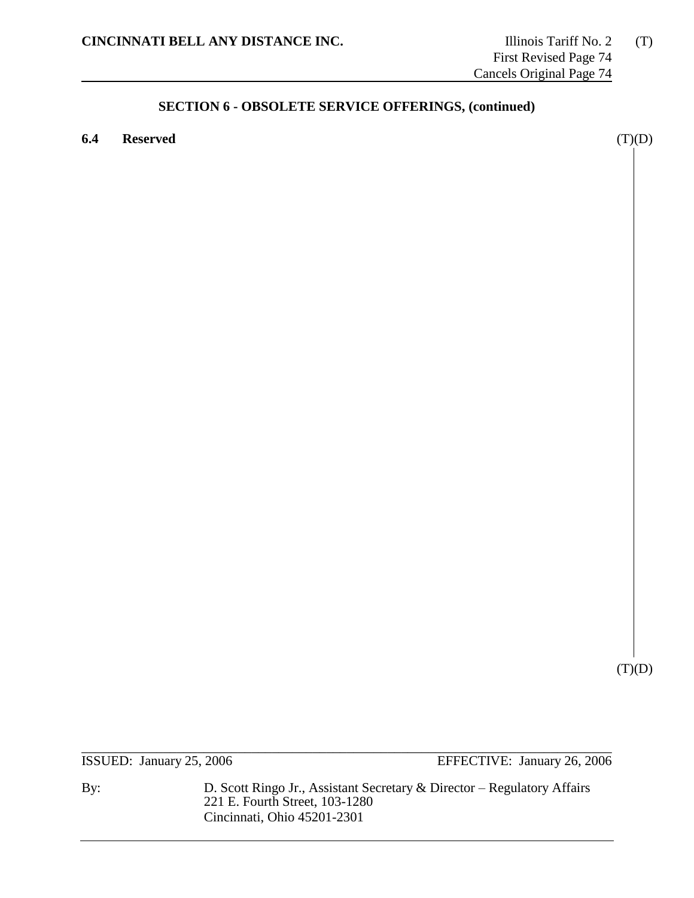## SECTION 6 - OBSOLETE SERVICE OFFERINGS, (continued)

**6.4 Reserved** (T)(D)

(T)(D)

ISSUED: January 25, 2006 EFFECTIVE: January 26, 2006

By: D. Scott Ringo Jr., Assistant Secretary & Director – Regulatory Affairs
221 E. Fourth Street, 103-1280
Cincinnati, Ohio 45201-2301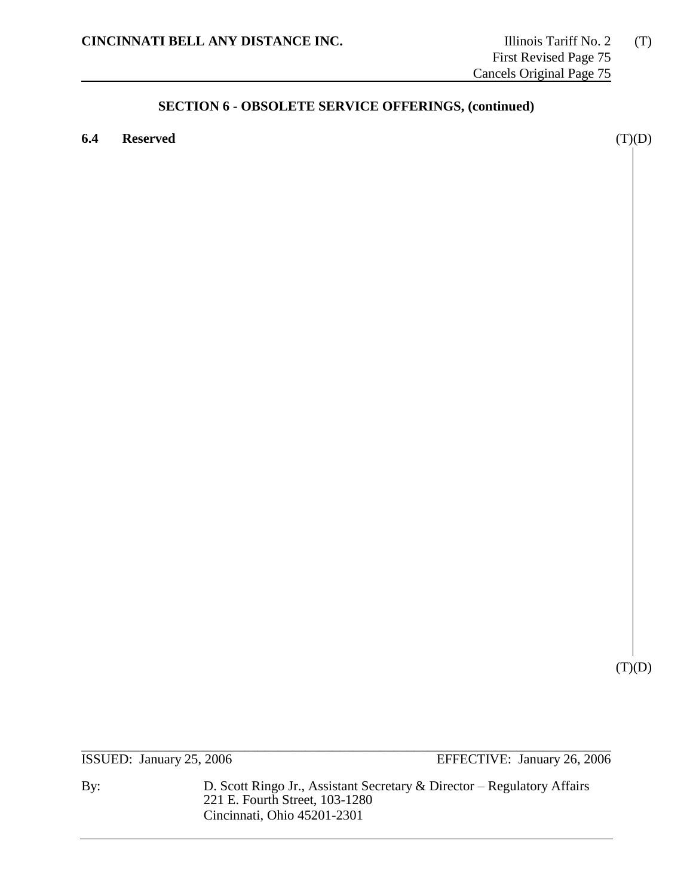## SECTION 6 - OBSOLETE SERVICE OFFERINGS, (continued)

**6.4 Reserved** (T)(D)

(T)(D)

ISSUED: January 25, 2006 EFFECTIVE: January 26, 2006

By: D. Scott Ringo Jr., Assistant Secretary & Director – Regulatory Affairs
221 E. Fourth Street, 103-1280
Cincinnati, Ohio 45201-2301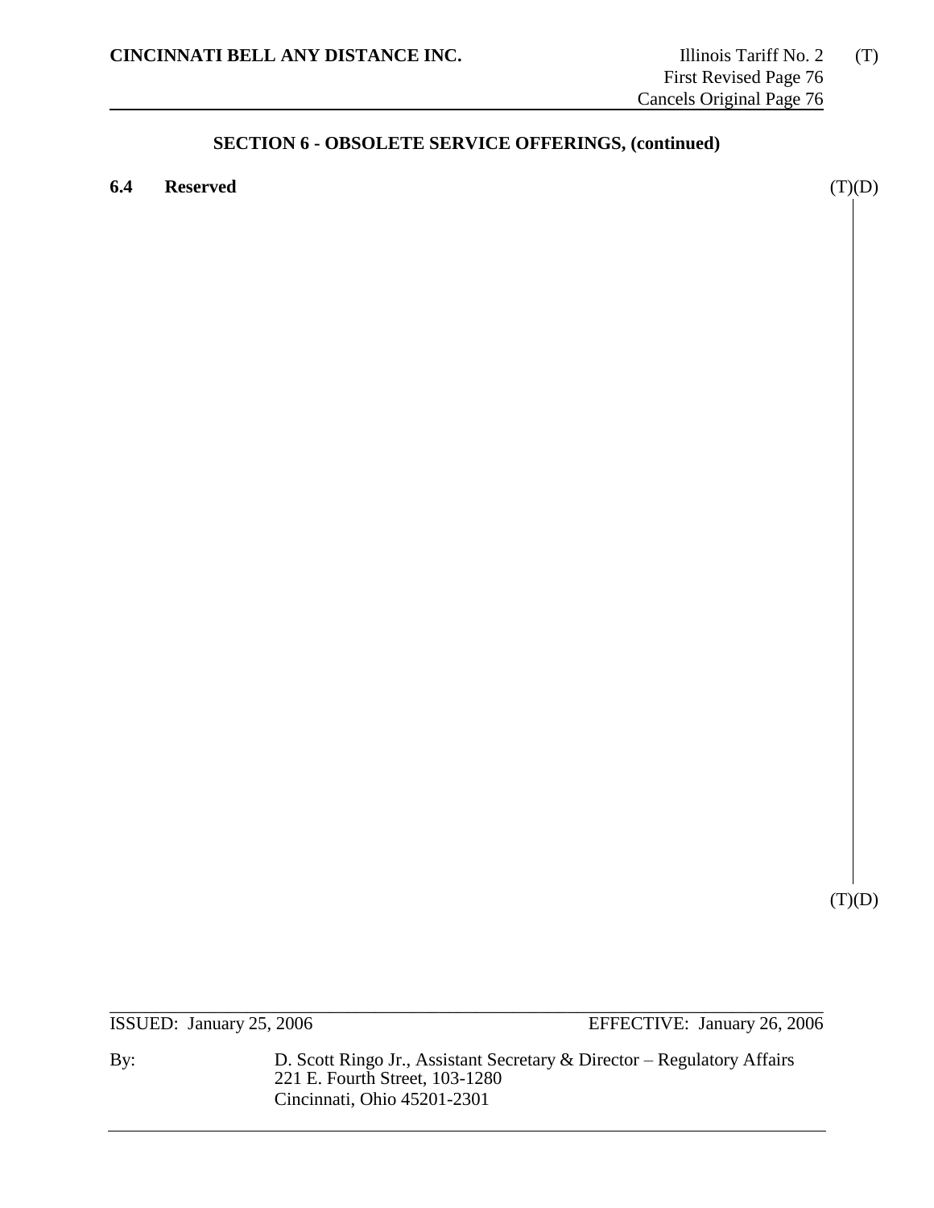## SECTION 6 - OBSOLETE SERVICE OFFERINGS, (continued)

**6.4 Reserved** (T)(D)

(T)(D)

ISSUED: January 25, 2006 EFFECTIVE: January 26, 2006

By: D. Scott Ringo Jr., Assistant Secretary & Director – Regulatory Affairs
221 E. Fourth Street, 103-1280
Cincinnati, Ohio 45201-2301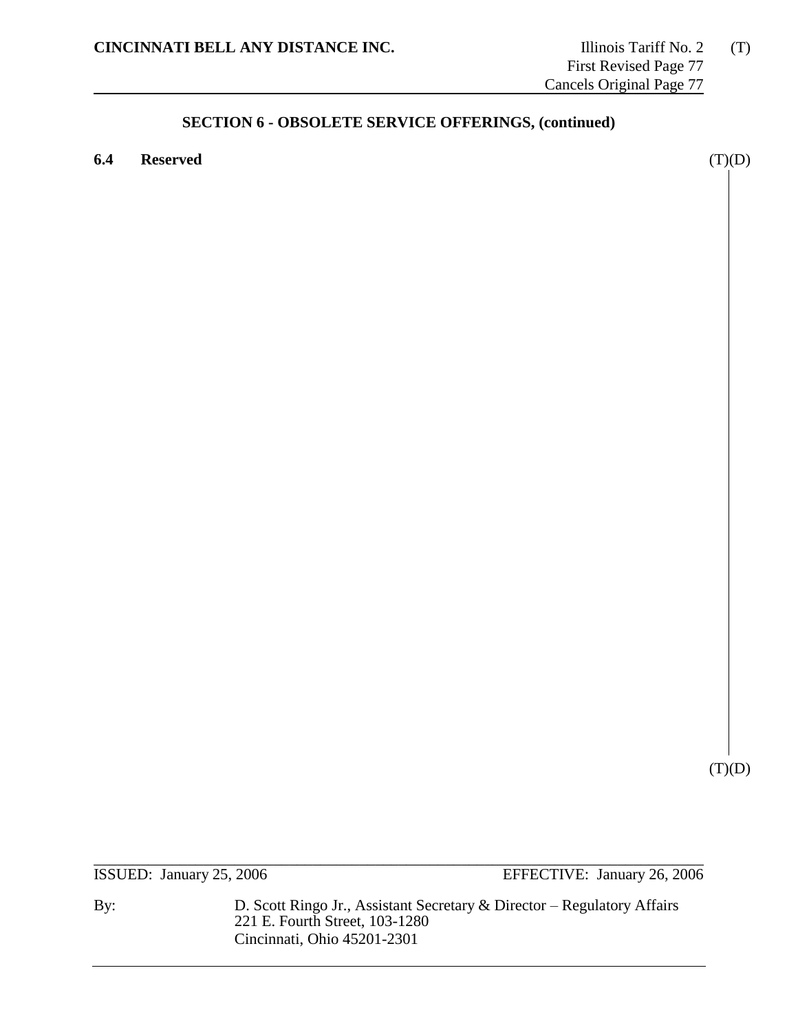## SECTION 6 - OBSOLETE SERVICE OFFERINGS, (continued)

**6.4 Reserved** (T)(D)

(T)(D)

ISSUED: January 25, 2006 EFFECTIVE: January 26, 2006

By: D. Scott Ringo Jr., Assistant Secretary & Director – Regulatory Affairs
221 E. Fourth Street, 103-1280
Cincinnati, Ohio 45201-2301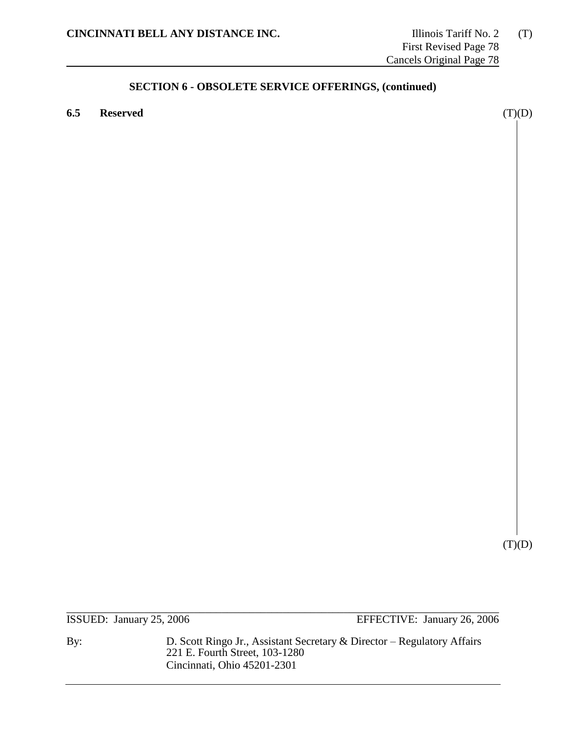## SECTION 6 - OBSOLETE SERVICE OFFERINGS, (continued)

**6.5 Reserved** (T)(D)

(T)(D)

ISSUED: January 25, 2006 EFFECTIVE: January 26, 2006

By: D. Scott Ringo Jr., Assistant Secretary & Director – Regulatory Affairs
221 E. Fourth Street, 103-1280
Cincinnati, Ohio 45201-2301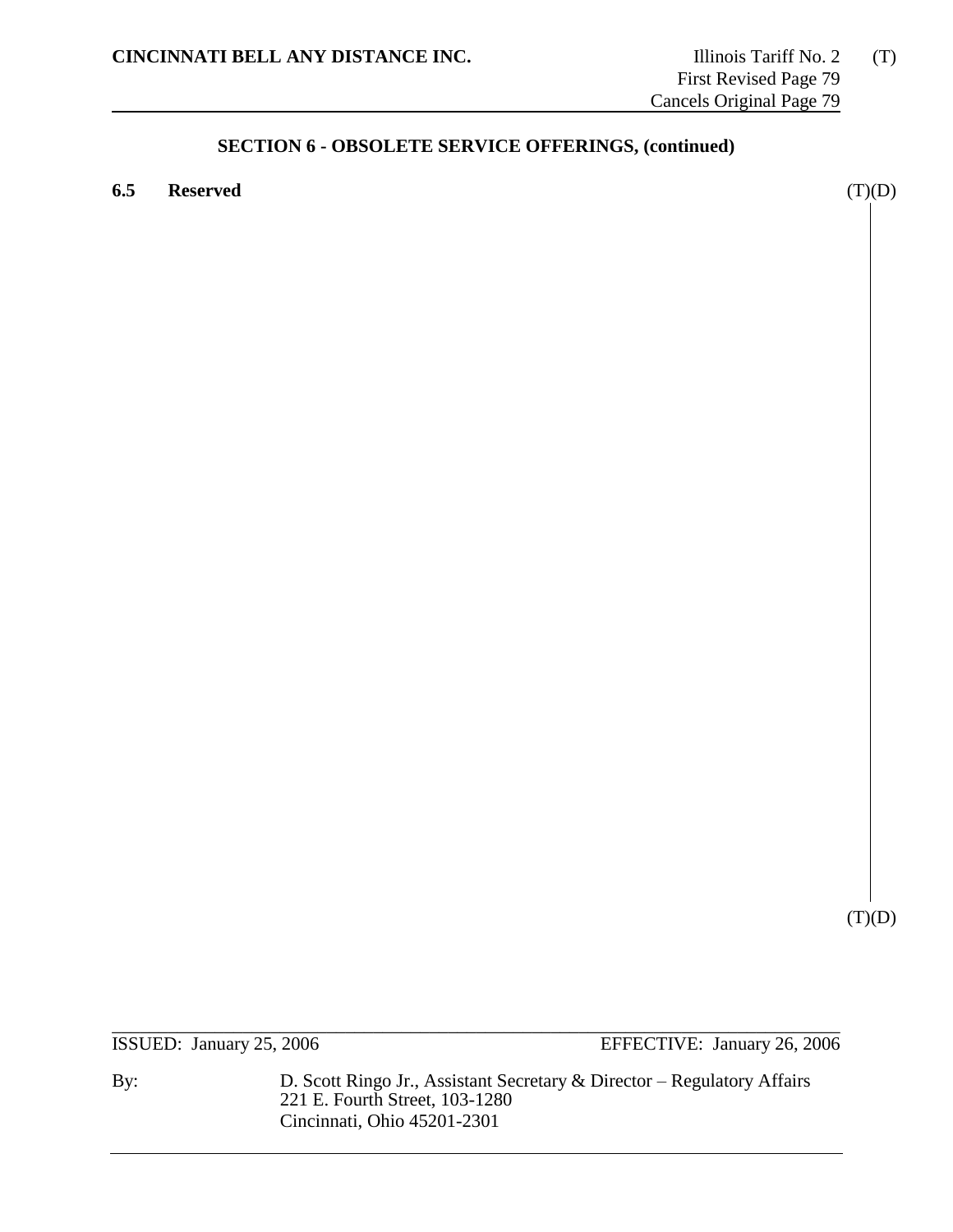## SECTION 6 - OBSOLETE SERVICE OFFERINGS, (continued)

**6.5 Reserved** (T)(D)

(T)(D)

ISSUED: January 25, 2006 EFFECTIVE: January 26, 2006

By: D. Scott Ringo Jr., Assistant Secretary & Director – Regulatory Affairs
221 E. Fourth Street, 103-1280
Cincinnati, Ohio 45201-2301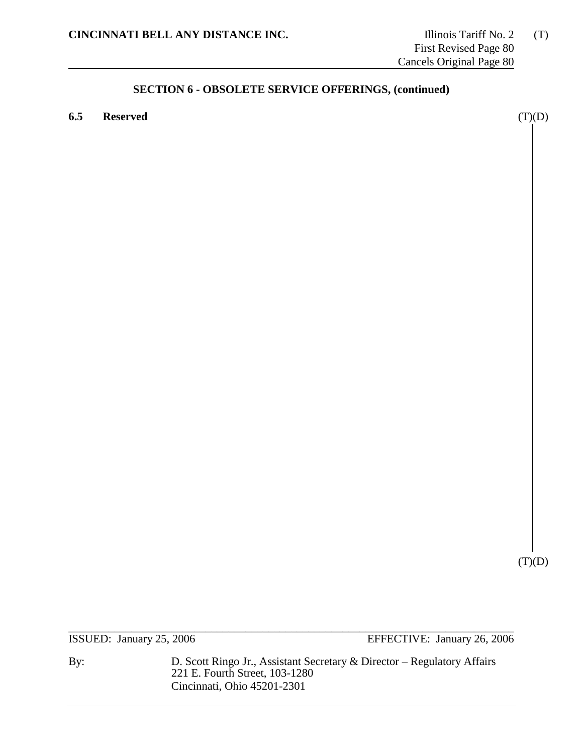## SECTION 6 - OBSOLETE SERVICE OFFERINGS, (continued)

**6.5 Reserved** (T)(D)

(T)(D)

ISSUED: January 25, 2006 EFFECTIVE: January 26, 2006

By: D. Scott Ringo Jr., Assistant Secretary & Director – Regulatory Affairs
221 E. Fourth Street, 103-1280
Cincinnati, Ohio 45201-2301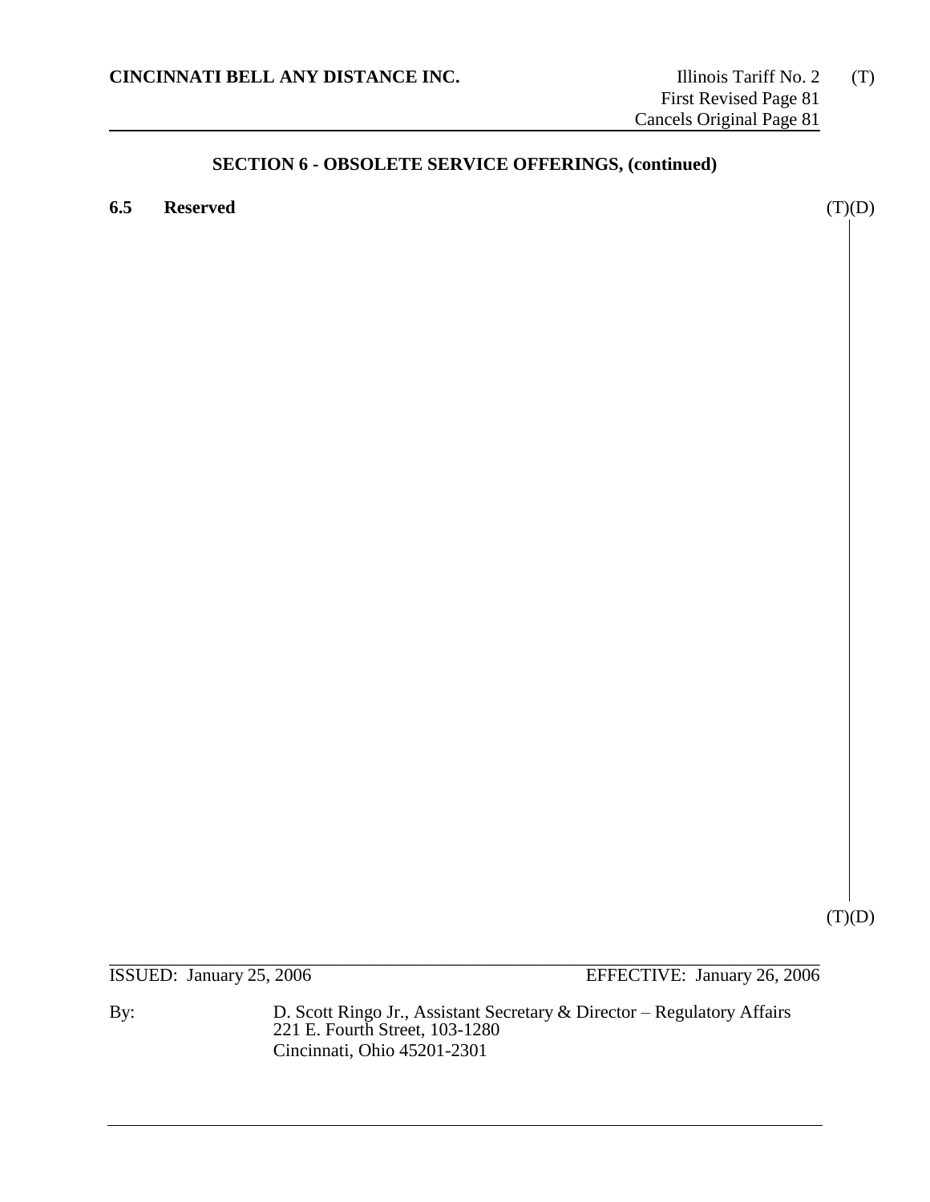## SECTION 6 - OBSOLETE SERVICE OFFERINGS, (continued)

**6.5 Reserved** (T)(D)

(T)(D)

ISSUED: January 25, 2006 EFFECTIVE: January 26, 2006

By: D. Scott Ringo Jr., Assistant Secretary & Director – Regulatory Affairs
221 E. Fourth Street, 103-1280
Cincinnati, Ohio 45201-2301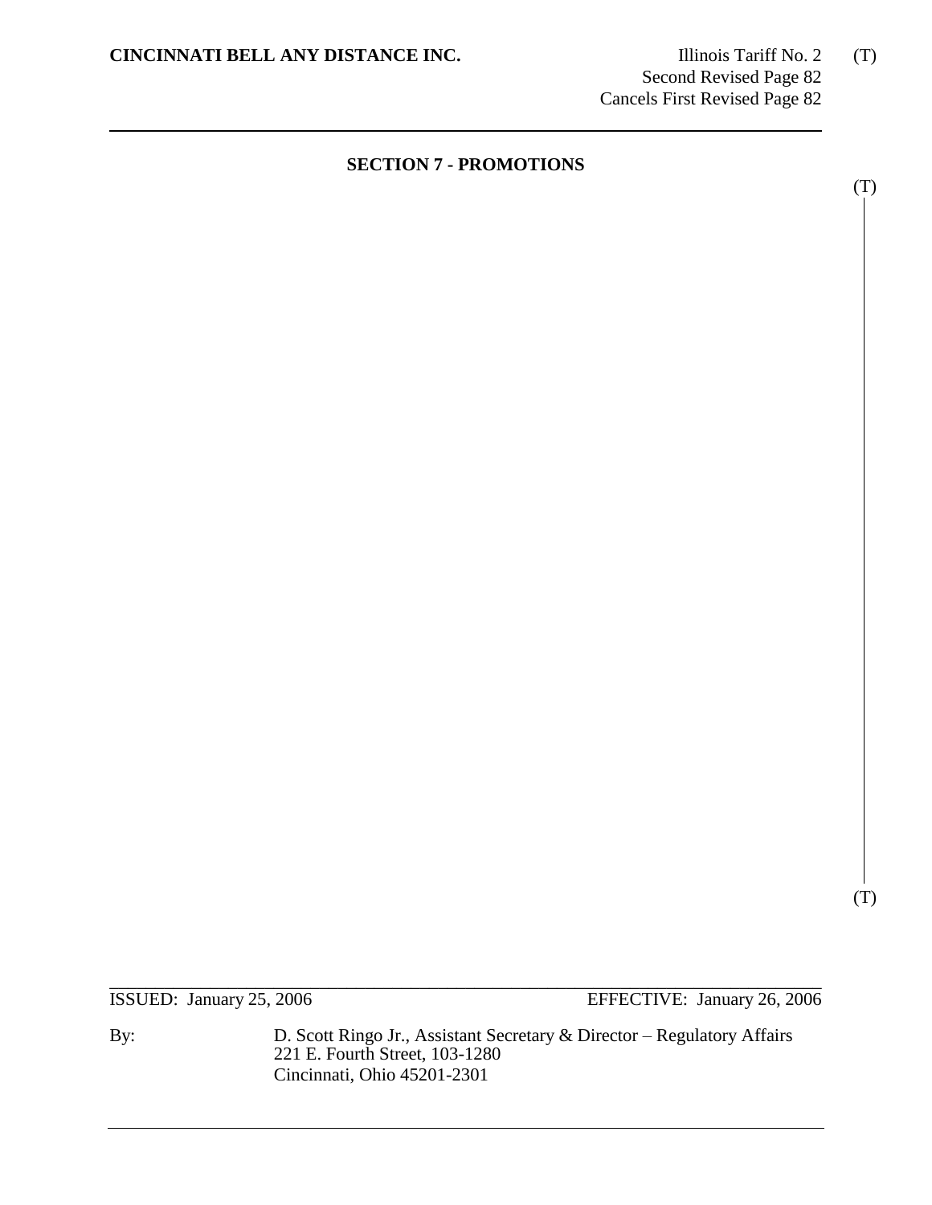**CINCINNATI BELL ANY DISTANCE INC.**

Illinois Tariff No. 2 (T)
Second Revised Page 82
Cancels First Revised Page 82

## SECTION 7 - PROMOTIONS

(T)

(T)

ISSUED: January 25, 2006 EFFECTIVE: January 26, 2006

By: D. Scott Ringo Jr., Assistant Secretary & Director – Regulatory Affairs
221 E. Fourth Street, 103-1280
Cincinnati, Ohio 45201-2301